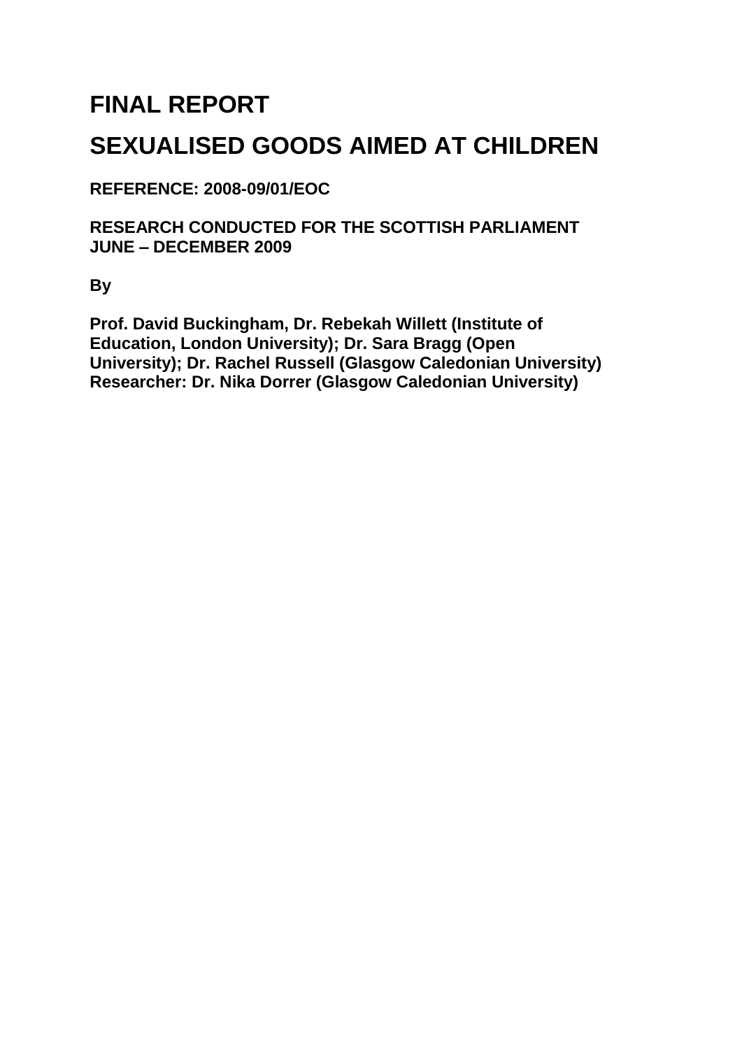# FINAL REPORT

# SEXUALISED GOODS AIMED AT CHILDREN

**REFERENCE: 2008-09/01/EOC**

**RESEARCH CONDUCTED FOR THE SCOTTISH PARLIAMENT**
**JUNE – DECEMBER 2009**

**By**

**Prof. David Buckingham, Dr. Rebekah Willett (Institute of Education, London University); Dr. Sara Bragg (Open University); Dr. Rachel Russell (Glasgow Caledonian University)**
**Researcher: Dr. Nika Dorrer (Glasgow Caledonian University)**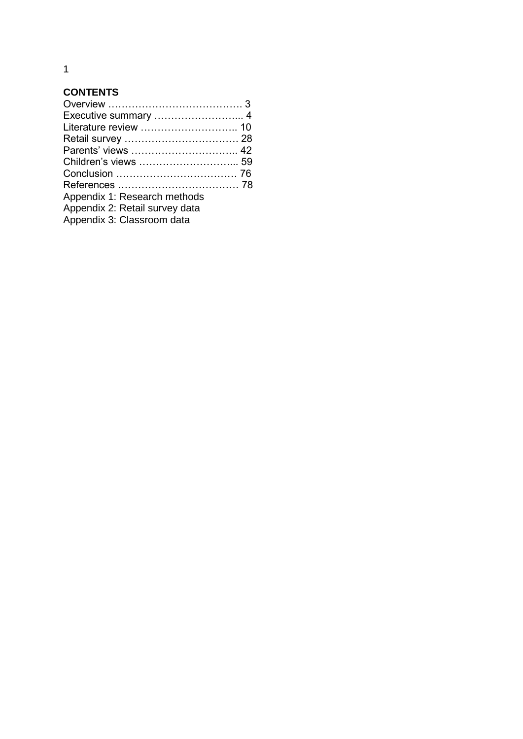**CONTENTS**

Overview …………………………………. 3
Executive summary ……………………... 4
Literature review ……………………….. 10
Retail survey ……………………………. 28
Parents' views ………………………….. 42
Children's views ………………………... 59
Conclusion ……………………………… 76
References ……………………………… 78
Appendix 1: Research methods
Appendix 2: Retail survey data
Appendix 3: Classroom data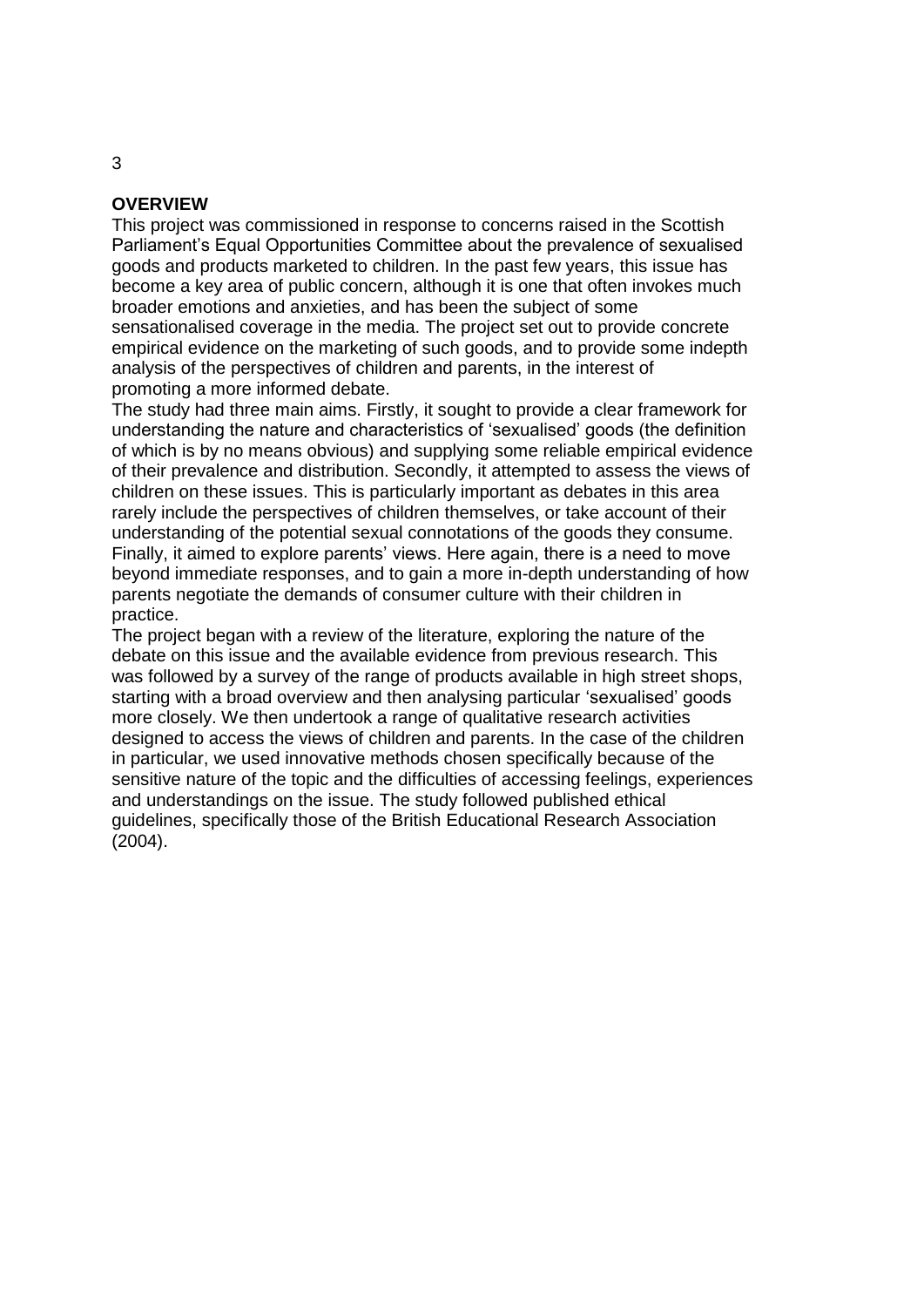## OVERVIEW

This project was commissioned in response to concerns raised in the Scottish Parliament's Equal Opportunities Committee about the prevalence of sexualised goods and products marketed to children. In the past few years, this issue has become a key area of public concern, although it is one that often invokes much broader emotions and anxieties, and has been the subject of some sensationalised coverage in the media. The project set out to provide concrete empirical evidence on the marketing of such goods, and to provide some indepth analysis of the perspectives of children and parents, in the interest of promoting a more informed debate.

The study had three main aims. Firstly, it sought to provide a clear framework for understanding the nature and characteristics of 'sexualised' goods (the definition of which is by no means obvious) and supplying some reliable empirical evidence of their prevalence and distribution. Secondly, it attempted to assess the views of children on these issues. This is particularly important as debates in this area rarely include the perspectives of children themselves, or take account of their understanding of the potential sexual connotations of the goods they consume. Finally, it aimed to explore parents' views. Here again, there is a need to move beyond immediate responses, and to gain a more in-depth understanding of how parents negotiate the demands of consumer culture with their children in practice.

The project began with a review of the literature, exploring the nature of the debate on this issue and the available evidence from previous research. This was followed by a survey of the range of products available in high street shops, starting with a broad overview and then analysing particular 'sexualised' goods more closely. We then undertook a range of qualitative research activities designed to access the views of children and parents. In the case of the children in particular, we used innovative methods chosen specifically because of the sensitive nature of the topic and the difficulties of accessing feelings, experiences and understandings on the issue. The study followed published ethical guidelines, specifically those of the British Educational Research Association (2004).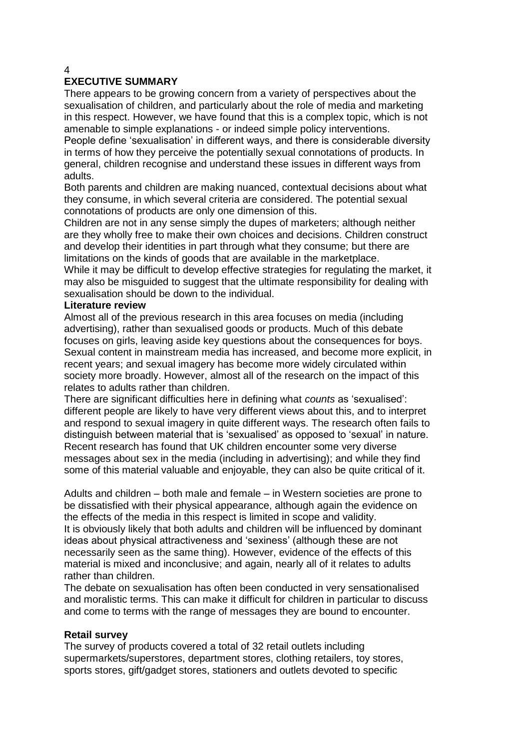## EXECUTIVE SUMMARY

There appears to be growing concern from a variety of perspectives about the sexualisation of children, and particularly about the role of media and marketing in this respect. However, we have found that this is a complex topic, which is not amenable to simple explanations - or indeed simple policy interventions.

People define 'sexualisation' in different ways, and there is considerable diversity in terms of how they perceive the potentially sexual connotations of products. In general, children recognise and understand these issues in different ways from adults.

Both parents and children are making nuanced, contextual decisions about what they consume, in which several criteria are considered. The potential sexual connotations of products are only one dimension of this.

Children are not in any sense simply the dupes of marketers; although neither are they wholly free to make their own choices and decisions. Children construct and develop their identities in part through what they consume; but there are limitations on the kinds of goods that are available in the marketplace.

While it may be difficult to develop effective strategies for regulating the market, it may also be misguided to suggest that the ultimate responsibility for dealing with sexualisation should be down to the individual.

### Literature review

Almost all of the previous research in this area focuses on media (including advertising), rather than sexualised goods or products. Much of this debate focuses on girls, leaving aside key questions about the consequences for boys.

Sexual content in mainstream media has increased, and become more explicit, in recent years; and sexual imagery has become more widely circulated within society more broadly. However, almost all of the research on the impact of this relates to adults rather than children.

There are significant difficulties here in defining what *counts* as 'sexualised': different people are likely to have very different views about this, and to interpret and respond to sexual imagery in quite different ways. The research often fails to distinguish between material that is 'sexualised' as opposed to 'sexual' in nature.

Recent research has found that UK children encounter some very diverse messages about sex in the media (including in advertising); and while they find some of this material valuable and enjoyable, they can also be quite critical of it.

Adults and children – both male and female – in Western societies are prone to be dissatisfied with their physical appearance, although again the evidence on the effects of the media in this respect is limited in scope and validity.

It is obviously likely that both adults and children will be influenced by dominant ideas about physical attractiveness and 'sexiness' (although these are not necessarily seen as the same thing). However, evidence of the effects of this material is mixed and inconclusive; and again, nearly all of it relates to adults rather than children.

The debate on sexualisation has often been conducted in very sensationalised and moralistic terms. This can make it difficult for children in particular to discuss and come to terms with the range of messages they are bound to encounter.

### Retail survey

The survey of products covered a total of 32 retail outlets including supermarkets/superstores, department stores, clothing retailers, toy stores, sports stores, gift/gadget stores, stationers and outlets devoted to specific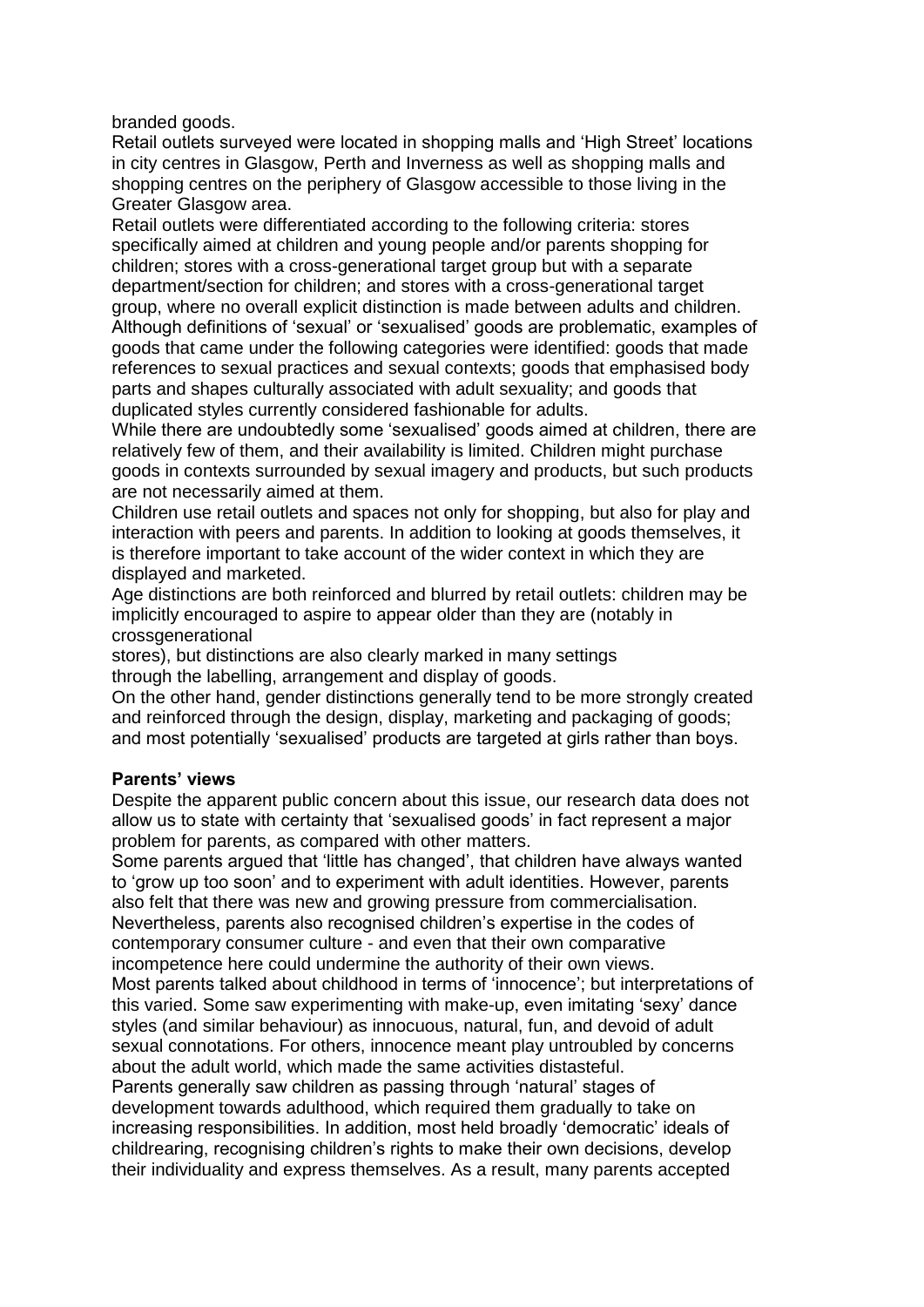branded goods.

Retail outlets surveyed were located in shopping malls and 'High Street' locations in city centres in Glasgow, Perth and Inverness as well as shopping malls and shopping centres on the periphery of Glasgow accessible to those living in the Greater Glasgow area.

Retail outlets were differentiated according to the following criteria: stores specifically aimed at children and young people and/or parents shopping for children; stores with a cross-generational target group but with a separate department/section for children; and stores with a cross-generational target group, where no overall explicit distinction is made between adults and children.

Although definitions of 'sexual' or 'sexualised' goods are problematic, examples of goods that came under the following categories were identified: goods that made references to sexual practices and sexual contexts; goods that emphasised body parts and shapes culturally associated with adult sexuality; and goods that duplicated styles currently considered fashionable for adults.

While there are undoubtedly some 'sexualised' goods aimed at children, there are relatively few of them, and their availability is limited. Children might purchase goods in contexts surrounded by sexual imagery and products, but such products are not necessarily aimed at them.

Children use retail outlets and spaces not only for shopping, but also for play and interaction with peers and parents. In addition to looking at goods themselves, it is therefore important to take account of the wider context in which they are displayed and marketed.

Age distinctions are both reinforced and blurred by retail outlets: children may be implicitly encouraged to aspire to appear older than they are (notably in crossgenerational stores), but distinctions are also clearly marked in many settings through the labelling, arrangement and display of goods.

On the other hand, gender distinctions generally tend to be more strongly created and reinforced through the design, display, marketing and packaging of goods; and most potentially 'sexualised' products are targeted at girls rather than boys.

**Parents' views**

Despite the apparent public concern about this issue, our research data does not allow us to state with certainty that 'sexualised goods' in fact represent a major problem for parents, as compared with other matters.

Some parents argued that 'little has changed', that children have always wanted to 'grow up too soon' and to experiment with adult identities. However, parents also felt that there was new and growing pressure from commercialisation.

Nevertheless, parents also recognised children's expertise in the codes of contemporary consumer culture - and even that their own comparative incompetence here could undermine the authority of their own views.

Most parents talked about childhood in terms of 'innocence'; but interpretations of this varied. Some saw experimenting with make-up, even imitating 'sexy' dance styles (and similar behaviour) as innocuous, natural, fun, and devoid of adult sexual connotations. For others, innocence meant play untroubled by concerns about the adult world, which made the same activities distasteful.

Parents generally saw children as passing through 'natural' stages of development towards adulthood, which required them gradually to take on increasing responsibilities. In addition, most held broadly 'democratic' ideals of childrearing, recognising children's rights to make their own decisions, develop their individuality and express themselves. As a result, many parents accepted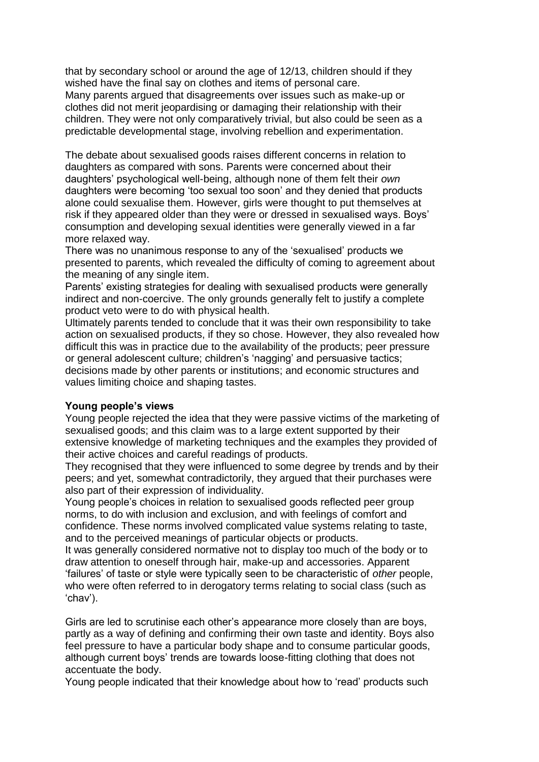that by secondary school or around the age of 12/13, children should if they wished have the final say on clothes and items of personal care.

Many parents argued that disagreements over issues such as make-up or clothes did not merit jeopardising or damaging their relationship with their children. They were not only comparatively trivial, but also could be seen as a predictable developmental stage, involving rebellion and experimentation.

The debate about sexualised goods raises different concerns in relation to daughters as compared with sons. Parents were concerned about their daughters' psychological well-being, although none of them felt their *own* daughters were becoming 'too sexual too soon' and they denied that products alone could sexualise them. However, girls were thought to put themselves at risk if they appeared older than they were or dressed in sexualised ways. Boys' consumption and developing sexual identities were generally viewed in a far more relaxed way.

There was no unanimous response to any of the 'sexualised' products we presented to parents, which revealed the difficulty of coming to agreement about the meaning of any single item.

Parents' existing strategies for dealing with sexualised products were generally indirect and non-coercive. The only grounds generally felt to justify a complete product veto were to do with physical health.

Ultimately parents tended to conclude that it was their own responsibility to take action on sexualised products, if they so chose. However, they also revealed how difficult this was in practice due to the availability of the products; peer pressure or general adolescent culture; children's 'nagging' and persuasive tactics; decisions made by other parents or institutions; and economic structures and values limiting choice and shaping tastes.

**Young people's views**

Young people rejected the idea that they were passive victims of the marketing of sexualised goods; and this claim was to a large extent supported by their extensive knowledge of marketing techniques and the examples they provided of their active choices and careful readings of products.

They recognised that they were influenced to some degree by trends and by their peers; and yet, somewhat contradictorily, they argued that their purchases were also part of their expression of individuality.

Young people's choices in relation to sexualised goods reflected peer group norms, to do with inclusion and exclusion, and with feelings of comfort and confidence. These norms involved complicated value systems relating to taste, and to the perceived meanings of particular objects or products.

It was generally considered normative not to display too much of the body or to draw attention to oneself through hair, make-up and accessories. Apparent 'failures' of taste or style were typically seen to be characteristic of *other* people, who were often referred to in derogatory terms relating to social class (such as 'chav').

Girls are led to scrutinise each other's appearance more closely than are boys, partly as a way of defining and confirming their own taste and identity. Boys also feel pressure to have a particular body shape and to consume particular goods, although current boys' trends are towards loose-fitting clothing that does not accentuate the body.

Young people indicated that their knowledge about how to 'read' products such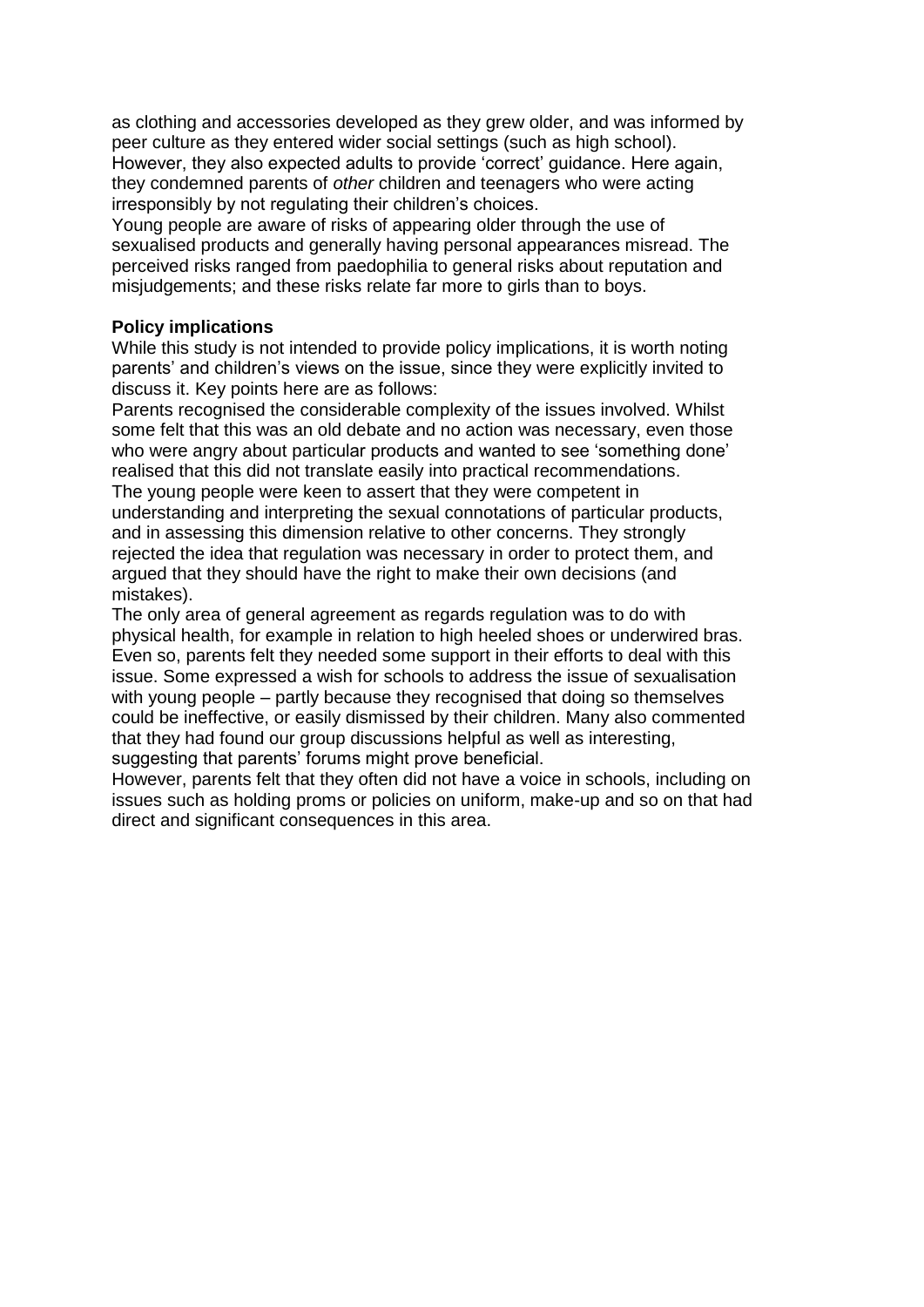as clothing and accessories developed as they grew older, and was informed by peer culture as they entered wider social settings (such as high school). However, they also expected adults to provide 'correct' guidance. Here again, they condemned parents of *other* children and teenagers who were acting irresponsibly by not regulating their children's choices.

Young people are aware of risks of appearing older through the use of sexualised products and generally having personal appearances misread. The perceived risks ranged from paedophilia to general risks about reputation and misjudgements; and these risks relate far more to girls than to boys.

**Policy implications**

While this study is not intended to provide policy implications, it is worth noting parents' and children's views on the issue, since they were explicitly invited to discuss it. Key points here are as follows:

Parents recognised the considerable complexity of the issues involved. Whilst some felt that this was an old debate and no action was necessary, even those who were angry about particular products and wanted to see 'something done' realised that this did not translate easily into practical recommendations.

The young people were keen to assert that they were competent in understanding and interpreting the sexual connotations of particular products, and in assessing this dimension relative to other concerns. They strongly rejected the idea that regulation was necessary in order to protect them, and argued that they should have the right to make their own decisions (and mistakes).

The only area of general agreement as regards regulation was to do with physical health, for example in relation to high heeled shoes or underwired bras. Even so, parents felt they needed some support in their efforts to deal with this issue. Some expressed a wish for schools to address the issue of sexualisation with young people – partly because they recognised that doing so themselves could be ineffective, or easily dismissed by their children. Many also commented that they had found our group discussions helpful as well as interesting, suggesting that parents' forums might prove beneficial.

However, parents felt that they often did not have a voice in schools, including on issues such as holding proms or policies on uniform, make-up and so on that had direct and significant consequences in this area.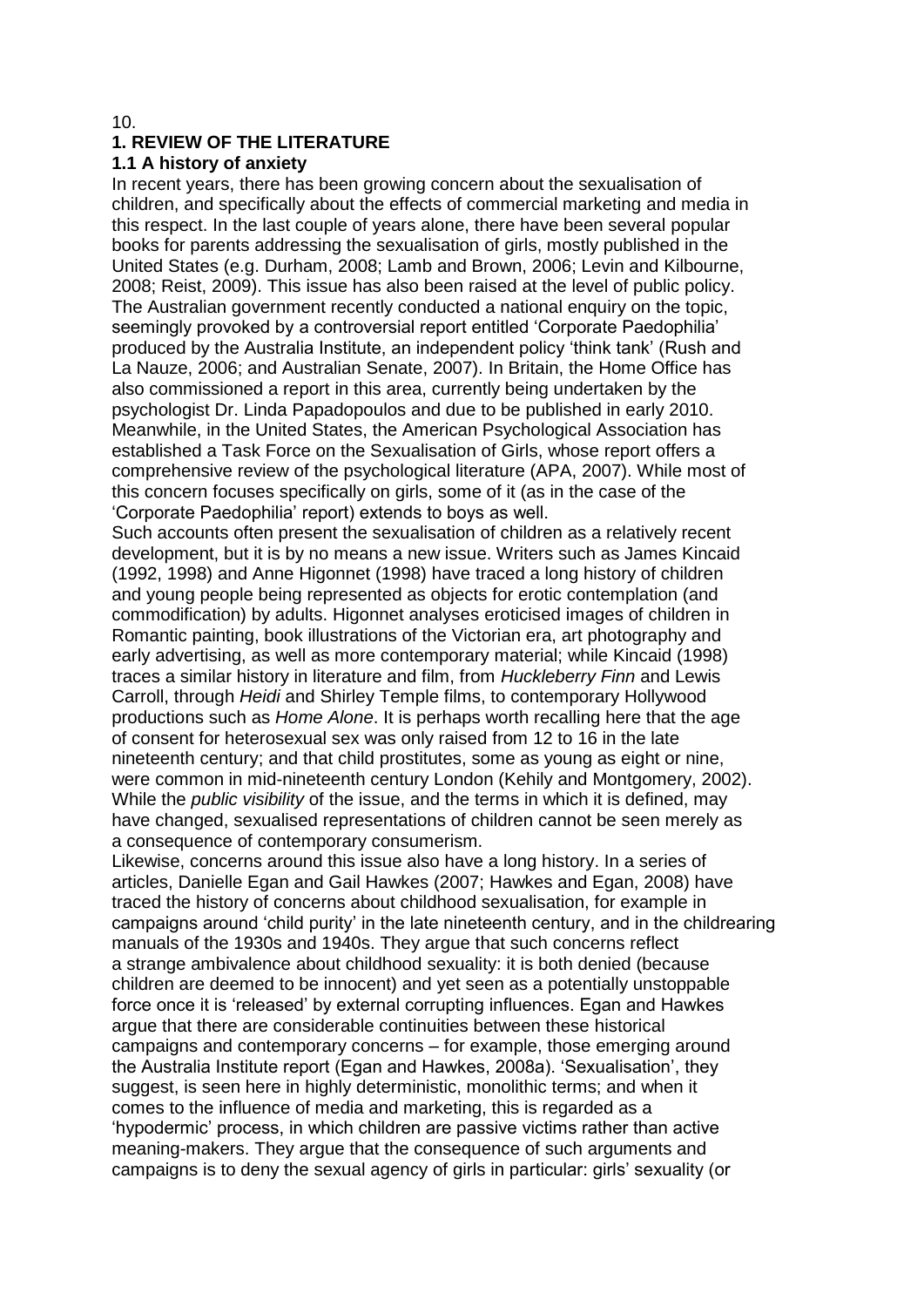# 1. REVIEW OF THE LITERATURE

## 1.1 A history of anxiety

In recent years, there has been growing concern about the sexualisation of children, and specifically about the effects of commercial marketing and media in this respect. In the last couple of years alone, there have been several popular books for parents addressing the sexualisation of girls, mostly published in the United States (e.g. Durham, 2008; Lamb and Brown, 2006; Levin and Kilbourne, 2008; Reist, 2009). This issue has also been raised at the level of public policy. The Australian government recently conducted a national enquiry on the topic, seemingly provoked by a controversial report entitled 'Corporate Paedophilia' produced by the Australia Institute, an independent policy 'think tank' (Rush and La Nauze, 2006; and Australian Senate, 2007). In Britain, the Home Office has also commissioned a report in this area, currently being undertaken by the psychologist Dr. Linda Papadopoulos and due to be published in early 2010. Meanwhile, in the United States, the American Psychological Association has established a Task Force on the Sexualisation of Girls, whose report offers a comprehensive review of the psychological literature (APA, 2007). While most of this concern focuses specifically on girls, some of it (as in the case of the 'Corporate Paedophilia' report) extends to boys as well.

Such accounts often present the sexualisation of children as a relatively recent development, but it is by no means a new issue. Writers such as James Kincaid (1992, 1998) and Anne Higonnet (1998) have traced a long history of children and young people being represented as objects for erotic contemplation (and commodification) by adults. Higonnet analyses eroticised images of children in Romantic painting, book illustrations of the Victorian era, art photography and early advertising, as well as more contemporary material; while Kincaid (1998) traces a similar history in literature and film, from *Huckleberry Finn* and Lewis Carroll, through *Heidi* and Shirley Temple films, to contemporary Hollywood productions such as *Home Alone*. It is perhaps worth recalling here that the age of consent for heterosexual sex was only raised from 12 to 16 in the late nineteenth century; and that child prostitutes, some as young as eight or nine, were common in mid-nineteenth century London (Kehily and Montgomery, 2002). While the *public visibility* of the issue, and the terms in which it is defined, may have changed, sexualised representations of children cannot be seen merely as a consequence of contemporary consumerism.

Likewise, concerns around this issue also have a long history. In a series of articles, Danielle Egan and Gail Hawkes (2007; Hawkes and Egan, 2008) have traced the history of concerns about childhood sexualisation, for example in campaigns around 'child purity' in the late nineteenth century, and in the childrearing manuals of the 1930s and 1940s. They argue that such concerns reflect a strange ambivalence about childhood sexuality: it is both denied (because children are deemed to be innocent) and yet seen as a potentially unstoppable force once it is 'released' by external corrupting influences. Egan and Hawkes argue that there are considerable continuities between these historical campaigns and contemporary concerns – for example, those emerging around the Australia Institute report (Egan and Hawkes, 2008a). 'Sexualisation', they suggest, is seen here in highly deterministic, monolithic terms; and when it comes to the influence of media and marketing, this is regarded as a 'hypodermic' process, in which children are passive victims rather than active meaning-makers. They argue that the consequence of such arguments and campaigns is to deny the sexual agency of girls in particular: girls' sexuality (or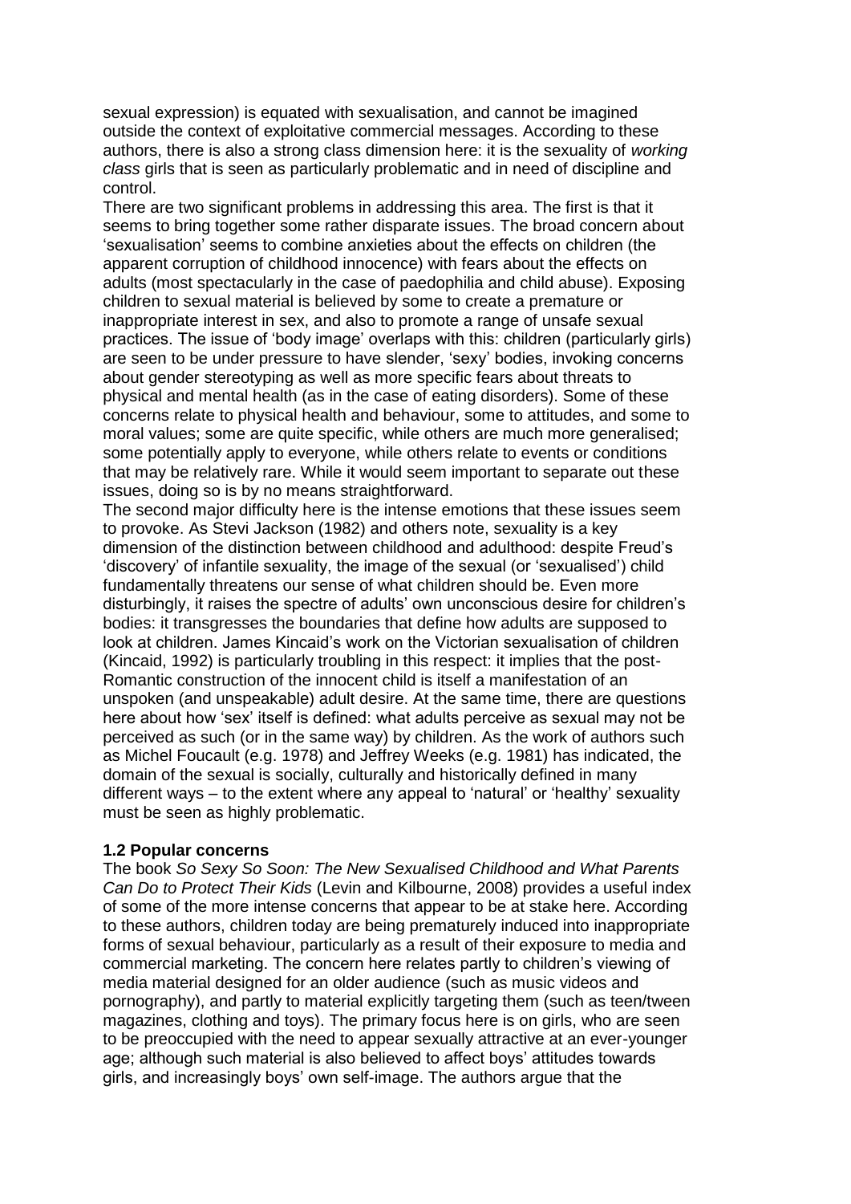sexual expression) is equated with sexualisation, and cannot be imagined outside the context of exploitative commercial messages. According to these authors, there is also a strong class dimension here: it is the sexuality of *working class* girls that is seen as particularly problematic and in need of discipline and control.

There are two significant problems in addressing this area. The first is that it seems to bring together some rather disparate issues. The broad concern about 'sexualisation' seems to combine anxieties about the effects on children (the apparent corruption of childhood innocence) with fears about the effects on adults (most spectacularly in the case of paedophilia and child abuse). Exposing children to sexual material is believed by some to create a premature or inappropriate interest in sex, and also to promote a range of unsafe sexual practices. The issue of 'body image' overlaps with this: children (particularly girls) are seen to be under pressure to have slender, 'sexy' bodies, invoking concerns about gender stereotyping as well as more specific fears about threats to physical and mental health (as in the case of eating disorders). Some of these concerns relate to physical health and behaviour, some to attitudes, and some to moral values; some are quite specific, while others are much more generalised; some potentially apply to everyone, while others relate to events or conditions that may be relatively rare. While it would seem important to separate out these issues, doing so is by no means straightforward.

The second major difficulty here is the intense emotions that these issues seem to provoke. As Stevi Jackson (1982) and others note, sexuality is a key dimension of the distinction between childhood and adulthood: despite Freud's 'discovery' of infantile sexuality, the image of the sexual (or 'sexualised') child fundamentally threatens our sense of what children should be. Even more disturbingly, it raises the spectre of adults' own unconscious desire for children's bodies: it transgresses the boundaries that define how adults are supposed to look at children. James Kincaid's work on the Victorian sexualisation of children (Kincaid, 1992) is particularly troubling in this respect: it implies that the post-Romantic construction of the innocent child is itself a manifestation of an unspoken (and unspeakable) adult desire. At the same time, there are questions here about how 'sex' itself is defined: what adults perceive as sexual may not be perceived as such (or in the same way) by children. As the work of authors such as Michel Foucault (e.g. 1978) and Jeffrey Weeks (e.g. 1981) has indicated, the domain of the sexual is socially, culturally and historically defined in many different ways – to the extent where any appeal to 'natural' or 'healthy' sexuality must be seen as highly problematic.

### 1.2 Popular concerns

The book *So Sexy So Soon: The New Sexualised Childhood and What Parents Can Do to Protect Their Kids* (Levin and Kilbourne, 2008) provides a useful index of some of the more intense concerns that appear to be at stake here. According to these authors, children today are being prematurely induced into inappropriate forms of sexual behaviour, particularly as a result of their exposure to media and commercial marketing. The concern here relates partly to children's viewing of media material designed for an older audience (such as music videos and pornography), and partly to material explicitly targeting them (such as teen/tween magazines, clothing and toys). The primary focus here is on girls, who are seen to be preoccupied with the need to appear sexually attractive at an ever-younger age; although such material is also believed to affect boys' attitudes towards girls, and increasingly boys' own self-image. The authors argue that the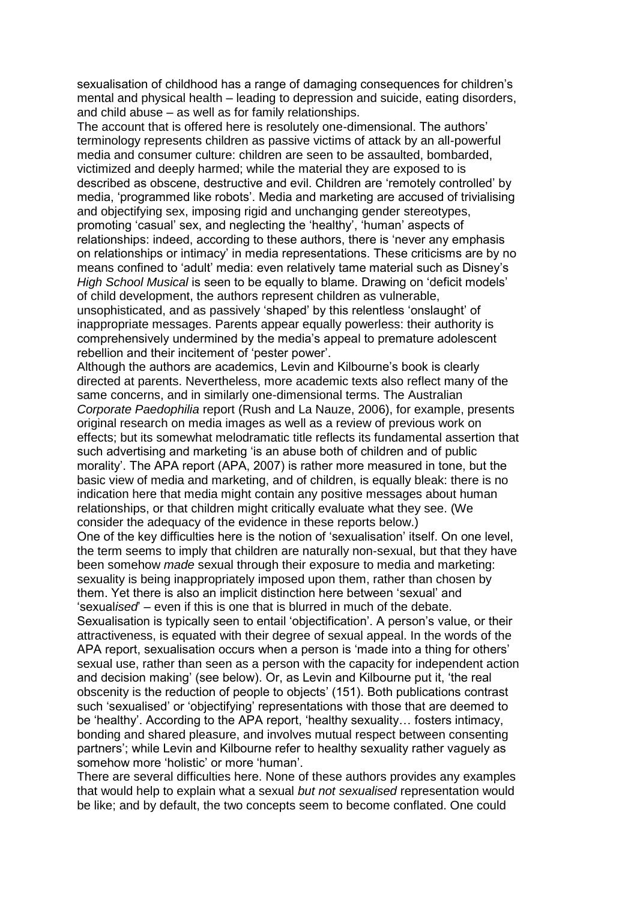sexualisation of childhood has a range of damaging consequences for children's mental and physical health – leading to depression and suicide, eating disorders, and child abuse – as well as for family relationships.

The account that is offered here is resolutely one-dimensional. The authors' terminology represents children as passive victims of attack by an all-powerful media and consumer culture: children are seen to be assaulted, bombarded, victimized and deeply harmed; while the material they are exposed to is described as obscene, destructive and evil. Children are 'remotely controlled' by media, 'programmed like robots'. Media and marketing are accused of trivialising and objectifying sex, imposing rigid and unchanging gender stereotypes, promoting 'casual' sex, and neglecting the 'healthy', 'human' aspects of relationships: indeed, according to these authors, there is 'never any emphasis on relationships or intimacy' in media representations. These criticisms are by no means confined to 'adult' media: even relatively tame material such as Disney's *High School Musical* is seen to be equally to blame. Drawing on 'deficit models' of child development, the authors represent children as vulnerable, unsophisticated, and as passively 'shaped' by this relentless 'onslaught' of inappropriate messages. Parents appear equally powerless: their authority is comprehensively undermined by the media's appeal to premature adolescent rebellion and their incitement of 'pester power'.

Although the authors are academics, Levin and Kilbourne's book is clearly directed at parents. Nevertheless, more academic texts also reflect many of the same concerns, and in similarly one-dimensional terms. The Australian *Corporate Paedophilia* report (Rush and La Nauze, 2006), for example, presents original research on media images as well as a review of previous work on effects; but its somewhat melodramatic title reflects its fundamental assertion that such advertising and marketing 'is an abuse both of children and of public morality'. The APA report (APA, 2007) is rather more measured in tone, but the basic view of media and marketing, and of children, is equally bleak: there is no indication here that media might contain any positive messages about human relationships, or that children might critically evaluate what they see. (We consider the adequacy of the evidence in these reports below.)

One of the key difficulties here is the notion of 'sexualisation' itself. On one level, the term seems to imply that children are naturally non-sexual, but that they have been somehow *made* sexual through their exposure to media and marketing: sexuality is being inappropriately imposed upon them, rather than chosen by them. Yet there is also an implicit distinction here between 'sexual' and 'sexual*ised*' – even if this is one that is blurred in much of the debate.

Sexualisation is typically seen to entail 'objectification'. A person's value, or their attractiveness, is equated with their degree of sexual appeal. In the words of the APA report, sexualisation occurs when a person is 'made into a thing for others' sexual use, rather than seen as a person with the capacity for independent action and decision making' (see below). Or, as Levin and Kilbourne put it, 'the real obscenity is the reduction of people to objects' (151). Both publications contrast such 'sexualised' or 'objectifying' representations with those that are deemed to be 'healthy'. According to the APA report, 'healthy sexuality… fosters intimacy, bonding and shared pleasure, and involves mutual respect between consenting partners'; while Levin and Kilbourne refer to healthy sexuality rather vaguely as somehow more 'holistic' or more 'human'.

There are several difficulties here. None of these authors provides any examples that would help to explain what a sexual *but not sexualised* representation would be like; and by default, the two concepts seem to become conflated. One could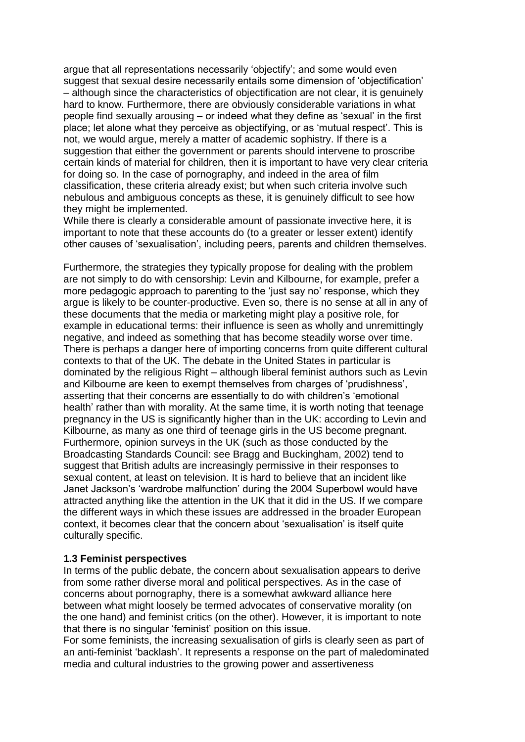argue that all representations necessarily 'objectify'; and some would even suggest that sexual desire necessarily entails some dimension of 'objectification' – although since the characteristics of objectification are not clear, it is genuinely hard to know. Furthermore, there are obviously considerable variations in what people find sexually arousing – or indeed what they define as 'sexual' in the first place; let alone what they perceive as objectifying, or as 'mutual respect'. This is not, we would argue, merely a matter of academic sophistry. If there is a suggestion that either the government or parents should intervene to proscribe certain kinds of material for children, then it is important to have very clear criteria for doing so. In the case of pornography, and indeed in the area of film classification, these criteria already exist; but when such criteria involve such nebulous and ambiguous concepts as these, it is genuinely difficult to see how they might be implemented.

While there is clearly a considerable amount of passionate invective here, it is important to note that these accounts do (to a greater or lesser extent) identify other causes of 'sexualisation', including peers, parents and children themselves.

Furthermore, the strategies they typically propose for dealing with the problem are not simply to do with censorship: Levin and Kilbourne, for example, prefer a more pedagogic approach to parenting to the 'just say no' response, which they argue is likely to be counter-productive. Even so, there is no sense at all in any of these documents that the media or marketing might play a positive role, for example in educational terms: their influence is seen as wholly and unremittingly negative, and indeed as something that has become steadily worse over time. There is perhaps a danger here of importing concerns from quite different cultural contexts to that of the UK. The debate in the United States in particular is dominated by the religious Right – although liberal feminist authors such as Levin and Kilbourne are keen to exempt themselves from charges of 'prudishness', asserting that their concerns are essentially to do with children's 'emotional health' rather than with morality. At the same time, it is worth noting that teenage pregnancy in the US is significantly higher than in the UK: according to Levin and Kilbourne, as many as one third of teenage girls in the US become pregnant. Furthermore, opinion surveys in the UK (such as those conducted by the Broadcasting Standards Council: see Bragg and Buckingham, 2002) tend to suggest that British adults are increasingly permissive in their responses to sexual content, at least on television. It is hard to believe that an incident like Janet Jackson's 'wardrobe malfunction' during the 2004 Superbowl would have attracted anything like the attention in the UK that it did in the US. If we compare the different ways in which these issues are addressed in the broader European context, it becomes clear that the concern about 'sexualisation' is itself quite culturally specific.

### 1.3 Feminist perspectives

In terms of the public debate, the concern about sexualisation appears to derive from some rather diverse moral and political perspectives. As in the case of concerns about pornography, there is a somewhat awkward alliance here between what might loosely be termed advocates of conservative morality (on the one hand) and feminist critics (on the other). However, it is important to note that there is no singular 'feminist' position on this issue.

For some feminists, the increasing sexualisation of girls is clearly seen as part of an anti-feminist 'backlash'. It represents a response on the part of maledominated media and cultural industries to the growing power and assertiveness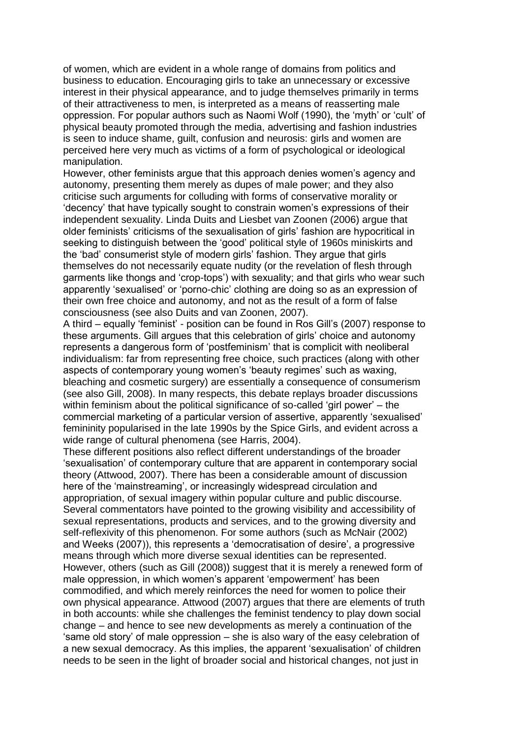of women, which are evident in a whole range of domains from politics and business to education. Encouraging girls to take an unnecessary or excessive interest in their physical appearance, and to judge themselves primarily in terms of their attractiveness to men, is interpreted as a means of reasserting male oppression. For popular authors such as Naomi Wolf (1990), the 'myth' or 'cult' of physical beauty promoted through the media, advertising and fashion industries is seen to induce shame, guilt, confusion and neurosis: girls and women are perceived here very much as victims of a form of psychological or ideological manipulation.

However, other feminists argue that this approach denies women's agency and autonomy, presenting them merely as dupes of male power; and they also criticise such arguments for colluding with forms of conservative morality or 'decency' that have typically sought to constrain women's expressions of their independent sexuality. Linda Duits and Liesbet van Zoonen (2006) argue that older feminists' criticisms of the sexualisation of girls' fashion are hypocritical in seeking to distinguish between the 'good' political style of 1960s miniskirts and the 'bad' consumerist style of modern girls' fashion. They argue that girls themselves do not necessarily equate nudity (or the revelation of flesh through garments like thongs and 'crop-tops') with sexuality; and that girls who wear such apparently 'sexualised' or 'porno-chic' clothing are doing so as an expression of their own free choice and autonomy, and not as the result of a form of false consciousness (see also Duits and van Zoonen, 2007).

A third – equally 'feminist' - position can be found in Ros Gill's (2007) response to these arguments. Gill argues that this celebration of girls' choice and autonomy represents a dangerous form of 'postfeminism' that is complicit with neoliberal individualism: far from representing free choice, such practices (along with other aspects of contemporary young women's 'beauty regimes' such as waxing, bleaching and cosmetic surgery) are essentially a consequence of consumerism (see also Gill, 2008). In many respects, this debate replays broader discussions within feminism about the political significance of so-called 'girl power' – the commercial marketing of a particular version of assertive, apparently 'sexualised' femininity popularised in the late 1990s by the Spice Girls, and evident across a wide range of cultural phenomena (see Harris, 2004).

These different positions also reflect different understandings of the broader 'sexualisation' of contemporary culture that are apparent in contemporary social theory (Attwood, 2007). There has been a considerable amount of discussion here of the 'mainstreaming', or increasingly widespread circulation and appropriation, of sexual imagery within popular culture and public discourse. Several commentators have pointed to the growing visibility and accessibility of sexual representations, products and services, and to the growing diversity and self-reflexivity of this phenomenon. For some authors (such as McNair (2002) and Weeks (2007)), this represents a 'democratisation of desire', a progressive means through which more diverse sexual identities can be represented. However, others (such as Gill (2008)) suggest that it is merely a renewed form of male oppression, in which women's apparent 'empowerment' has been commodified, and which merely reinforces the need for women to police their own physical appearance. Attwood (2007) argues that there are elements of truth in both accounts: while she challenges the feminist tendency to play down social change – and hence to see new developments as merely a continuation of the 'same old story' of male oppression – she is also wary of the easy celebration of a new sexual democracy. As this implies, the apparent 'sexualisation' of children needs to be seen in the light of broader social and historical changes, not just in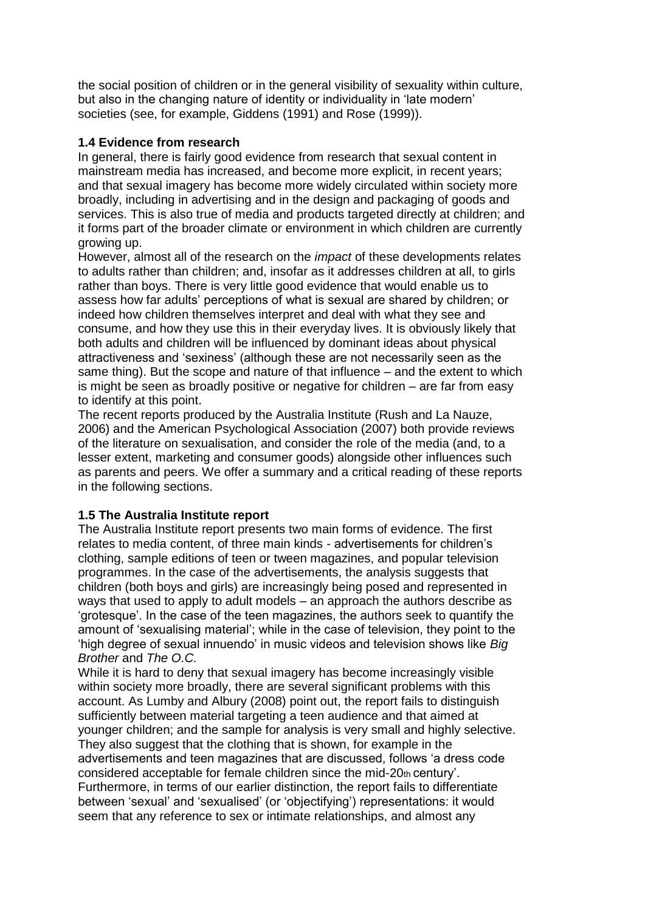the social position of children or in the general visibility of sexuality within culture, but also in the changing nature of identity or individuality in 'late modern' societies (see, for example, Giddens (1991) and Rose (1999)).

### 1.4 Evidence from research

In general, there is fairly good evidence from research that sexual content in mainstream media has increased, and become more explicit, in recent years; and that sexual imagery has become more widely circulated within society more broadly, including in advertising and in the design and packaging of goods and services. This is also true of media and products targeted directly at children; and it forms part of the broader climate or environment in which children are currently growing up.

However, almost all of the research on the *impact* of these developments relates to adults rather than children; and, insofar as it addresses children at all, to girls rather than boys. There is very little good evidence that would enable us to assess how far adults' perceptions of what is sexual are shared by children; or indeed how children themselves interpret and deal with what they see and consume, and how they use this in their everyday lives. It is obviously likely that both adults and children will be influenced by dominant ideas about physical attractiveness and 'sexiness' (although these are not necessarily seen as the same thing). But the scope and nature of that influence – and the extent to which is might be seen as broadly positive or negative for children – are far from easy to identify at this point.

The recent reports produced by the Australia Institute (Rush and La Nauze, 2006) and the American Psychological Association (2007) both provide reviews of the literature on sexualisation, and consider the role of the media (and, to a lesser extent, marketing and consumer goods) alongside other influences such as parents and peers. We offer a summary and a critical reading of these reports in the following sections.

### 1.5 The Australia Institute report

The Australia Institute report presents two main forms of evidence. The first relates to media content, of three main kinds - advertisements for children's clothing, sample editions of teen or tween magazines, and popular television programmes. In the case of the advertisements, the analysis suggests that children (both boys and girls) are increasingly being posed and represented in ways that used to apply to adult models – an approach the authors describe as 'grotesque'. In the case of the teen magazines, the authors seek to quantify the amount of 'sexualising material'; while in the case of television, they point to the 'high degree of sexual innuendo' in music videos and television shows like *Big Brother* and *The O.C.*

While it is hard to deny that sexual imagery has become increasingly visible within society more broadly, there are several significant problems with this account. As Lumby and Albury (2008) point out, the report fails to distinguish sufficiently between material targeting a teen audience and that aimed at younger children; and the sample for analysis is very small and highly selective. They also suggest that the clothing that is shown, for example in the advertisements and teen magazines that are discussed, follows 'a dress code considered acceptable for female children since the mid-20th century'. Furthermore, in terms of our earlier distinction, the report fails to differentiate between 'sexual' and 'sexualised' (or 'objectifying') representations: it would seem that any reference to sex or intimate relationships, and almost any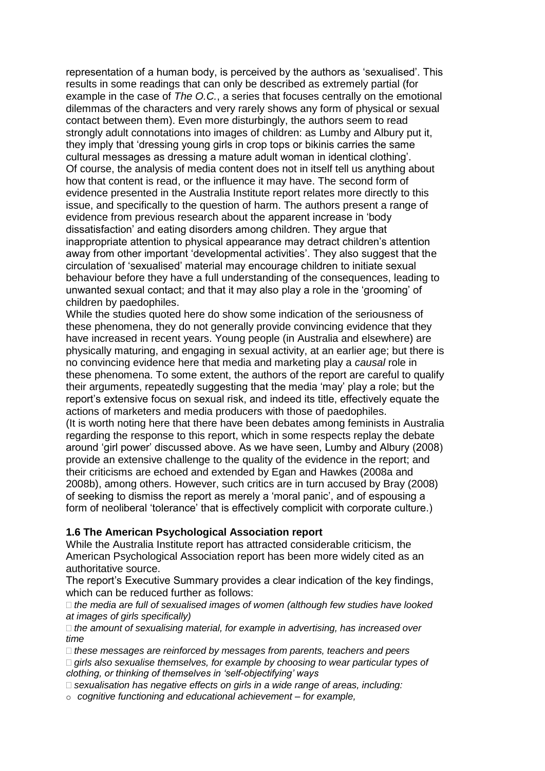representation of a human body, is perceived by the authors as 'sexualised'. This results in some readings that can only be described as extremely partial (for example in the case of *The O.C.*, a series that focuses centrally on the emotional dilemmas of the characters and very rarely shows any form of physical or sexual contact between them). Even more disturbingly, the authors seem to read strongly adult connotations into images of children: as Lumby and Albury put it, they imply that 'dressing young girls in crop tops or bikinis carries the same cultural messages as dressing a mature adult woman in identical clothing'.

Of course, the analysis of media content does not in itself tell us anything about how that content is read, or the influence it may have. The second form of evidence presented in the Australia Institute report relates more directly to this issue, and specifically to the question of harm. The authors present a range of evidence from previous research about the apparent increase in 'body dissatisfaction' and eating disorders among children. They argue that inappropriate attention to physical appearance may detract children's attention away from other important 'developmental activities'. They also suggest that the circulation of 'sexualised' material may encourage children to initiate sexual behaviour before they have a full understanding of the consequences, leading to unwanted sexual contact; and that it may also play a role in the 'grooming' of children by paedophiles.

While the studies quoted here do show some indication of the seriousness of these phenomena, they do not generally provide convincing evidence that they have increased in recent years. Young people (in Australia and elsewhere) are physically maturing, and engaging in sexual activity, at an earlier age; but there is no convincing evidence here that media and marketing play a *causal* role in these phenomena. To some extent, the authors of the report are careful to qualify their arguments, repeatedly suggesting that the media 'may' play a role; but the report's extensive focus on sexual risk, and indeed its title, effectively equate the actions of marketers and media producers with those of paedophiles.

(It is worth noting here that there have been debates among feminists in Australia regarding the response to this report, which in some respects replay the debate around 'girl power' discussed above. As we have seen, Lumby and Albury (2008) provide an extensive challenge to the quality of the evidence in the report; and their criticisms are echoed and extended by Egan and Hawkes (2008a and 2008b), among others. However, such critics are in turn accused by Bray (2008) of seeking to dismiss the report as merely a 'moral panic', and of espousing a form of neoliberal 'tolerance' that is effectively complicit with corporate culture.)

**1.6 The American Psychological Association report**

While the Australia Institute report has attracted considerable criticism, the American Psychological Association report has been more widely cited as an authoritative source.

The report's Executive Summary provides a clear indication of the key findings, which can be reduced further as follows:

- *the media are full of sexualised images of women (although few studies have looked at images of girls specifically)*
- *the amount of sexualising material, for example in advertising, has increased over time*
- *these messages are reinforced by messages from parents, teachers and peers*
- *girls also sexualise themselves, for example by choosing to wear particular types of clothing, or thinking of themselves in 'self-objectifying' ways*
- *sexualisation has negative effects on girls in a wide range of areas, including:*
  - *cognitive functioning and educational achievement – for example,*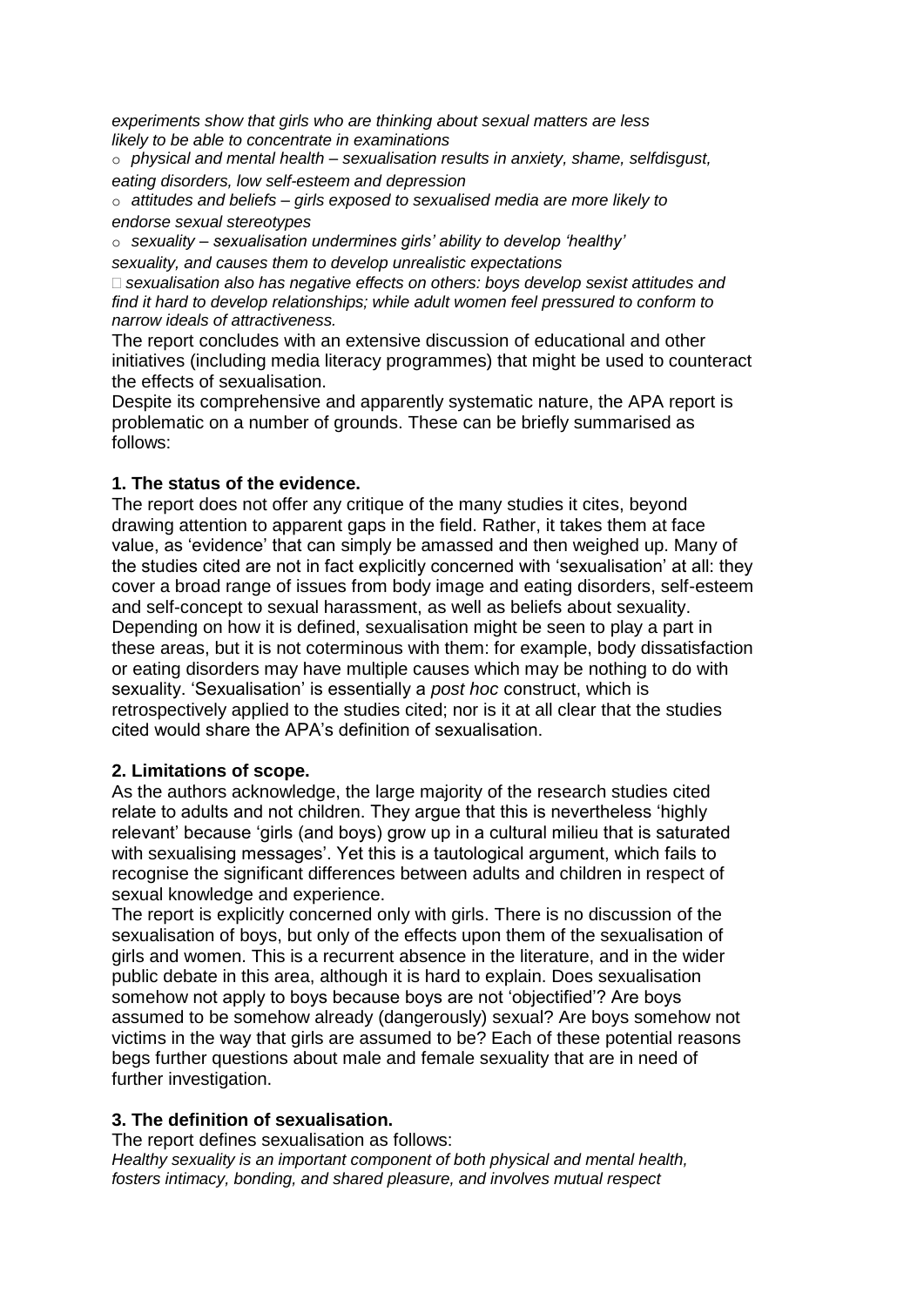*experiments show that girls who are thinking about sexual matters are less likely to be able to concentrate in examinations*

- *physical and mental health – sexualisation results in anxiety, shame, selfdisgust, eating disorders, low self-esteem and depression*
- *attitudes and beliefs – girls exposed to sexualised media are more likely to endorse sexual stereotypes*
- *sexuality – sexualisation undermines girls' ability to develop 'healthy' sexuality, and causes them to develop unrealistic expectations*

- *sexualisation also has negative effects on others: boys develop sexist attitudes and find it hard to develop relationships; while adult women feel pressured to conform to narrow ideals of attractiveness.*

The report concludes with an extensive discussion of educational and other initiatives (including media literacy programmes) that might be used to counteract the effects of sexualisation.

Despite its comprehensive and apparently systematic nature, the APA report is problematic on a number of grounds. These can be briefly summarised as follows:

**1. The status of the evidence.**

The report does not offer any critique of the many studies it cites, beyond drawing attention to apparent gaps in the field. Rather, it takes them at face value, as 'evidence' that can simply be amassed and then weighed up. Many of the studies cited are not in fact explicitly concerned with 'sexualisation' at all: they cover a broad range of issues from body image and eating disorders, self-esteem and self-concept to sexual harassment, as well as beliefs about sexuality. Depending on how it is defined, sexualisation might be seen to play a part in these areas, but it is not coterminous with them: for example, body dissatisfaction or eating disorders may have multiple causes which may be nothing to do with sexuality. 'Sexualisation' is essentially a *post hoc* construct, which is retrospectively applied to the studies cited; nor is it at all clear that the studies cited would share the APA's definition of sexualisation.

**2. Limitations of scope.**

As the authors acknowledge, the large majority of the research studies cited relate to adults and not children. They argue that this is nevertheless 'highly relevant' because 'girls (and boys) grow up in a cultural milieu that is saturated with sexualising messages'. Yet this is a tautological argument, which fails to recognise the significant differences between adults and children in respect of sexual knowledge and experience.

The report is explicitly concerned only with girls. There is no discussion of the sexualisation of boys, but only of the effects upon them of the sexualisation of girls and women. This is a recurrent absence in the literature, and in the wider public debate in this area, although it is hard to explain. Does sexualisation somehow not apply to boys because boys are not 'objectified'? Are boys assumed to be somehow already (dangerously) sexual? Are boys somehow not victims in the way that girls are assumed to be? Each of these potential reasons begs further questions about male and female sexuality that are in need of further investigation.

**3. The definition of sexualisation.**

The report defines sexualisation as follows:

*Healthy sexuality is an important component of both physical and mental health, fosters intimacy, bonding, and shared pleasure, and involves mutual respect*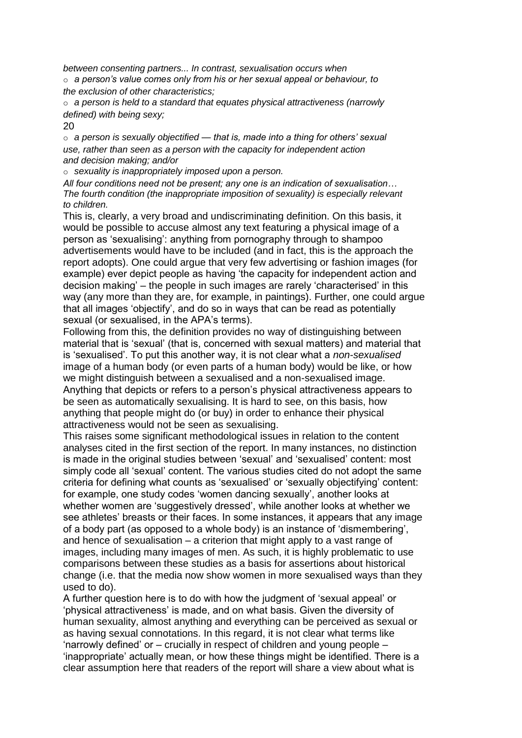*between consenting partners... In contrast, sexualisation occurs when*

- *a person's value comes only from his or her sexual appeal or behaviour, to the exclusion of other characteristics;*
- *a person is held to a standard that equates physical attractiveness (narrowly defined) with being sexy;*
- *a person is sexually objectified — that is, made into a thing for others' sexual use, rather than seen as a person with the capacity for independent action and decision making; and/or*
- *sexuality is inappropriately imposed upon a person.*

*All four conditions need not be present; any one is an indication of sexualisation… The fourth condition (the inappropriate imposition of sexuality) is especially relevant to children.*

This is, clearly, a very broad and undiscriminating definition. On this basis, it would be possible to accuse almost any text featuring a physical image of a person as 'sexualising': anything from pornography through to shampoo advertisements would have to be included (and in fact, this is the approach the report adopts). One could argue that very few advertising or fashion images (for example) ever depict people as having 'the capacity for independent action and decision making' – the people in such images are rarely 'characterised' in this way (any more than they are, for example, in paintings). Further, one could argue that all images 'objectify', and do so in ways that can be read as potentially sexual (or sexualised, in the APA's terms).

Following from this, the definition provides no way of distinguishing between material that is 'sexual' (that is, concerned with sexual matters) and material that is 'sexualised'. To put this another way, it is not clear what a *non-sexualised* image of a human body (or even parts of a human body) would be like, or how we might distinguish between a sexualised and a non-sexualised image. Anything that depicts or refers to a person's physical attractiveness appears to be seen as automatically sexualising. It is hard to see, on this basis, how anything that people might do (or buy) in order to enhance their physical attractiveness would not be seen as sexualising.

This raises some significant methodological issues in relation to the content analyses cited in the first section of the report. In many instances, no distinction is made in the original studies between 'sexual' and 'sexualised' content: most simply code all 'sexual' content. The various studies cited do not adopt the same criteria for defining what counts as 'sexualised' or 'sexually objectifying' content: for example, one study codes 'women dancing sexually', another looks at whether women are 'suggestively dressed', while another looks at whether we see athletes' breasts or their faces. In some instances, it appears that any image of a body part (as opposed to a whole body) is an instance of 'dismembering', and hence of sexualisation – a criterion that might apply to a vast range of images, including many images of men. As such, it is highly problematic to use comparisons between these studies as a basis for assertions about historical change (i.e. that the media now show women in more sexualised ways than they used to do).

A further question here is to do with how the judgment of 'sexual appeal' or 'physical attractiveness' is made, and on what basis. Given the diversity of human sexuality, almost anything and everything can be perceived as sexual or as having sexual connotations. In this regard, it is not clear what terms like 'narrowly defined' or – crucially in respect of children and young people – 'inappropriate' actually mean, or how these things might be identified. There is a clear assumption here that readers of the report will share a view about what is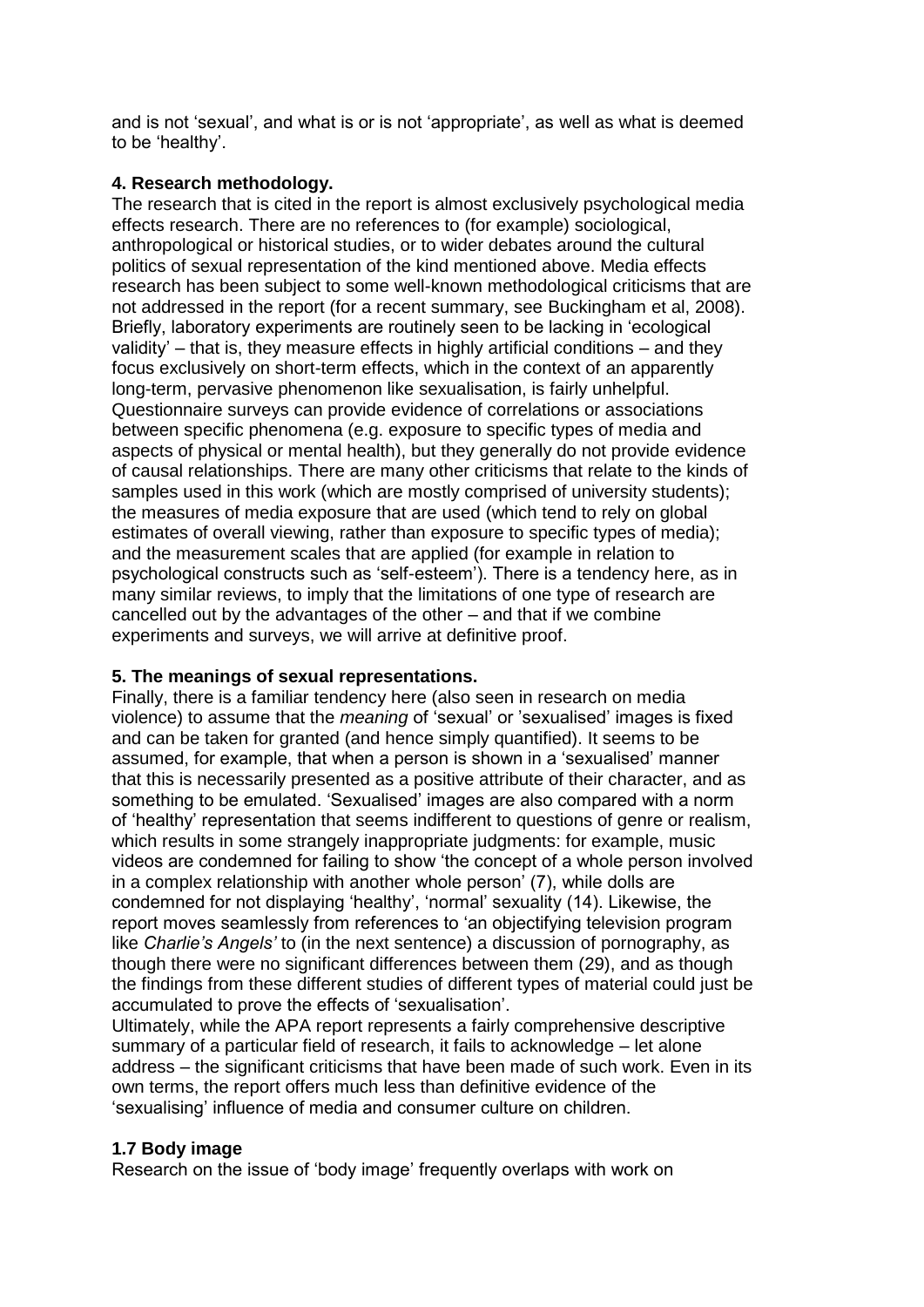and is not 'sexual', and what is or is not 'appropriate', as well as what is deemed to be 'healthy'.

**4. Research methodology.**

The research that is cited in the report is almost exclusively psychological media effects research. There are no references to (for example) sociological, anthropological or historical studies, or to wider debates around the cultural politics of sexual representation of the kind mentioned above. Media effects research has been subject to some well-known methodological criticisms that are not addressed in the report (for a recent summary, see Buckingham et al, 2008). Briefly, laboratory experiments are routinely seen to be lacking in 'ecological validity' – that is, they measure effects in highly artificial conditions – and they focus exclusively on short-term effects, which in the context of an apparently long-term, pervasive phenomenon like sexualisation, is fairly unhelpful. Questionnaire surveys can provide evidence of correlations or associations between specific phenomena (e.g. exposure to specific types of media and aspects of physical or mental health), but they generally do not provide evidence of causal relationships. There are many other criticisms that relate to the kinds of samples used in this work (which are mostly comprised of university students); the measures of media exposure that are used (which tend to rely on global estimates of overall viewing, rather than exposure to specific types of media); and the measurement scales that are applied (for example in relation to psychological constructs such as 'self-esteem'). There is a tendency here, as in many similar reviews, to imply that the limitations of one type of research are cancelled out by the advantages of the other – and that if we combine experiments and surveys, we will arrive at definitive proof.

**5. The meanings of sexual representations.**

Finally, there is a familiar tendency here (also seen in research on media violence) to assume that the *meaning* of 'sexual' or 'sexualised' images is fixed and can be taken for granted (and hence simply quantified). It seems to be assumed, for example, that when a person is shown in a 'sexualised' manner that this is necessarily presented as a positive attribute of their character, and as something to be emulated. 'Sexualised' images are also compared with a norm of 'healthy' representation that seems indifferent to questions of genre or realism, which results in some strangely inappropriate judgments: for example, music videos are condemned for failing to show 'the concept of a whole person involved in a complex relationship with another whole person' (7), while dolls are condemned for not displaying 'healthy', 'normal' sexuality (14). Likewise, the report moves seamlessly from references to 'an objectifying television program like *Charlie's Angels'* to (in the next sentence) a discussion of pornography, as though there were no significant differences between them (29), and as though the findings from these different studies of different types of material could just be accumulated to prove the effects of 'sexualisation'.

Ultimately, while the APA report represents a fairly comprehensive descriptive summary of a particular field of research, it fails to acknowledge – let alone address – the significant criticisms that have been made of such work. Even in its own terms, the report offers much less than definitive evidence of the 'sexualising' influence of media and consumer culture on children.

### 1.7 Body image

Research on the issue of 'body image' frequently overlaps with work on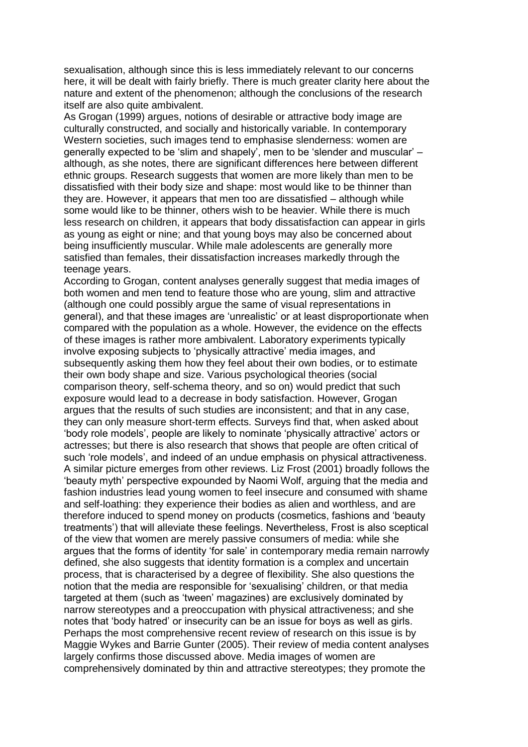sexualisation, although since this is less immediately relevant to our concerns here, it will be dealt with fairly briefly. There is much greater clarity here about the nature and extent of the phenomenon; although the conclusions of the research itself are also quite ambivalent.

As Grogan (1999) argues, notions of desirable or attractive body image are culturally constructed, and socially and historically variable. In contemporary Western societies, such images tend to emphasise slenderness: women are generally expected to be 'slim and shapely', men to be 'slender and muscular' – although, as she notes, there are significant differences here between different ethnic groups. Research suggests that women are more likely than men to be dissatisfied with their body size and shape: most would like to be thinner than they are. However, it appears that men too are dissatisfied – although while some would like to be thinner, others wish to be heavier. While there is much less research on children, it appears that body dissatisfaction can appear in girls as young as eight or nine; and that young boys may also be concerned about being insufficiently muscular. While male adolescents are generally more satisfied than females, their dissatisfaction increases markedly through the teenage years.

According to Grogan, content analyses generally suggest that media images of both women and men tend to feature those who are young, slim and attractive (although one could possibly argue the same of visual representations in general), and that these images are 'unrealistic' or at least disproportionate when compared with the population as a whole. However, the evidence on the effects of these images is rather more ambivalent. Laboratory experiments typically involve exposing subjects to 'physically attractive' media images, and subsequently asking them how they feel about their own bodies, or to estimate their own body shape and size. Various psychological theories (social comparison theory, self-schema theory, and so on) would predict that such exposure would lead to a decrease in body satisfaction. However, Grogan argues that the results of such studies are inconsistent; and that in any case, they can only measure short-term effects. Surveys find that, when asked about 'body role models', people are likely to nominate 'physically attractive' actors or actresses; but there is also research that shows that people are often critical of such 'role models', and indeed of an undue emphasis on physical attractiveness.

A similar picture emerges from other reviews. Liz Frost (2001) broadly follows the 'beauty myth' perspective expounded by Naomi Wolf, arguing that the media and fashion industries lead young women to feel insecure and consumed with shame and self-loathing: they experience their bodies as alien and worthless, and are therefore induced to spend money on products (cosmetics, fashions and 'beauty treatments') that will alleviate these feelings. Nevertheless, Frost is also sceptical of the view that women are merely passive consumers of media: while she argues that the forms of identity 'for sale' in contemporary media remain narrowly defined, she also suggests that identity formation is a complex and uncertain process, that is characterised by a degree of flexibility. She also questions the notion that the media are responsible for 'sexualising' children, or that media targeted at them (such as 'tween' magazines) are exclusively dominated by narrow stereotypes and a preoccupation with physical attractiveness; and she notes that 'body hatred' or insecurity can be an issue for boys as well as girls.

Perhaps the most comprehensive recent review of research on this issue is by Maggie Wykes and Barrie Gunter (2005). Their review of media content analyses largely confirms those discussed above. Media images of women are comprehensively dominated by thin and attractive stereotypes; they promote the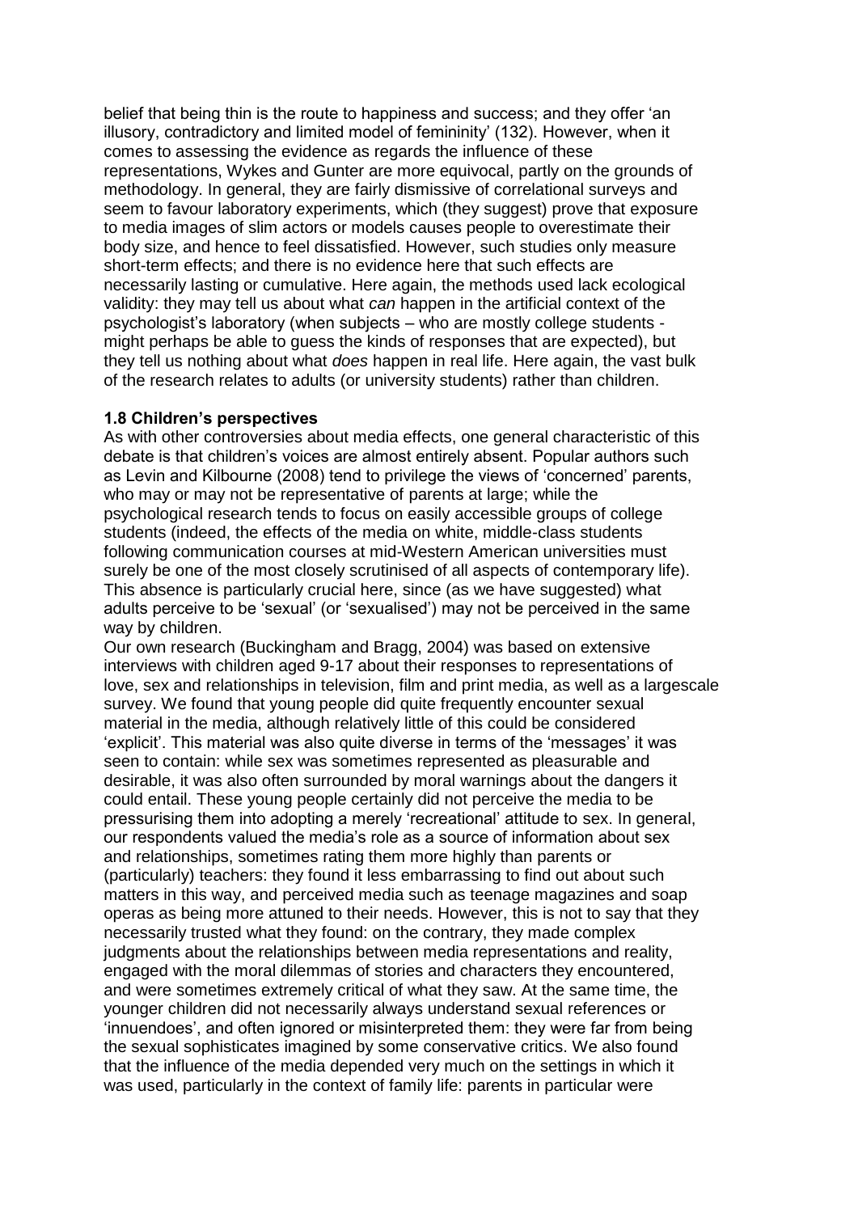belief that being thin is the route to happiness and success; and they offer 'an illusory, contradictory and limited model of femininity' (132). However, when it comes to assessing the evidence as regards the influence of these representations, Wykes and Gunter are more equivocal, partly on the grounds of methodology. In general, they are fairly dismissive of correlational surveys and seem to favour laboratory experiments, which (they suggest) prove that exposure to media images of slim actors or models causes people to overestimate their body size, and hence to feel dissatisfied. However, such studies only measure short-term effects; and there is no evidence here that such effects are necessarily lasting or cumulative. Here again, the methods used lack ecological validity: they may tell us about what *can* happen in the artificial context of the psychologist's laboratory (when subjects – who are mostly college students - might perhaps be able to guess the kinds of responses that are expected), but they tell us nothing about what *does* happen in real life. Here again, the vast bulk of the research relates to adults (or university students) rather than children.

### 1.8 Children's perspectives

As with other controversies about media effects, one general characteristic of this debate is that children's voices are almost entirely absent. Popular authors such as Levin and Kilbourne (2008) tend to privilege the views of 'concerned' parents, who may or may not be representative of parents at large; while the psychological research tends to focus on easily accessible groups of college students (indeed, the effects of the media on white, middle-class students following communication courses at mid-Western American universities must surely be one of the most closely scrutinised of all aspects of contemporary life). This absence is particularly crucial here, since (as we have suggested) what adults perceive to be 'sexual' (or 'sexualised') may not be perceived in the same way by children.

Our own research (Buckingham and Bragg, 2004) was based on extensive interviews with children aged 9-17 about their responses to representations of love, sex and relationships in television, film and print media, as well as a largescale survey. We found that young people did quite frequently encounter sexual material in the media, although relatively little of this could be considered 'explicit'. This material was also quite diverse in terms of the 'messages' it was seen to contain: while sex was sometimes represented as pleasurable and desirable, it was also often surrounded by moral warnings about the dangers it could entail. These young people certainly did not perceive the media to be pressurising them into adopting a merely 'recreational' attitude to sex. In general, our respondents valued the media's role as a source of information about sex and relationships, sometimes rating them more highly than parents or (particularly) teachers: they found it less embarrassing to find out about such matters in this way, and perceived media such as teenage magazines and soap operas as being more attuned to their needs. However, this is not to say that they necessarily trusted what they found: on the contrary, they made complex judgments about the relationships between media representations and reality, engaged with the moral dilemmas of stories and characters they encountered, and were sometimes extremely critical of what they saw. At the same time, the younger children did not necessarily always understand sexual references or 'innuendoes', and often ignored or misinterpreted them: they were far from being the sexual sophisticates imagined by some conservative critics. We also found that the influence of the media depended very much on the settings in which it was used, particularly in the context of family life: parents in particular were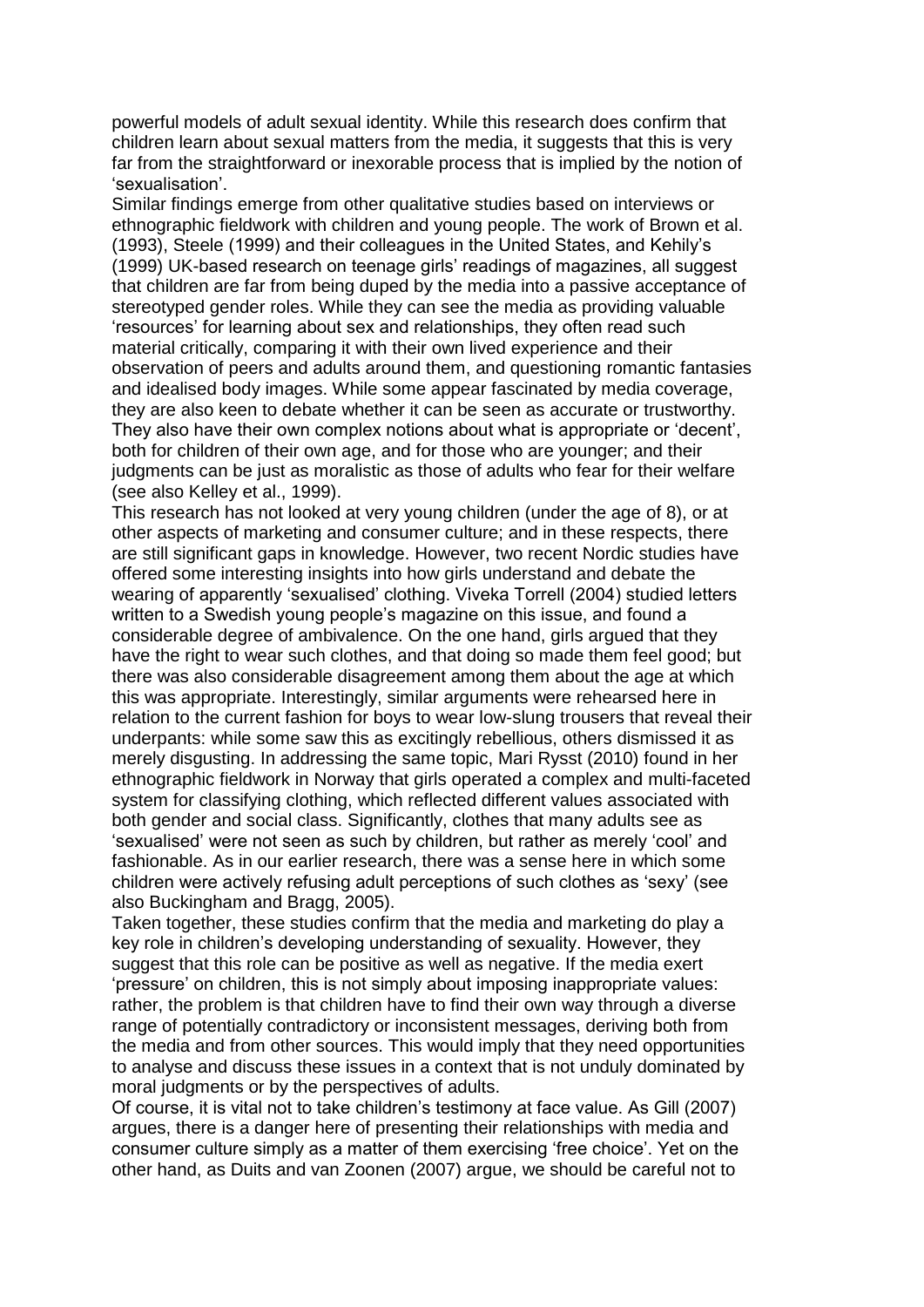powerful models of adult sexual identity. While this research does confirm that children learn about sexual matters from the media, it suggests that this is very far from the straightforward or inexorable process that is implied by the notion of 'sexualisation'.

Similar findings emerge from other qualitative studies based on interviews or ethnographic fieldwork with children and young people. The work of Brown et al. (1993), Steele (1999) and their colleagues in the United States, and Kehily's (1999) UK-based research on teenage girls' readings of magazines, all suggest that children are far from being duped by the media into a passive acceptance of stereotyped gender roles. While they can see the media as providing valuable 'resources' for learning about sex and relationships, they often read such material critically, comparing it with their own lived experience and their observation of peers and adults around them, and questioning romantic fantasies and idealised body images. While some appear fascinated by media coverage, they are also keen to debate whether it can be seen as accurate or trustworthy. They also have their own complex notions about what is appropriate or 'decent', both for children of their own age, and for those who are younger; and their judgments can be just as moralistic as those of adults who fear for their welfare (see also Kelley et al., 1999).

This research has not looked at very young children (under the age of 8), or at other aspects of marketing and consumer culture; and in these respects, there are still significant gaps in knowledge. However, two recent Nordic studies have offered some interesting insights into how girls understand and debate the wearing of apparently 'sexualised' clothing. Viveka Torrell (2004) studied letters written to a Swedish young people's magazine on this issue, and found a considerable degree of ambivalence. On the one hand, girls argued that they have the right to wear such clothes, and that doing so made them feel good; but there was also considerable disagreement among them about the age at which this was appropriate. Interestingly, similar arguments were rehearsed here in relation to the current fashion for boys to wear low-slung trousers that reveal their underpants: while some saw this as excitingly rebellious, others dismissed it as merely disgusting. In addressing the same topic, Mari Rysst (2010) found in her ethnographic fieldwork in Norway that girls operated a complex and multi-faceted system for classifying clothing, which reflected different values associated with both gender and social class. Significantly, clothes that many adults see as 'sexualised' were not seen as such by children, but rather as merely 'cool' and fashionable. As in our earlier research, there was a sense here in which some children were actively refusing adult perceptions of such clothes as 'sexy' (see also Buckingham and Bragg, 2005).

Taken together, these studies confirm that the media and marketing do play a key role in children's developing understanding of sexuality. However, they suggest that this role can be positive as well as negative. If the media exert 'pressure' on children, this is not simply about imposing inappropriate values: rather, the problem is that children have to find their own way through a diverse range of potentially contradictory or inconsistent messages, deriving both from the media and from other sources. This would imply that they need opportunities to analyse and discuss these issues in a context that is not unduly dominated by moral judgments or by the perspectives of adults.

Of course, it is vital not to take children's testimony at face value. As Gill (2007) argues, there is a danger here of presenting their relationships with media and consumer culture simply as a matter of them exercising 'free choice'. Yet on the other hand, as Duits and van Zoonen (2007) argue, we should be careful not to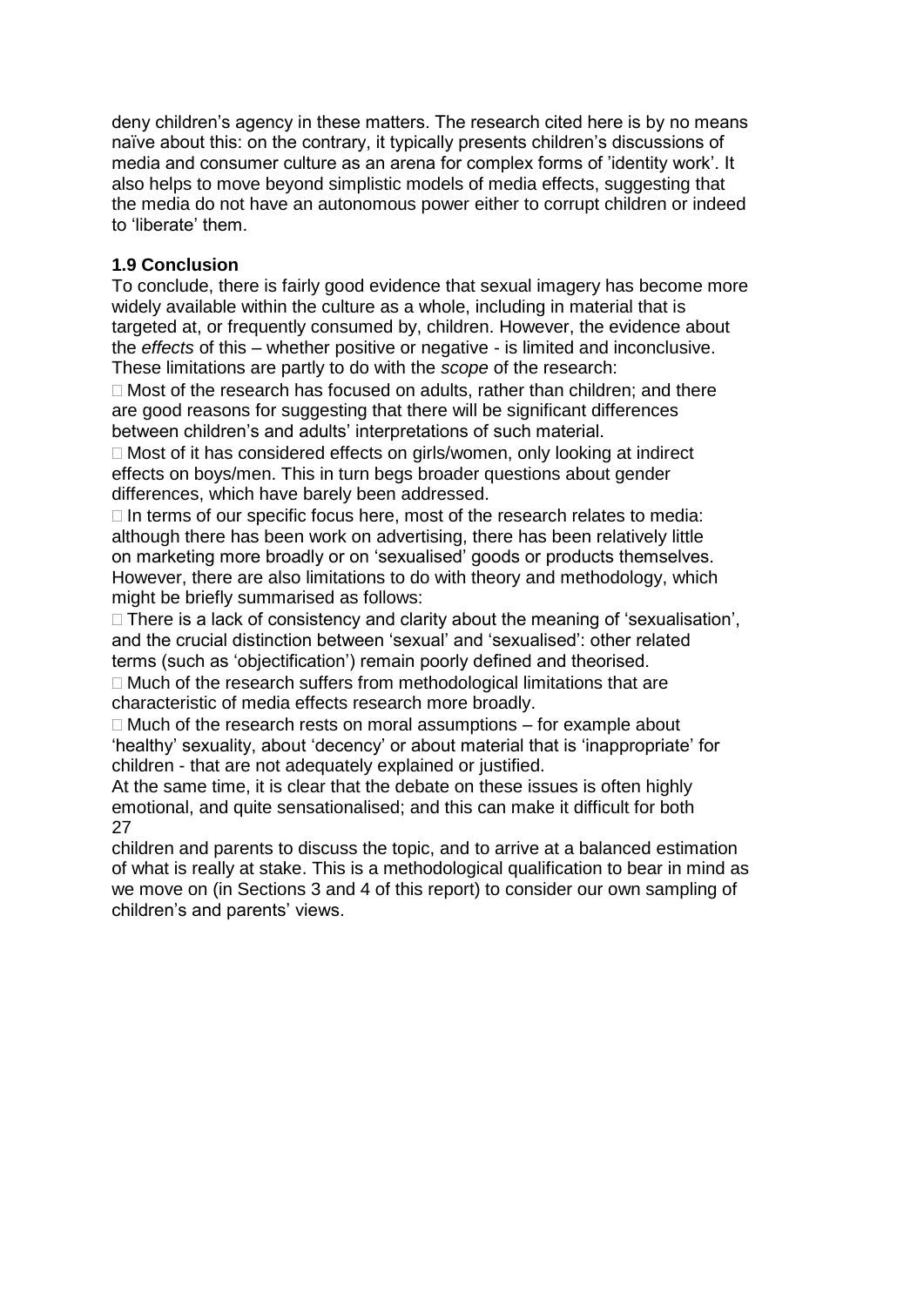deny children's agency in these matters. The research cited here is by no means naïve about this: on the contrary, it typically presents children's discussions of media and consumer culture as an arena for complex forms of 'identity work'. It also helps to move beyond simplistic models of media effects, suggesting that the media do not have an autonomous power either to corrupt children or indeed to 'liberate' them.

### 1.9 Conclusion

To conclude, there is fairly good evidence that sexual imagery has become more widely available within the culture as a whole, including in material that is targeted at, or frequently consumed by, children. However, the evidence about the *effects* of this – whether positive or negative - is limited and inconclusive. These limitations are partly to do with the *scope* of the research:

- Most of the research has focused on adults, rather than children; and there are good reasons for suggesting that there will be significant differences between children's and adults' interpretations of such material.
- Most of it has considered effects on girls/women, only looking at indirect effects on boys/men. This in turn begs broader questions about gender differences, which have barely been addressed.
- In terms of our specific focus here, most of the research relates to media: although there has been work on advertising, there has been relatively little on marketing more broadly or on 'sexualised' goods or products themselves.

However, there are also limitations to do with theory and methodology, which might be briefly summarised as follows:

- There is a lack of consistency and clarity about the meaning of 'sexualisation', and the crucial distinction between 'sexual' and 'sexualised': other related terms (such as 'objectification') remain poorly defined and theorised.
- Much of the research suffers from methodological limitations that are characteristic of media effects research more broadly.
- Much of the research rests on moral assumptions – for example about 'healthy' sexuality, about 'decency' or about material that is 'inappropriate' for children - that are not adequately explained or justified.

At the same time, it is clear that the debate on these issues is often highly emotional, and quite sensationalised; and this can make it difficult for both children and parents to discuss the topic, and to arrive at a balanced estimation of what is really at stake. This is a methodological qualification to bear in mind as we move on (in Sections 3 and 4 of this report) to consider our own sampling of children's and parents' views.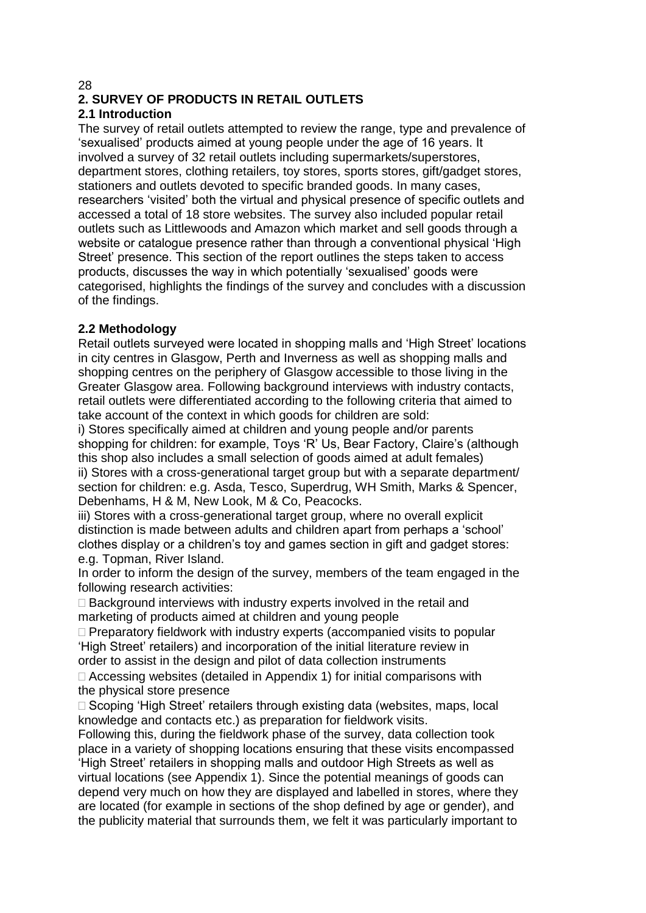## 2. SURVEY OF PRODUCTS IN RETAIL OUTLETS

### 2.1 Introduction

The survey of retail outlets attempted to review the range, type and prevalence of 'sexualised' products aimed at young people under the age of 16 years. It involved a survey of 32 retail outlets including supermarkets/superstores, department stores, clothing retailers, toy stores, sports stores, gift/gadget stores, stationers and outlets devoted to specific branded goods. In many cases, researchers 'visited' both the virtual and physical presence of specific outlets and accessed a total of 18 store websites. The survey also included popular retail outlets such as Littlewoods and Amazon which market and sell goods through a website or catalogue presence rather than through a conventional physical 'High Street' presence. This section of the report outlines the steps taken to access products, discusses the way in which potentially 'sexualised' goods were categorised, highlights the findings of the survey and concludes with a discussion of the findings.

### 2.2 Methodology

Retail outlets surveyed were located in shopping malls and 'High Street' locations in city centres in Glasgow, Perth and Inverness as well as shopping malls and shopping centres on the periphery of Glasgow accessible to those living in the Greater Glasgow area. Following background interviews with industry contacts, retail outlets were differentiated according to the following criteria that aimed to take account of the context in which goods for children are sold:

i) Stores specifically aimed at children and young people and/or parents shopping for children: for example, Toys 'R' Us, Bear Factory, Claire's (although this shop also includes a small selection of goods aimed at adult females)

ii) Stores with a cross-generational target group but with a separate department/ section for children: e.g. Asda, Tesco, Superdrug, WH Smith, Marks & Spencer, Debenhams, H & M, New Look, M & Co, Peacocks.

iii) Stores with a cross-generational target group, where no overall explicit distinction is made between adults and children apart from perhaps a 'school' clothes display or a children's toy and games section in gift and gadget stores: e.g. Topman, River Island.

In order to inform the design of the survey, members of the team engaged in the following research activities:

- Background interviews with industry experts involved in the retail and marketing of products aimed at children and young people
- Preparatory fieldwork with industry experts (accompanied visits to popular 'High Street' retailers) and incorporation of the initial literature review in order to assist in the design and pilot of data collection instruments
- Accessing websites (detailed in Appendix 1) for initial comparisons with the physical store presence
- Scoping 'High Street' retailers through existing data (websites, maps, local knowledge and contacts etc.) as preparation for fieldwork visits.

Following this, during the fieldwork phase of the survey, data collection took place in a variety of shopping locations ensuring that these visits encompassed 'High Street' retailers in shopping malls and outdoor High Streets as well as virtual locations (see Appendix 1). Since the potential meanings of goods can depend very much on how they are displayed and labelled in stores, where they are located (for example in sections of the shop defined by age or gender), and the publicity material that surrounds them, we felt it was particularly important to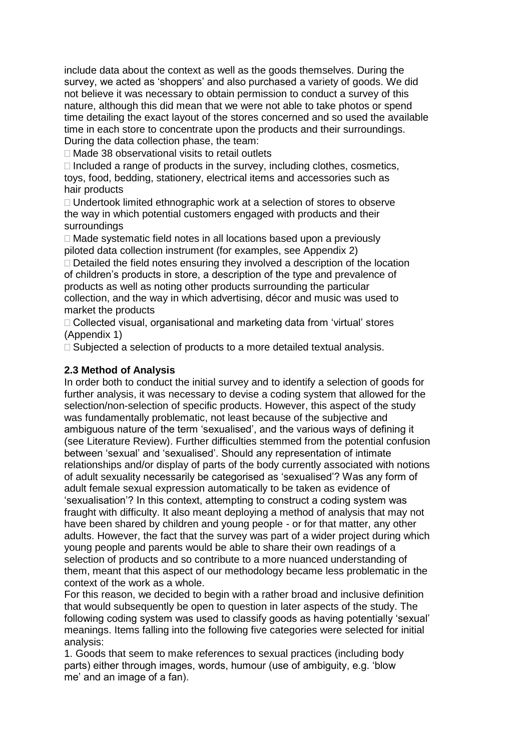include data about the context as well as the goods themselves. During the survey, we acted as 'shoppers' and also purchased a variety of goods. We did not believe it was necessary to obtain permission to conduct a survey of this nature, although this did mean that we were not able to take photos or spend time detailing the exact layout of the stores concerned and so used the available time in each store to concentrate upon the products and their surroundings. During the data collection phase, the team:

- Made 38 observational visits to retail outlets
- Included a range of products in the survey, including clothes, cosmetics, toys, food, bedding, stationery, electrical items and accessories such as hair products
- Undertook limited ethnographic work at a selection of stores to observe the way in which potential customers engaged with products and their surroundings
- Made systematic field notes in all locations based upon a previously piloted data collection instrument (for examples, see Appendix 2)
- Detailed the field notes ensuring they involved a description of the location of children's products in store, a description of the type and prevalence of products as well as noting other products surrounding the particular collection, and the way in which advertising, décor and music was used to market the products
- Collected visual, organisational and marketing data from 'virtual' stores (Appendix 1)
- Subjected a selection of products to a more detailed textual analysis.

**2.3 Method of Analysis**

In order both to conduct the initial survey and to identify a selection of goods for further analysis, it was necessary to devise a coding system that allowed for the selection/non-selection of specific products. However, this aspect of the study was fundamentally problematic, not least because of the subjective and ambiguous nature of the term 'sexualised', and the various ways of defining it (see Literature Review). Further difficulties stemmed from the potential confusion between 'sexual' and 'sexualised'. Should any representation of intimate relationships and/or display of parts of the body currently associated with notions of adult sexuality necessarily be categorised as 'sexualised'? Was any form of adult female sexual expression automatically to be taken as evidence of 'sexualisation'? In this context, attempting to construct a coding system was fraught with difficulty. It also meant deploying a method of analysis that may not have been shared by children and young people - or for that matter, any other adults. However, the fact that the survey was part of a wider project during which young people and parents would be able to share their own readings of a selection of products and so contribute to a more nuanced understanding of them, meant that this aspect of our methodology became less problematic in the context of the work as a whole.

For this reason, we decided to begin with a rather broad and inclusive definition that would subsequently be open to question in later aspects of the study. The following coding system was used to classify goods as having potentially 'sexual' meanings. Items falling into the following five categories were selected for initial analysis:

1. Goods that seem to make references to sexual practices (including body parts) either through images, words, humour (use of ambiguity, e.g. 'blow me' and an image of a fan).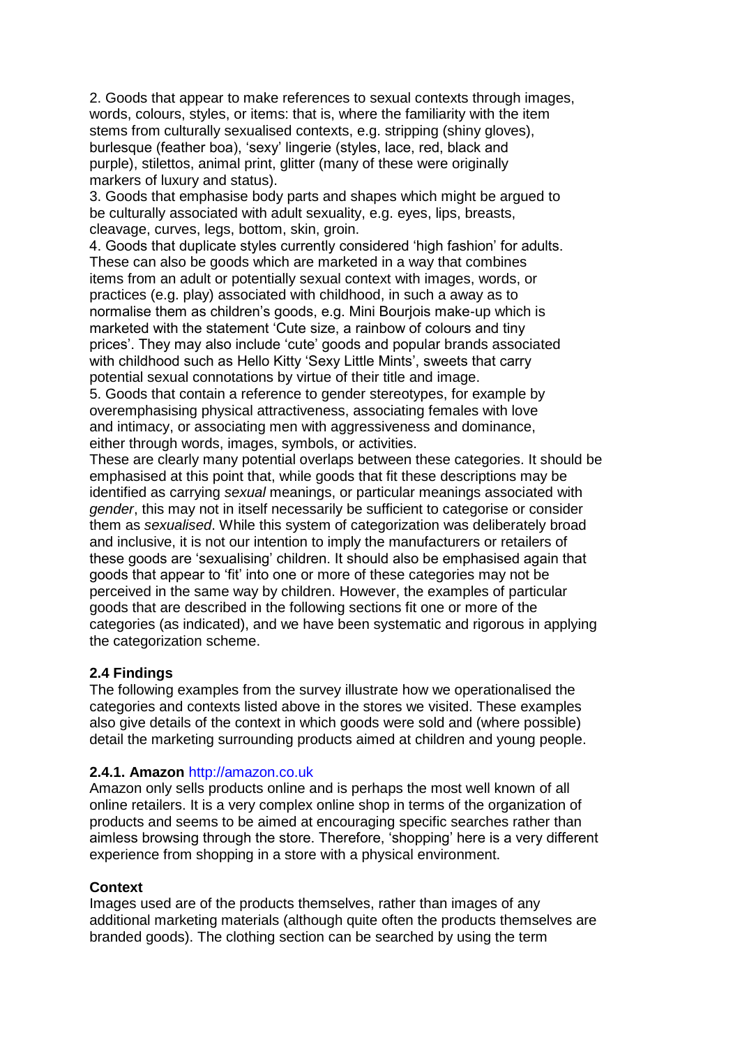2. Goods that appear to make references to sexual contexts through images, words, colours, styles, or items: that is, where the familiarity with the item stems from culturally sexualised contexts, e.g. stripping (shiny gloves), burlesque (feather boa), 'sexy' lingerie (styles, lace, red, black and purple), stilettos, animal print, glitter (many of these were originally markers of luxury and status).

3. Goods that emphasise body parts and shapes which might be argued to be culturally associated with adult sexuality, e.g. eyes, lips, breasts, cleavage, curves, legs, bottom, skin, groin.

4. Goods that duplicate styles currently considered 'high fashion' for adults. These can also be goods which are marketed in a way that combines items from an adult or potentially sexual context with images, words, or practices (e.g. play) associated with childhood, in such a away as to normalise them as children's goods, e.g. Mini Bourjois make-up which is marketed with the statement 'Cute size, a rainbow of colours and tiny prices'. They may also include 'cute' goods and popular brands associated with childhood such as Hello Kitty 'Sexy Little Mints', sweets that carry potential sexual connotations by virtue of their title and image.

5. Goods that contain a reference to gender stereotypes, for example by overemphasising physical attractiveness, associating females with love and intimacy, or associating men with aggressiveness and dominance, either through words, images, symbols, or activities.

These are clearly many potential overlaps between these categories. It should be emphasised at this point that, while goods that fit these descriptions may be identified as carrying *sexual* meanings, or particular meanings associated with *gender*, this may not in itself necessarily be sufficient to categorise or consider them as *sexualised*. While this system of categorization was deliberately broad and inclusive, it is not our intention to imply the manufacturers or retailers of these goods are 'sexualising' children. It should also be emphasised again that goods that appear to 'fit' into one or more of these categories may not be perceived in the same way by children. However, the examples of particular goods that are described in the following sections fit one or more of the categories (as indicated), and we have been systematic and rigorous in applying the categorization scheme.

### 2.4 Findings

The following examples from the survey illustrate how we operationalised the categories and contexts listed above in the stores we visited. These examples also give details of the context in which goods were sold and (where possible) detail the marketing surrounding products aimed at children and young people.

#### 2.4.1. Amazon http://amazon.co.uk

Amazon only sells products online and is perhaps the most well known of all online retailers. It is a very complex online shop in terms of the organization of products and seems to be aimed at encouraging specific searches rather than aimless browsing through the store. Therefore, 'shopping' here is a very different experience from shopping in a store with a physical environment.

**Context**

Images used are of the products themselves, rather than images of any additional marketing materials (although quite often the products themselves are branded goods). The clothing section can be searched by using the term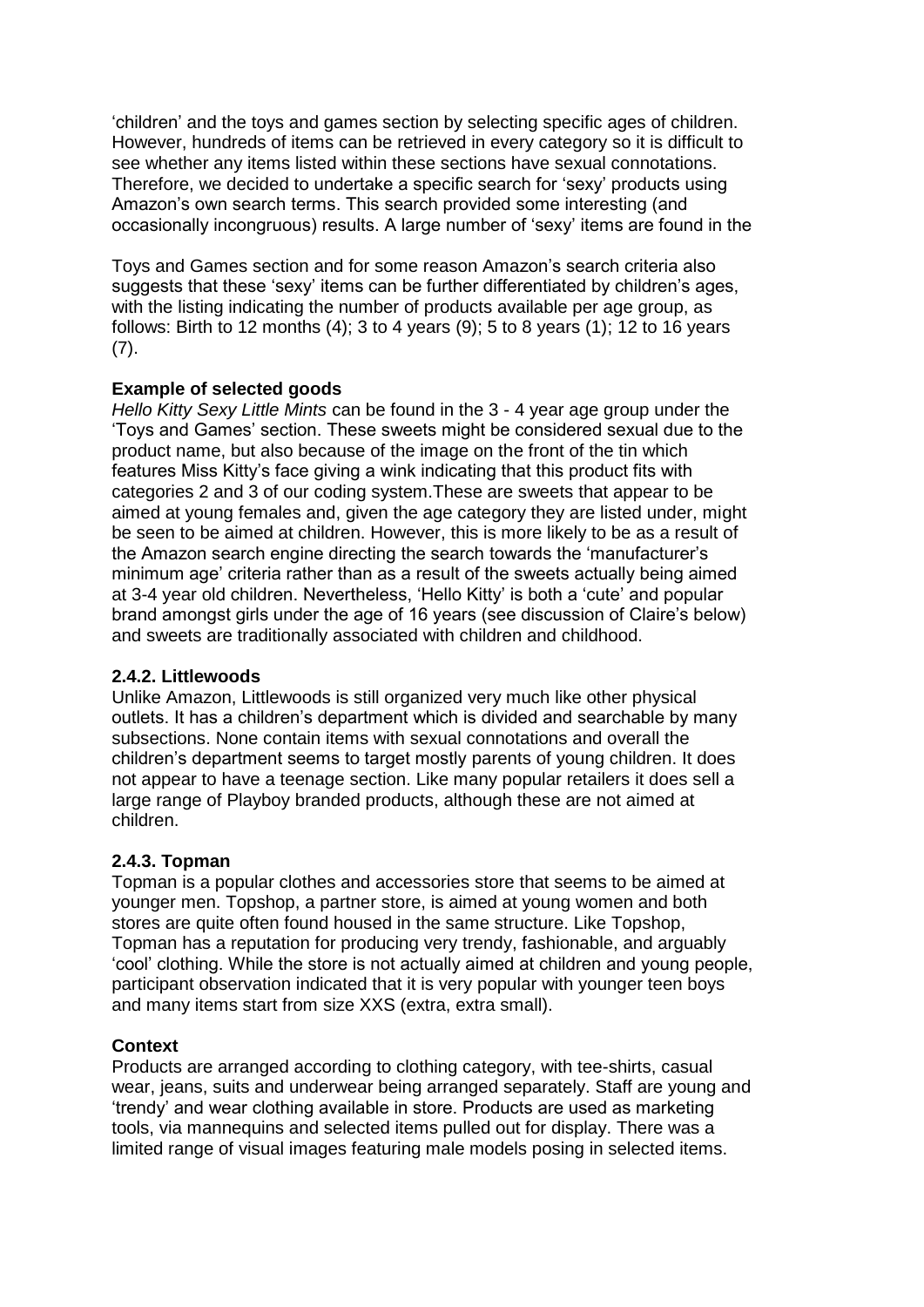'children' and the toys and games section by selecting specific ages of children. However, hundreds of items can be retrieved in every category so it is difficult to see whether any items listed within these sections have sexual connotations. Therefore, we decided to undertake a specific search for 'sexy' products using Amazon's own search terms. This search provided some interesting (and occasionally incongruous) results. A large number of 'sexy' items are found in the

Toys and Games section and for some reason Amazon's search criteria also suggests that these 'sexy' items can be further differentiated by children's ages, with the listing indicating the number of products available per age group, as follows: Birth to 12 months (4); 3 to 4 years (9); 5 to 8 years (1); 12 to 16 years (7).

**Example of selected goods**

*Hello Kitty Sexy Little Mints* can be found in the 3 - 4 year age group under the 'Toys and Games' section. These sweets might be considered sexual due to the product name, but also because of the image on the front of the tin which features Miss Kitty's face giving a wink indicating that this product fits with categories 2 and 3 of our coding system.These are sweets that appear to be aimed at young females and, given the age category they are listed under, might be seen to be aimed at children. However, this is more likely to be as a result of the Amazon search engine directing the search towards the 'manufacturer's minimum age' criteria rather than as a result of the sweets actually being aimed at 3-4 year old children. Nevertheless, 'Hello Kitty' is both a 'cute' and popular brand amongst girls under the age of 16 years (see discussion of Claire's below) and sweets are traditionally associated with children and childhood.

### 2.4.2. Littlewoods

Unlike Amazon, Littlewoods is still organized very much like other physical outlets. It has a children's department which is divided and searchable by many subsections. None contain items with sexual connotations and overall the children's department seems to target mostly parents of young children. It does not appear to have a teenage section. Like many popular retailers it does sell a large range of Playboy branded products, although these are not aimed at children.

### 2.4.3. Topman

Topman is a popular clothes and accessories store that seems to be aimed at younger men. Topshop, a partner store, is aimed at young women and both stores are quite often found housed in the same structure. Like Topshop, Topman has a reputation for producing very trendy, fashionable, and arguably 'cool' clothing. While the store is not actually aimed at children and young people, participant observation indicated that it is very popular with younger teen boys and many items start from size XXS (extra, extra small).

**Context**

Products are arranged according to clothing category, with tee-shirts, casual wear, jeans, suits and underwear being arranged separately. Staff are young and 'trendy' and wear clothing available in store. Products are used as marketing tools, via mannequins and selected items pulled out for display. There was a limited range of visual images featuring male models posing in selected items.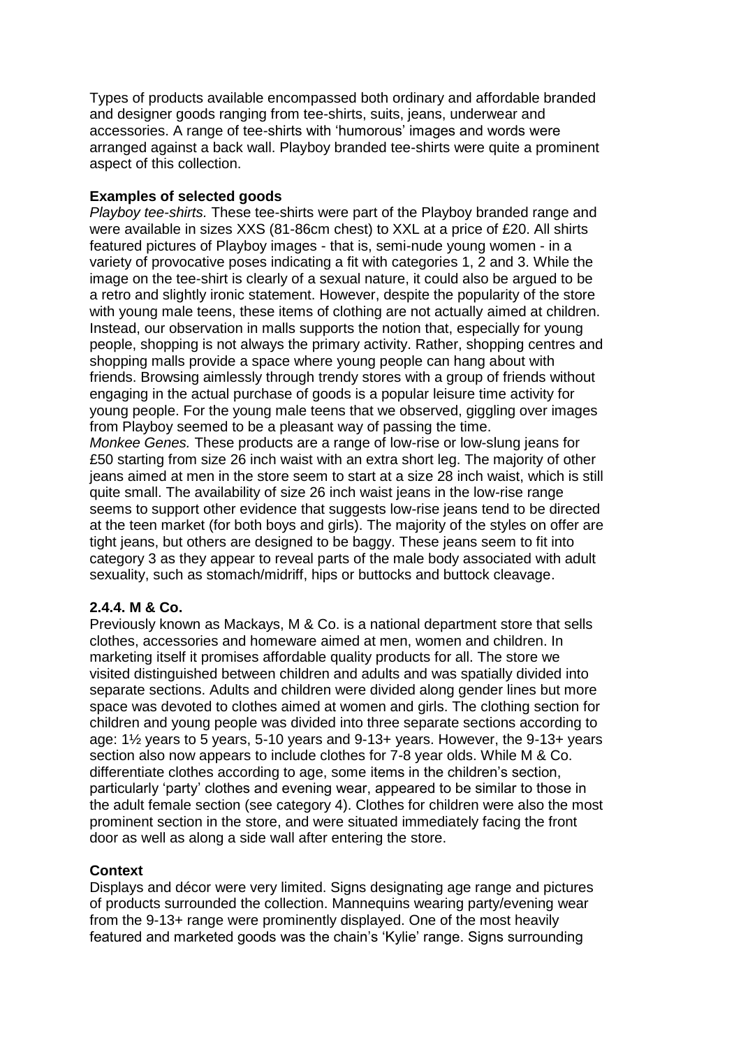Types of products available encompassed both ordinary and affordable branded and designer goods ranging from tee-shirts, suits, jeans, underwear and accessories. A range of tee-shirts with 'humorous' images and words were arranged against a back wall. Playboy branded tee-shirts were quite a prominent aspect of this collection.

**Examples of selected goods**

*Playboy tee-shirts.* These tee-shirts were part of the Playboy branded range and were available in sizes XXS (81-86cm chest) to XXL at a price of £20. All shirts featured pictures of Playboy images - that is, semi-nude young women - in a variety of provocative poses indicating a fit with categories 1, 2 and 3. While the image on the tee-shirt is clearly of a sexual nature, it could also be argued to be a retro and slightly ironic statement. However, despite the popularity of the store with young male teens, these items of clothing are not actually aimed at children. Instead, our observation in malls supports the notion that, especially for young people, shopping is not always the primary activity. Rather, shopping centres and shopping malls provide a space where young people can hang about with friends. Browsing aimlessly through trendy stores with a group of friends without engaging in the actual purchase of goods is a popular leisure time activity for young people. For the young male teens that we observed, giggling over images from Playboy seemed to be a pleasant way of passing the time.

*Monkee Genes.* These products are a range of low-rise or low-slung jeans for £50 starting from size 26 inch waist with an extra short leg. The majority of other jeans aimed at men in the store seem to start at a size 28 inch waist, which is still quite small. The availability of size 26 inch waist jeans in the low-rise range seems to support other evidence that suggests low-rise jeans tend to be directed at the teen market (for both boys and girls). The majority of the styles on offer are tight jeans, but others are designed to be baggy. These jeans seem to fit into category 3 as they appear to reveal parts of the male body associated with adult sexuality, such as stomach/midriff, hips or buttocks and buttock cleavage.

### 2.4.4. M & Co.

Previously known as Mackays, M & Co. is a national department store that sells clothes, accessories and homeware aimed at men, women and children. In marketing itself it promises affordable quality products for all. The store we visited distinguished between children and adults and was spatially divided into separate sections. Adults and children were divided along gender lines but more space was devoted to clothes aimed at women and girls. The clothing section for children and young people was divided into three separate sections according to age: 1½ years to 5 years, 5-10 years and 9-13+ years. However, the 9-13+ years section also now appears to include clothes for 7-8 year olds. While M & Co. differentiate clothes according to age, some items in the children's section, particularly 'party' clothes and evening wear, appeared to be similar to those in the adult female section (see category 4). Clothes for children were also the most prominent section in the store, and were situated immediately facing the front door as well as along a side wall after entering the store.

**Context**

Displays and décor were very limited. Signs designating age range and pictures of products surrounded the collection. Mannequins wearing party/evening wear from the 9-13+ range were prominently displayed. One of the most heavily featured and marketed goods was the chain's 'Kylie' range. Signs surrounding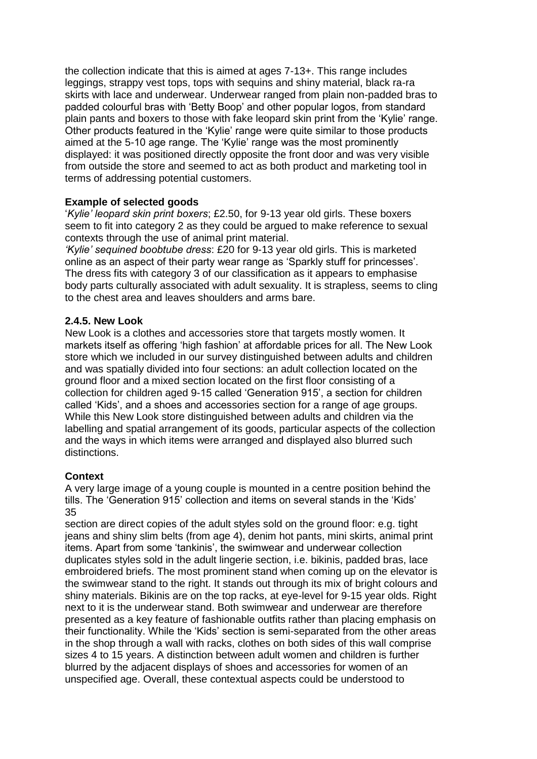the collection indicate that this is aimed at ages 7-13+. This range includes leggings, strappy vest tops, tops with sequins and shiny material, black ra-ra skirts with lace and underwear. Underwear ranged from plain non-padded bras to padded colourful bras with 'Betty Boop' and other popular logos, from standard plain pants and boxers to those with fake leopard skin print from the 'Kylie' range. Other products featured in the 'Kylie' range were quite similar to those products aimed at the 5-10 age range. The 'Kylie' range was the most prominently displayed: it was positioned directly opposite the front door and was very visible from outside the store and seemed to act as both product and marketing tool in terms of addressing potential customers.

**Example of selected goods**

'*Kylie' leopard skin print boxers*; £2.50, for 9-13 year old girls. These boxers seem to fit into category 2 as they could be argued to make reference to sexual contexts through the use of animal print material.

*'Kylie' sequined boobtube dress*: £20 for 9-13 year old girls. This is marketed online as an aspect of their party wear range as 'Sparkly stuff for princesses'. The dress fits with category 3 of our classification as it appears to emphasise body parts culturally associated with adult sexuality. It is strapless, seems to cling to the chest area and leaves shoulders and arms bare.

#### 2.4.5. New Look

New Look is a clothes and accessories store that targets mostly women. It markets itself as offering 'high fashion' at affordable prices for all. The New Look store which we included in our survey distinguished between adults and children and was spatially divided into four sections: an adult collection located on the ground floor and a mixed section located on the first floor consisting of a collection for children aged 9-15 called 'Generation 915', a section for children called 'Kids', and a shoes and accessories section for a range of age groups. While this New Look store distinguished between adults and children via the labelling and spatial arrangement of its goods, particular aspects of the collection and the ways in which items were arranged and displayed also blurred such distinctions.

**Context**

A very large image of a young couple is mounted in a centre position behind the tills. The 'Generation 915' collection and items on several stands in the 'Kids' section are direct copies of the adult styles sold on the ground floor: e.g. tight jeans and shiny slim belts (from age 4), denim hot pants, mini skirts, animal print items. Apart from some 'tankinis', the swimwear and underwear collection duplicates styles sold in the adult lingerie section, i.e. bikinis, padded bras, lace embroidered briefs. The most prominent stand when coming up on the elevator is the swimwear stand to the right. It stands out through its mix of bright colours and shiny materials. Bikinis are on the top racks, at eye-level for 9-15 year olds. Right next to it is the underwear stand. Both swimwear and underwear are therefore presented as a key feature of fashionable outfits rather than placing emphasis on their functionality. While the 'Kids' section is semi-separated from the other areas in the shop through a wall with racks, clothes on both sides of this wall comprise sizes 4 to 15 years. A distinction between adult women and children is further blurred by the adjacent displays of shoes and accessories for women of an unspecified age. Overall, these contextual aspects could be understood to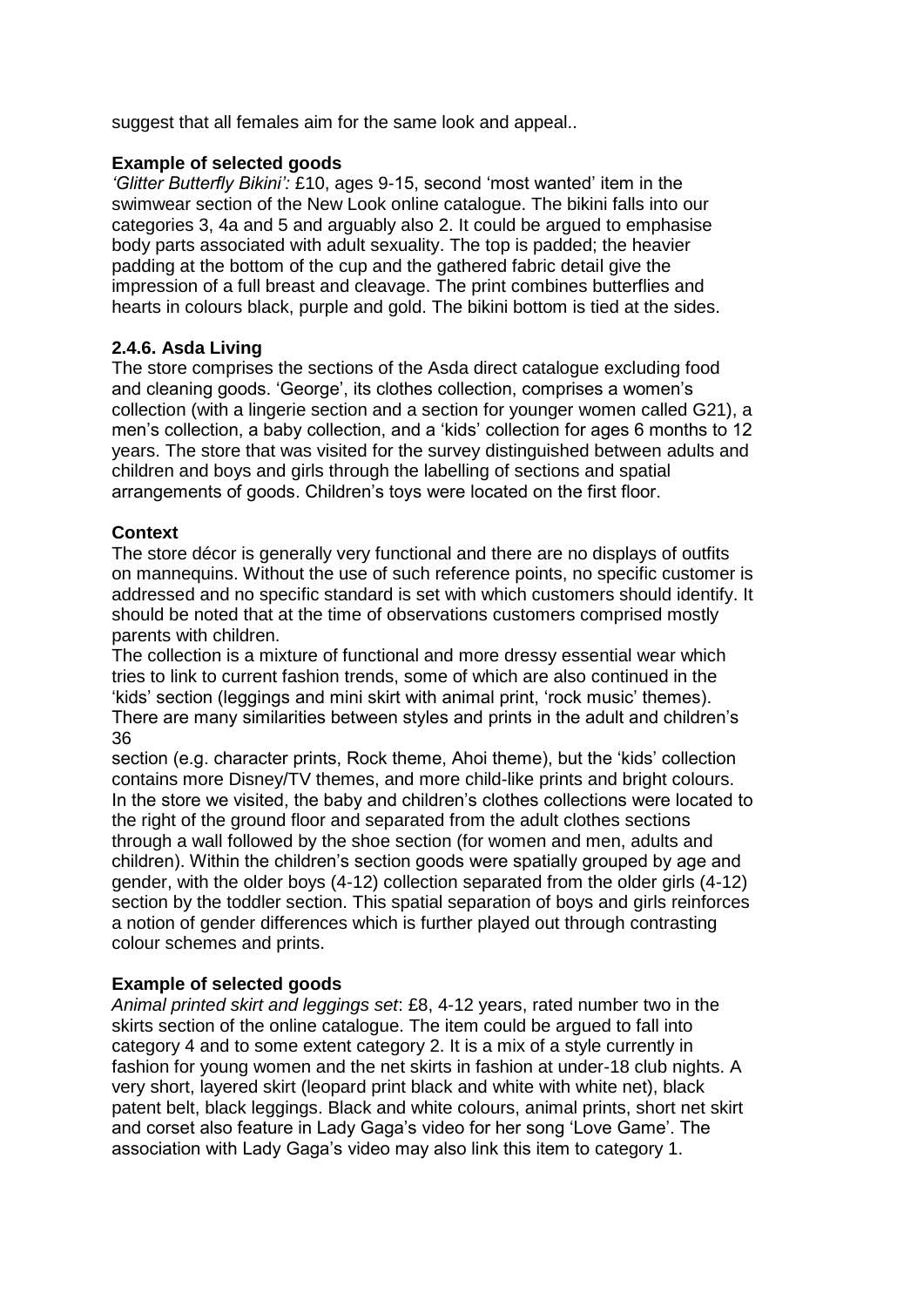suggest that all females aim for the same look and appeal..

**Example of selected goods**

*'Glitter Butterfly Bikini':* £10, ages 9-15, second 'most wanted' item in the swimwear section of the New Look online catalogue. The bikini falls into our categories 3, 4a and 5 and arguably also 2. It could be argued to emphasise body parts associated with adult sexuality. The top is padded; the heavier padding at the bottom of the cup and the gathered fabric detail give the impression of a full breast and cleavage. The print combines butterflies and hearts in colours black, purple and gold. The bikini bottom is tied at the sides.

### 2.4.6. Asda Living

The store comprises the sections of the Asda direct catalogue excluding food and cleaning goods. 'George', its clothes collection, comprises a women's collection (with a lingerie section and a section for younger women called G21), a men's collection, a baby collection, and a 'kids' collection for ages 6 months to 12 years. The store that was visited for the survey distinguished between adults and children and boys and girls through the labelling of sections and spatial arrangements of goods. Children's toys were located on the first floor.

**Context**

The store décor is generally very functional and there are no displays of outfits on mannequins. Without the use of such reference points, no specific customer is addressed and no specific standard is set with which customers should identify. It should be noted that at the time of observations customers comprised mostly parents with children.

The collection is a mixture of functional and more dressy essential wear which tries to link to current fashion trends, some of which are also continued in the 'kids' section (leggings and mini skirt with animal print, 'rock music' themes). There are many similarities between styles and prints in the adult and children's section (e.g. character prints, Rock theme, Ahoi theme), but the 'kids' collection contains more Disney/TV themes, and more child-like prints and bright colours. In the store we visited, the baby and children's clothes collections were located to the right of the ground floor and separated from the adult clothes sections through a wall followed by the shoe section (for women and men, adults and children). Within the children's section goods were spatially grouped by age and gender, with the older boys (4-12) collection separated from the older girls (4-12) section by the toddler section. This spatial separation of boys and girls reinforces a notion of gender differences which is further played out through contrasting colour schemes and prints.

**Example of selected goods**

*Animal printed skirt and leggings set*: £8, 4-12 years, rated number two in the skirts section of the online catalogue. The item could be argued to fall into category 4 and to some extent category 2. It is a mix of a style currently in fashion for young women and the net skirts in fashion at under-18 club nights. A very short, layered skirt (leopard print black and white with white net), black patent belt, black leggings. Black and white colours, animal prints, short net skirt and corset also feature in Lady Gaga's video for her song 'Love Game'. The association with Lady Gaga's video may also link this item to category 1.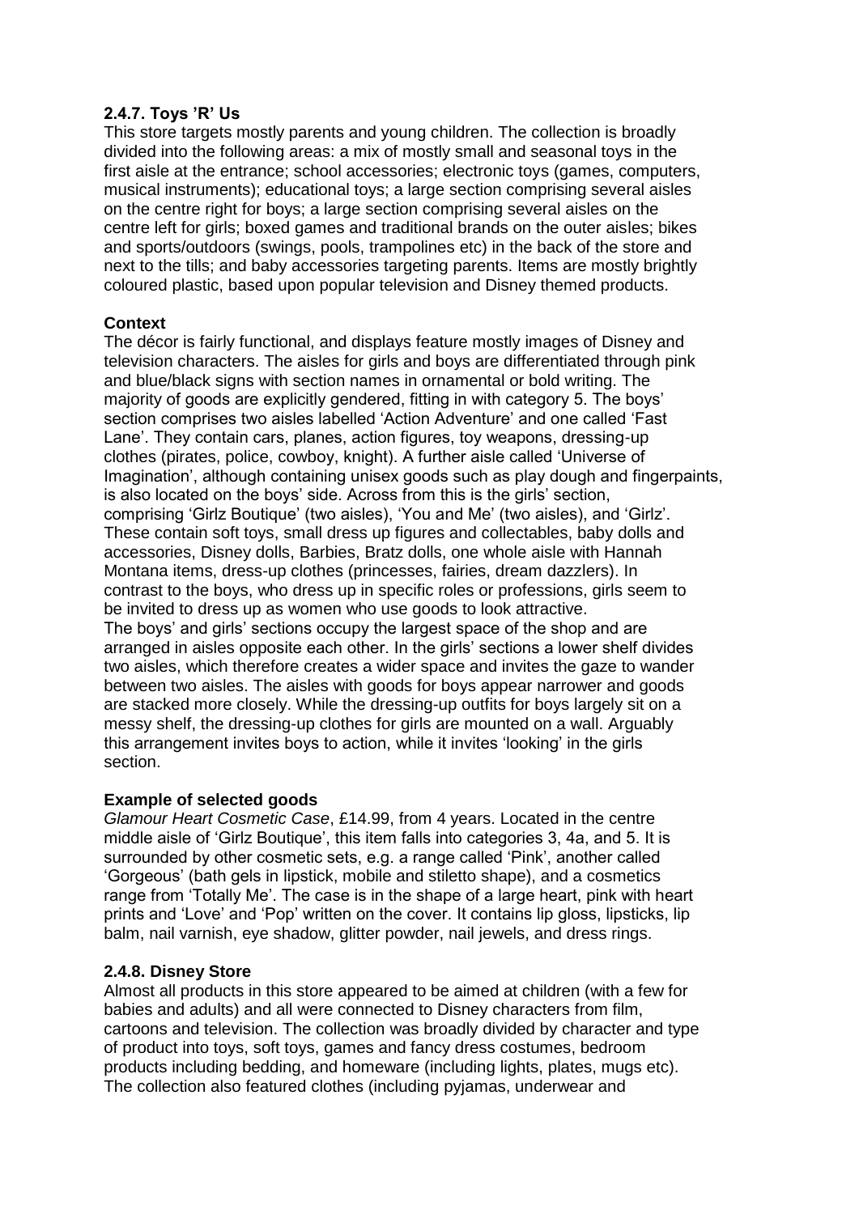### 2.4.7. Toys 'R' Us

This store targets mostly parents and young children. The collection is broadly divided into the following areas: a mix of mostly small and seasonal toys in the first aisle at the entrance; school accessories; electronic toys (games, computers, musical instruments); educational toys; a large section comprising several aisles on the centre right for boys; a large section comprising several aisles on the centre left for girls; boxed games and traditional brands on the outer aisles; bikes and sports/outdoors (swings, pools, trampolines etc) in the back of the store and next to the tills; and baby accessories targeting parents. Items are mostly brightly coloured plastic, based upon popular television and Disney themed products.

**Context**

The décor is fairly functional, and displays feature mostly images of Disney and television characters. The aisles for girls and boys are differentiated through pink and blue/black signs with section names in ornamental or bold writing. The majority of goods are explicitly gendered, fitting in with category 5. The boys' section comprises two aisles labelled 'Action Adventure' and one called 'Fast Lane'. They contain cars, planes, action figures, toy weapons, dressing-up clothes (pirates, police, cowboy, knight). A further aisle called 'Universe of Imagination', although containing unisex goods such as play dough and fingerpaints, is also located on the boys' side. Across from this is the girls' section, comprising 'Girlz Boutique' (two aisles), 'You and Me' (two aisles), and 'Girlz'. These contain soft toys, small dress up figures and collectables, baby dolls and accessories, Disney dolls, Barbies, Bratz dolls, one whole aisle with Hannah Montana items, dress-up clothes (princesses, fairies, dream dazzlers). In contrast to the boys, who dress up in specific roles or professions, girls seem to be invited to dress up as women who use goods to look attractive.
The boys' and girls' sections occupy the largest space of the shop and are arranged in aisles opposite each other. In the girls' sections a lower shelf divides two aisles, which therefore creates a wider space and invites the gaze to wander between two aisles. The aisles with goods for boys appear narrower and goods are stacked more closely. While the dressing-up outfits for boys largely sit on a messy shelf, the dressing-up clothes for girls are mounted on a wall. Arguably this arrangement invites boys to action, while it invites 'looking' in the girls section.

**Example of selected goods**

*Glamour Heart Cosmetic Case*, £14.99, from 4 years. Located in the centre middle aisle of 'Girlz Boutique', this item falls into categories 3, 4a, and 5. It is surrounded by other cosmetic sets, e.g. a range called 'Pink', another called 'Gorgeous' (bath gels in lipstick, mobile and stiletto shape), and a cosmetics range from 'Totally Me'. The case is in the shape of a large heart, pink with heart prints and 'Love' and 'Pop' written on the cover. It contains lip gloss, lipsticks, lip balm, nail varnish, eye shadow, glitter powder, nail jewels, and dress rings.

### 2.4.8. Disney Store

Almost all products in this store appeared to be aimed at children (with a few for babies and adults) and all were connected to Disney characters from film, cartoons and television. The collection was broadly divided by character and type of product into toys, soft toys, games and fancy dress costumes, bedroom products including bedding, and homeware (including lights, plates, mugs etc). The collection also featured clothes (including pyjamas, underwear and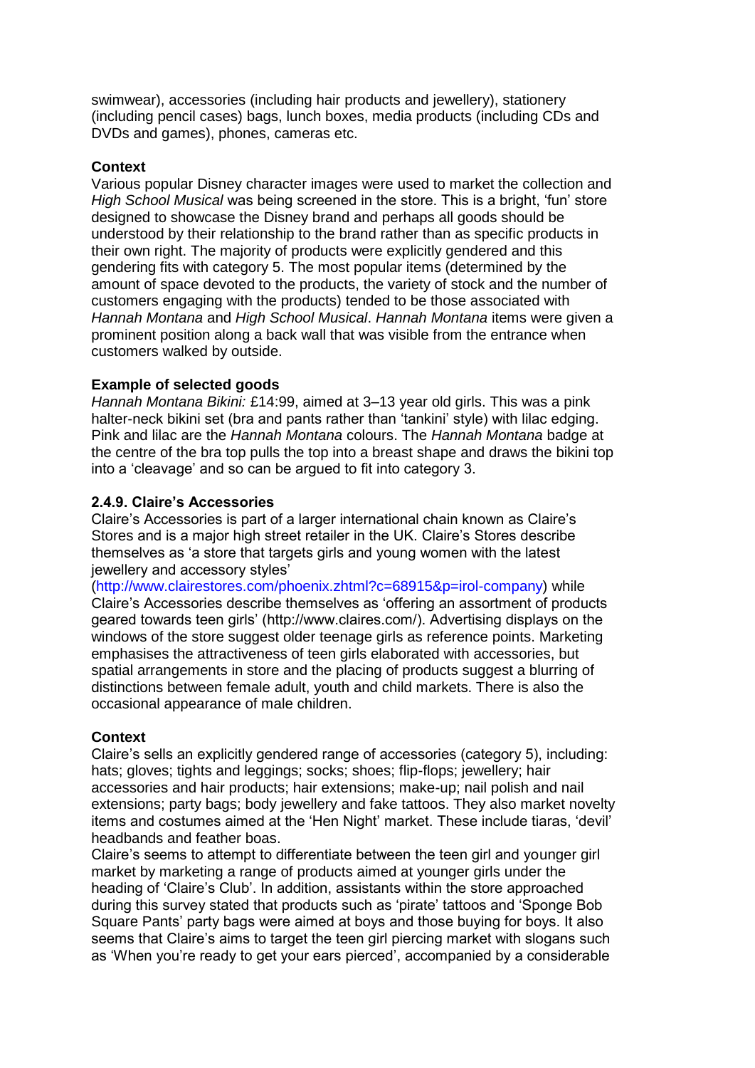swimwear), accessories (including hair products and jewellery), stationery (including pencil cases) bags, lunch boxes, media products (including CDs and DVDs and games), phones, cameras etc.

**Context**

Various popular Disney character images were used to market the collection and *High School Musical* was being screened in the store. This is a bright, 'fun' store designed to showcase the Disney brand and perhaps all goods should be understood by their relationship to the brand rather than as specific products in their own right. The majority of products were explicitly gendered and this gendering fits with category 5. The most popular items (determined by the amount of space devoted to the products, the variety of stock and the number of customers engaging with the products) tended to be those associated with *Hannah Montana* and *High School Musical*. *Hannah Montana* items were given a prominent position along a back wall that was visible from the entrance when customers walked by outside.

**Example of selected goods**

*Hannah Montana Bikini:* £14:99, aimed at 3–13 year old girls. This was a pink halter-neck bikini set (bra and pants rather than 'tankini' style) with lilac edging. Pink and lilac are the *Hannah Montana* colours. The *Hannah Montana* badge at the centre of the bra top pulls the top into a breast shape and draws the bikini top into a 'cleavage' and so can be argued to fit into category 3.

### 2.4.9. Claire's Accessories

Claire's Accessories is part of a larger international chain known as Claire's Stores and is a major high street retailer in the UK. Claire's Stores describe themselves as 'a store that targets girls and young women with the latest jewellery and accessory styles' (http://www.clairestores.com/phoenix.zhtml?c=68915&p=irol-company) while Claire's Accessories describe themselves as 'offering an assortment of products geared towards teen girls' (http://www.claires.com/). Advertising displays on the windows of the store suggest older teenage girls as reference points. Marketing emphasises the attractiveness of teen girls elaborated with accessories, but spatial arrangements in store and the placing of products suggest a blurring of distinctions between female adult, youth and child markets. There is also the occasional appearance of male children.

**Context**

Claire's sells an explicitly gendered range of accessories (category 5), including: hats; gloves; tights and leggings; socks; shoes; flip-flops; jewellery; hair accessories and hair products; hair extensions; make-up; nail polish and nail extensions; party bags; body jewellery and fake tattoos. They also market novelty items and costumes aimed at the 'Hen Night' market. These include tiaras, 'devil' headbands and feather boas.

Claire's seems to attempt to differentiate between the teen girl and younger girl market by marketing a range of products aimed at younger girls under the heading of 'Claire's Club'. In addition, assistants within the store approached during this survey stated that products such as 'pirate' tattoos and 'Sponge Bob Square Pants' party bags were aimed at boys and those buying for boys. It also seems that Claire's aims to target the teen girl piercing market with slogans such as 'When you're ready to get your ears pierced', accompanied by a considerable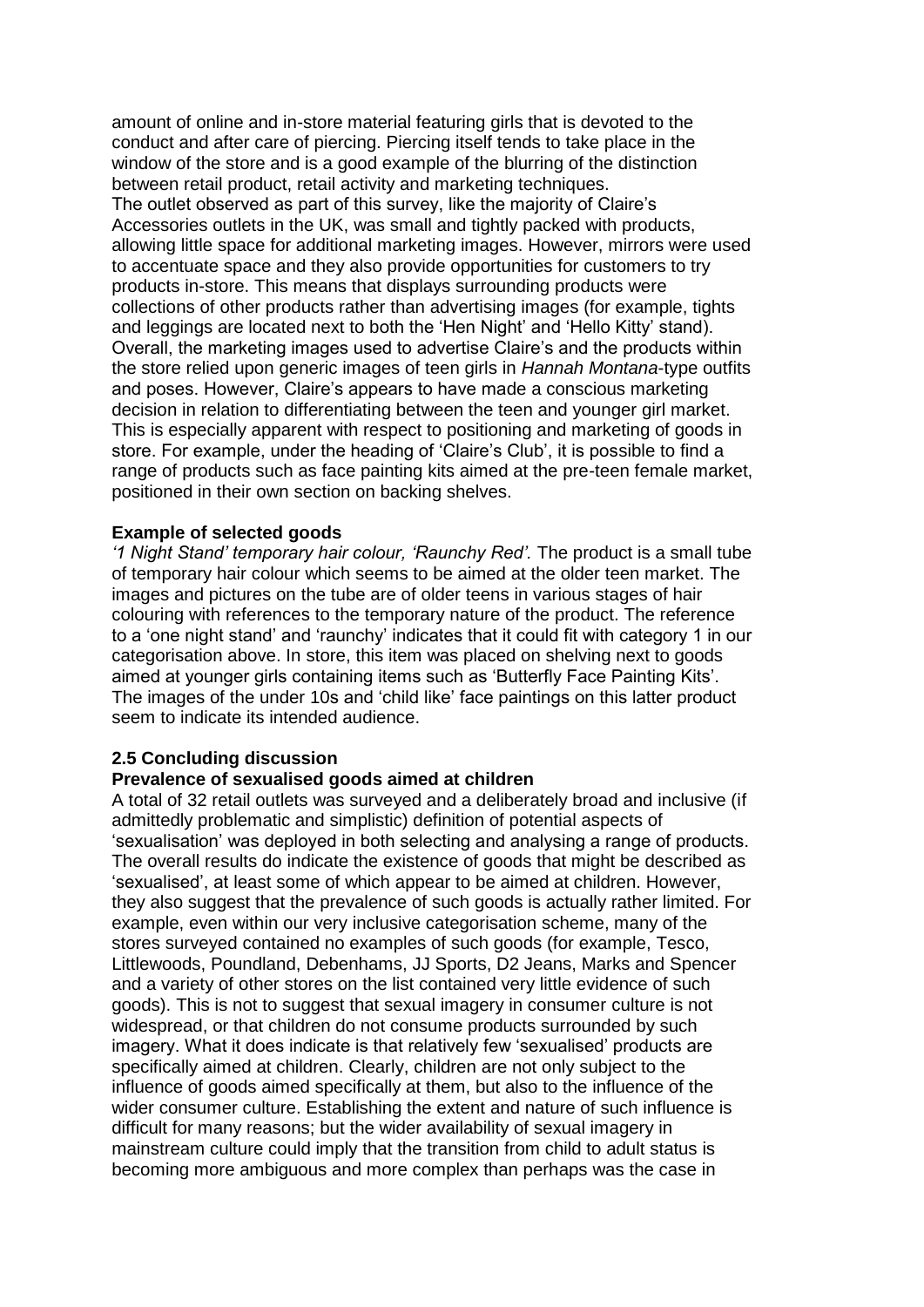amount of online and in-store material featuring girls that is devoted to the conduct and after care of piercing. Piercing itself tends to take place in the window of the store and is a good example of the blurring of the distinction between retail product, retail activity and marketing techniques.

The outlet observed as part of this survey, like the majority of Claire's Accessories outlets in the UK, was small and tightly packed with products, allowing little space for additional marketing images. However, mirrors were used to accentuate space and they also provide opportunities for customers to try products in-store. This means that displays surrounding products were collections of other products rather than advertising images (for example, tights and leggings are located next to both the 'Hen Night' and 'Hello Kitty' stand). Overall, the marketing images used to advertise Claire's and the products within the store relied upon generic images of teen girls in *Hannah Montana*-type outfits and poses. However, Claire's appears to have made a conscious marketing decision in relation to differentiating between the teen and younger girl market. This is especially apparent with respect to positioning and marketing of goods in store. For example, under the heading of 'Claire's Club', it is possible to find a range of products such as face painting kits aimed at the pre-teen female market, positioned in their own section on backing shelves.

**Example of selected goods**

*'1 Night Stand' temporary hair colour, 'Raunchy Red'.* The product is a small tube of temporary hair colour which seems to be aimed at the older teen market. The images and pictures on the tube are of older teens in various stages of hair colouring with references to the temporary nature of the product. The reference to a 'one night stand' and 'raunchy' indicates that it could fit with category 1 in our categorisation above. In store, this item was placed on shelving next to goods aimed at younger girls containing items such as 'Butterfly Face Painting Kits'. The images of the under 10s and 'child like' face paintings on this latter product seem to indicate its intended audience.

### 2.5 Concluding discussion

**Prevalence of sexualised goods aimed at children**

A total of 32 retail outlets was surveyed and a deliberately broad and inclusive (if admittedly problematic and simplistic) definition of potential aspects of 'sexualisation' was deployed in both selecting and analysing a range of products. The overall results do indicate the existence of goods that might be described as 'sexualised', at least some of which appear to be aimed at children. However, they also suggest that the prevalence of such goods is actually rather limited. For example, even within our very inclusive categorisation scheme, many of the stores surveyed contained no examples of such goods (for example, Tesco, Littlewoods, Poundland, Debenhams, JJ Sports, D2 Jeans, Marks and Spencer and a variety of other stores on the list contained very little evidence of such goods). This is not to suggest that sexual imagery in consumer culture is not widespread, or that children do not consume products surrounded by such imagery. What it does indicate is that relatively few 'sexualised' products are specifically aimed at children. Clearly, children are not only subject to the influence of goods aimed specifically at them, but also to the influence of the wider consumer culture. Establishing the extent and nature of such influence is difficult for many reasons; but the wider availability of sexual imagery in mainstream culture could imply that the transition from child to adult status is becoming more ambiguous and more complex than perhaps was the case in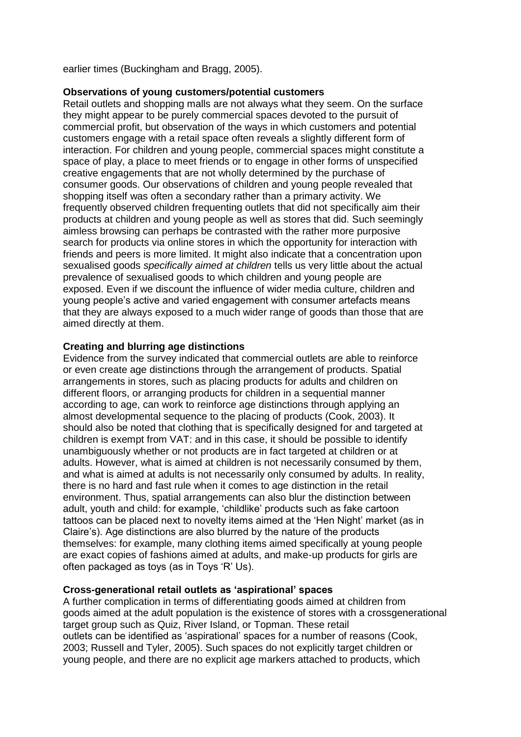earlier times (Buckingham and Bragg, 2005).

**Observations of young customers/potential customers**

Retail outlets and shopping malls are not always what they seem. On the surface they might appear to be purely commercial spaces devoted to the pursuit of commercial profit, but observation of the ways in which customers and potential customers engage with a retail space often reveals a slightly different form of interaction. For children and young people, commercial spaces might constitute a space of play, a place to meet friends or to engage in other forms of unspecified creative engagements that are not wholly determined by the purchase of consumer goods. Our observations of children and young people revealed that shopping itself was often a secondary rather than a primary activity. We frequently observed children frequenting outlets that did not specifically aim their products at children and young people as well as stores that did. Such seemingly aimless browsing can perhaps be contrasted with the rather more purposive search for products via online stores in which the opportunity for interaction with friends and peers is more limited. It might also indicate that a concentration upon sexualised goods *specifically aimed at children* tells us very little about the actual prevalence of sexualised goods to which children and young people are exposed. Even if we discount the influence of wider media culture, children and young people's active and varied engagement with consumer artefacts means that they are always exposed to a much wider range of goods than those that are aimed directly at them.

**Creating and blurring age distinctions**

Evidence from the survey indicated that commercial outlets are able to reinforce or even create age distinctions through the arrangement of products. Spatial arrangements in stores, such as placing products for adults and children on different floors, or arranging products for children in a sequential manner according to age, can work to reinforce age distinctions through applying an almost developmental sequence to the placing of products (Cook, 2003). It should also be noted that clothing that is specifically designed for and targeted at children is exempt from VAT: and in this case, it should be possible to identify unambiguously whether or not products are in fact targeted at children or at adults. However, what is aimed at children is not necessarily consumed by them, and what is aimed at adults is not necessarily only consumed by adults. In reality, there is no hard and fast rule when it comes to age distinction in the retail environment. Thus, spatial arrangements can also blur the distinction between adult, youth and child: for example, 'childlike' products such as fake cartoon tattoos can be placed next to novelty items aimed at the 'Hen Night' market (as in Claire's). Age distinctions are also blurred by the nature of the products themselves: for example, many clothing items aimed specifically at young people are exact copies of fashions aimed at adults, and make-up products for girls are often packaged as toys (as in Toys 'R' Us).

**Cross-generational retail outlets as 'aspirational' spaces**

A further complication in terms of differentiating goods aimed at children from goods aimed at the adult population is the existence of stores with a crossgenerational target group such as Quiz, River Island, or Topman. These retail outlets can be identified as 'aspirational' spaces for a number of reasons (Cook, 2003; Russell and Tyler, 2005). Such spaces do not explicitly target children or young people, and there are no explicit age markers attached to products, which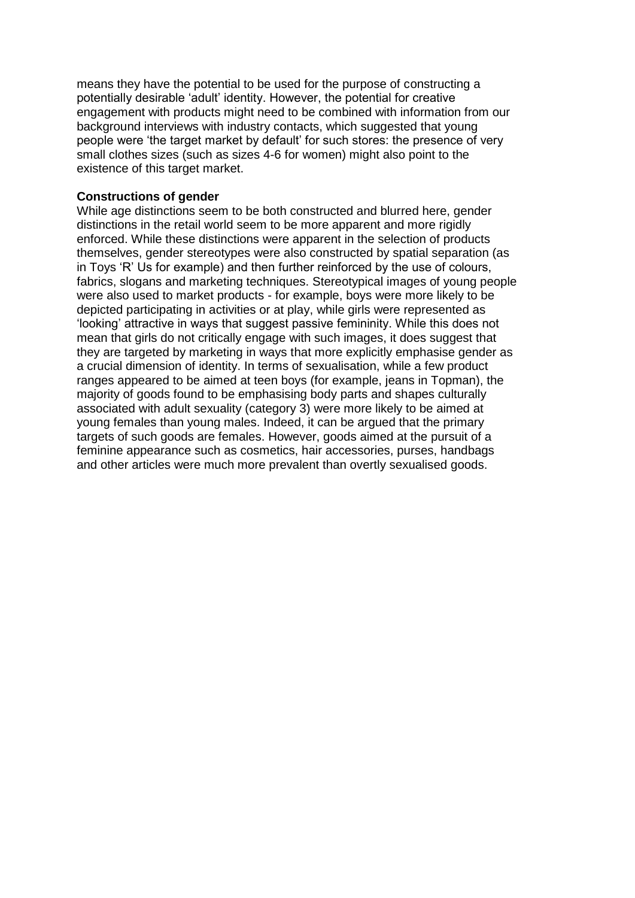means they have the potential to be used for the purpose of constructing a potentially desirable 'adult' identity. However, the potential for creative engagement with products might need to be combined with information from our background interviews with industry contacts, which suggested that young people were 'the target market by default' for such stores: the presence of very small clothes sizes (such as sizes 4-6 for women) might also point to the existence of this target market.

**Constructions of gender**

While age distinctions seem to be both constructed and blurred here, gender distinctions in the retail world seem to be more apparent and more rigidly enforced. While these distinctions were apparent in the selection of products themselves, gender stereotypes were also constructed by spatial separation (as in Toys 'R' Us for example) and then further reinforced by the use of colours, fabrics, slogans and marketing techniques. Stereotypical images of young people were also used to market products - for example, boys were more likely to be depicted participating in activities or at play, while girls were represented as 'looking' attractive in ways that suggest passive femininity. While this does not mean that girls do not critically engage with such images, it does suggest that they are targeted by marketing in ways that more explicitly emphasise gender as a crucial dimension of identity. In terms of sexualisation, while a few product ranges appeared to be aimed at teen boys (for example, jeans in Topman), the majority of goods found to be emphasising body parts and shapes culturally associated with adult sexuality (category 3) were more likely to be aimed at young females than young males. Indeed, it can be argued that the primary targets of such goods are females. However, goods aimed at the pursuit of a feminine appearance such as cosmetics, hair accessories, purses, handbags and other articles were much more prevalent than overtly sexualised goods.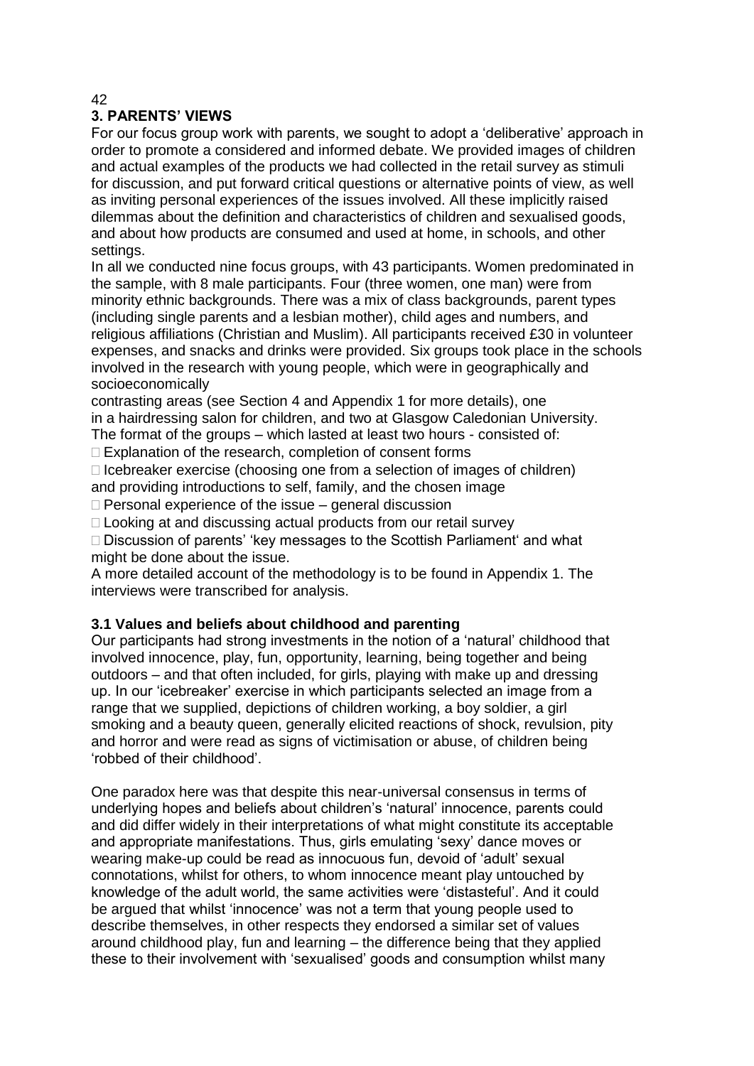## 3. PARENTS' VIEWS

For our focus group work with parents, we sought to adopt a 'deliberative' approach in order to promote a considered and informed debate. We provided images of children and actual examples of the products we had collected in the retail survey as stimuli for discussion, and put forward critical questions or alternative points of view, as well as inviting personal experiences of the issues involved. All these implicitly raised dilemmas about the definition and characteristics of children and sexualised goods, and about how products are consumed and used at home, in schools, and other settings.

In all we conducted nine focus groups, with 43 participants. Women predominated in the sample, with 8 male participants. Four (three women, one man) were from minority ethnic backgrounds. There was a mix of class backgrounds, parent types (including single parents and a lesbian mother), child ages and numbers, and religious affiliations (Christian and Muslim). All participants received £30 in volunteer expenses, and snacks and drinks were provided. Six groups took place in the schools involved in the research with young people, which were in geographically and socioeconomically contrasting areas (see Section 4 and Appendix 1 for more details), one in a hairdressing salon for children, and two at Glasgow Caledonian University.

The format of the groups – which lasted at least two hours - consisted of:

- Explanation of the research, completion of consent forms
- Icebreaker exercise (choosing one from a selection of images of children) and providing introductions to self, family, and the chosen image
- Personal experience of the issue – general discussion
- Looking at and discussing actual products from our retail survey
- Discussion of parents' 'key messages to the Scottish Parliament' and what might be done about the issue.

A more detailed account of the methodology is to be found in Appendix 1. The interviews were transcribed for analysis.

### 3.1 Values and beliefs about childhood and parenting

Our participants had strong investments in the notion of a 'natural' childhood that involved innocence, play, fun, opportunity, learning, being together and being outdoors – and that often included, for girls, playing with make up and dressing up. In our 'icebreaker' exercise in which participants selected an image from a range that we supplied, depictions of children working, a boy soldier, a girl smoking and a beauty queen, generally elicited reactions of shock, revulsion, pity and horror and were read as signs of victimisation or abuse, of children being 'robbed of their childhood'.

One paradox here was that despite this near-universal consensus in terms of underlying hopes and beliefs about children's 'natural' innocence, parents could and did differ widely in their interpretations of what might constitute its acceptable and appropriate manifestations. Thus, girls emulating 'sexy' dance moves or wearing make-up could be read as innocuous fun, devoid of 'adult' sexual connotations, whilst for others, to whom innocence meant play untouched by knowledge of the adult world, the same activities were 'distasteful'. And it could be argued that whilst 'innocence' was not a term that young people used to describe themselves, in other respects they endorsed a similar set of values around childhood play, fun and learning – the difference being that they applied these to their involvement with 'sexualised' goods and consumption whilst many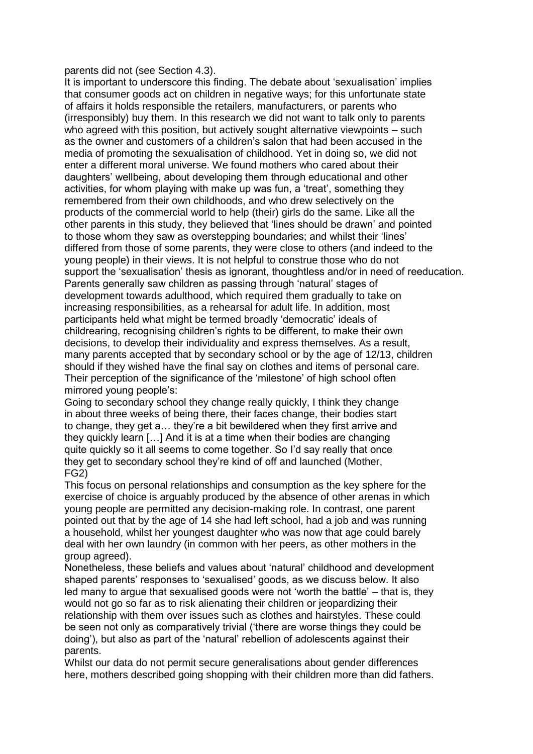parents did not (see Section 4.3).

It is important to underscore this finding. The debate about 'sexualisation' implies that consumer goods act on children in negative ways; for this unfortunate state of affairs it holds responsible the retailers, manufacturers, or parents who (irresponsibly) buy them. In this research we did not want to talk only to parents who agreed with this position, but actively sought alternative viewpoints – such as the owner and customers of a children's salon that had been accused in the media of promoting the sexualisation of childhood. Yet in doing so, we did not enter a different moral universe. We found mothers who cared about their daughters' wellbeing, about developing them through educational and other activities, for whom playing with make up was fun, a 'treat', something they remembered from their own childhoods, and who drew selectively on the products of the commercial world to help (their) girls do the same. Like all the other parents in this study, they believed that 'lines should be drawn' and pointed to those whom they saw as overstepping boundaries; and whilst their 'lines' differed from those of some parents, they were close to others (and indeed to the young people) in their views. It is not helpful to construe those who do not support the 'sexualisation' thesis as ignorant, thoughtless and/or in need of reeducation.

Parents generally saw children as passing through 'natural' stages of development towards adulthood, which required them gradually to take on increasing responsibilities, as a rehearsal for adult life. In addition, most participants held what might be termed broadly 'democratic' ideals of childrearing, recognising children's rights to be different, to make their own decisions, to develop their individuality and express themselves. As a result, many parents accepted that by secondary school or by the age of 12/13, children should if they wished have the final say on clothes and items of personal care. Their perception of the significance of the 'milestone' of high school often mirrored young people's:

> Going to secondary school they change really quickly, I think they change in about three weeks of being there, their faces change, their bodies start to change, they get a… they're a bit bewildered when they first arrive and they quickly learn […] And it is at a time when their bodies are changing quite quickly so it all seems to come together. So I'd say really that once they get to secondary school they're kind of off and launched (Mother, FG2)

This focus on personal relationships and consumption as the key sphere for the exercise of choice is arguably produced by the absence of other arenas in which young people are permitted any decision-making role. In contrast, one parent pointed out that by the age of 14 she had left school, had a job and was running a household, whilst her youngest daughter who was now that age could barely deal with her own laundry (in common with her peers, as other mothers in the group agreed).

Nonetheless, these beliefs and values about 'natural' childhood and development shaped parents' responses to 'sexualised' goods, as we discuss below. It also led many to argue that sexualised goods were not 'worth the battle' – that is, they would not go so far as to risk alienating their children or jeopardizing their relationship with them over issues such as clothes and hairstyles. These could be seen not only as comparatively trivial ('there are worse things they could be doing'), but also as part of the 'natural' rebellion of adolescents against their parents.

Whilst our data do not permit secure generalisations about gender differences here, mothers described going shopping with their children more than did fathers.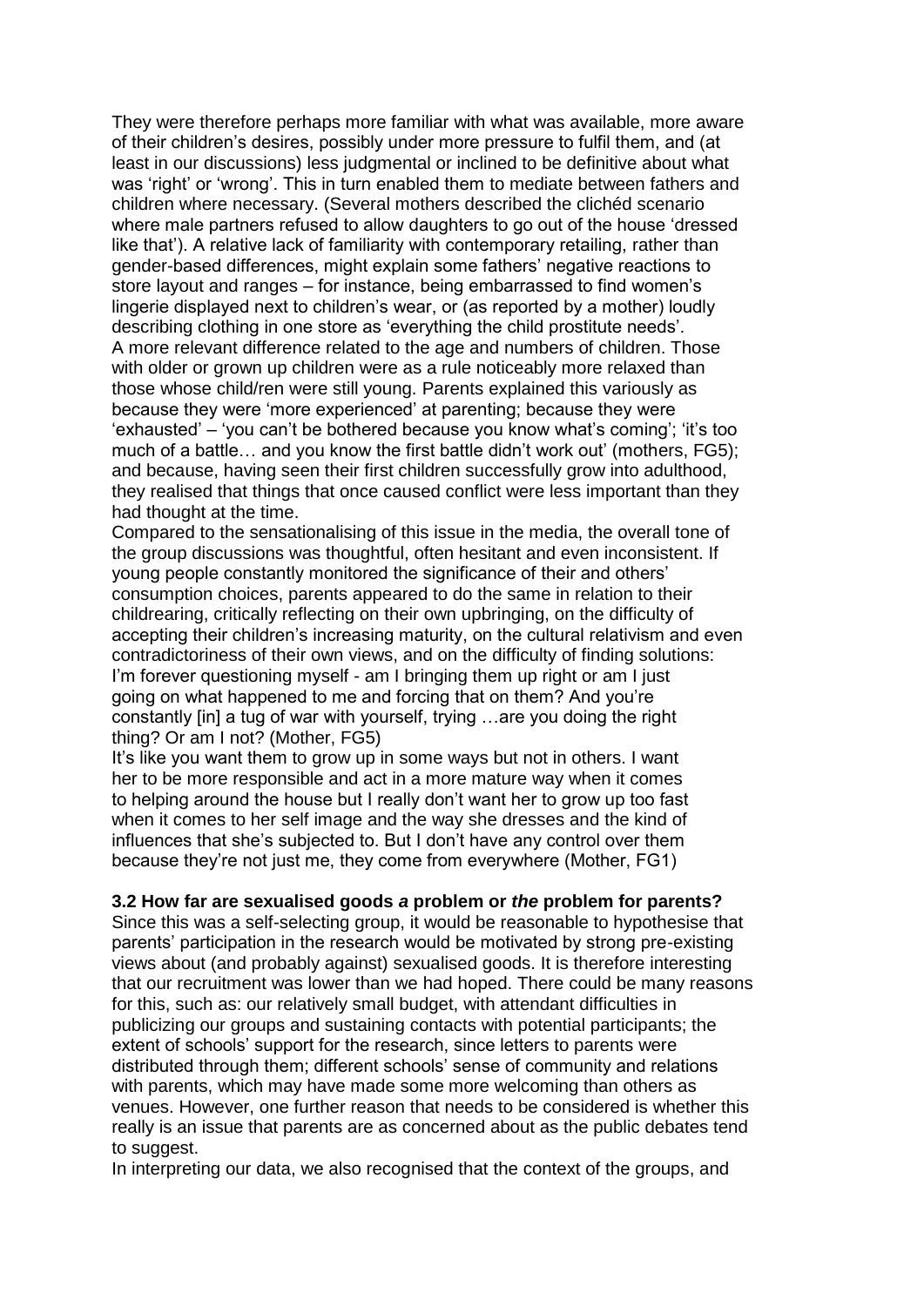They were therefore perhaps more familiar with what was available, more aware of their children's desires, possibly under more pressure to fulfil them, and (at least in our discussions) less judgmental or inclined to be definitive about what was 'right' or 'wrong'. This in turn enabled them to mediate between fathers and children where necessary. (Several mothers described the clichéd scenario where male partners refused to allow daughters to go out of the house 'dressed like that'). A relative lack of familiarity with contemporary retailing, rather than gender-based differences, might explain some fathers' negative reactions to store layout and ranges – for instance, being embarrassed to find women's lingerie displayed next to children's wear, or (as reported by a mother) loudly describing clothing in one store as 'everything the child prostitute needs'.

A more relevant difference related to the age and numbers of children. Those with older or grown up children were as a rule noticeably more relaxed than those whose child/ren were still young. Parents explained this variously as because they were 'more experienced' at parenting; because they were 'exhausted' – 'you can't be bothered because you know what's coming'; 'it's too much of a battle… and you know the first battle didn't work out' (mothers, FG5); and because, having seen their first children successfully grow into adulthood, they realised that things that once caused conflict were less important than they had thought at the time.

Compared to the sensationalising of this issue in the media, the overall tone of the group discussions was thoughtful, often hesitant and even inconsistent. If young people constantly monitored the significance of their and others' consumption choices, parents appeared to do the same in relation to their childrearing, critically reflecting on their own upbringing, on the difficulty of accepting their children's increasing maturity, on the cultural relativism and even contradictoriness of their own views, and on the difficulty of finding solutions:

> I'm forever questioning myself - am I bringing them up right or am I just going on what happened to me and forcing that on them? And you're constantly [in] a tug of war with yourself, trying …are you doing the right thing? Or am I not? (Mother, FG5)

> It's like you want them to grow up in some ways but not in others. I want her to be more responsible and act in a more mature way when it comes to helping around the house but I really don't want her to grow up too fast when it comes to her self image and the way she dresses and the kind of influences that she's subjected to. But I don't have any control over them because they're not just me, they come from everywhere (Mother, FG1)

### 3.2 How far are sexualised goods *a* problem or *the* problem for parents?

Since this was a self-selecting group, it would be reasonable to hypothesise that parents' participation in the research would be motivated by strong pre-existing views about (and probably against) sexualised goods. It is therefore interesting that our recruitment was lower than we had hoped. There could be many reasons for this, such as: our relatively small budget, with attendant difficulties in publicizing our groups and sustaining contacts with potential participants; the extent of schools' support for the research, since letters to parents were distributed through them; different schools' sense of community and relations with parents, which may have made some more welcoming than others as venues. However, one further reason that needs to be considered is whether this really is an issue that parents are as concerned about as the public debates tend to suggest.

In interpreting our data, we also recognised that the context of the groups, and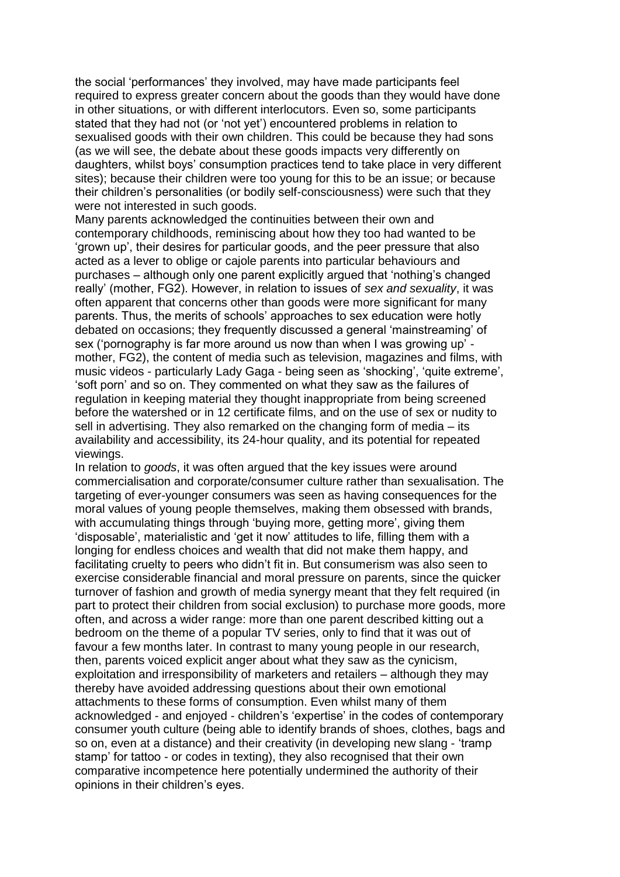the social 'performances' they involved, may have made participants feel required to express greater concern about the goods than they would have done in other situations, or with different interlocutors. Even so, some participants stated that they had not (or 'not yet') encountered problems in relation to sexualised goods with their own children. This could be because they had sons (as we will see, the debate about these goods impacts very differently on daughters, whilst boys' consumption practices tend to take place in very different sites); because their children were too young for this to be an issue; or because their children's personalities (or bodily self-consciousness) were such that they were not interested in such goods.

Many parents acknowledged the continuities between their own and contemporary childhoods, reminiscing about how they too had wanted to be 'grown up', their desires for particular goods, and the peer pressure that also acted as a lever to oblige or cajole parents into particular behaviours and purchases – although only one parent explicitly argued that 'nothing's changed really' (mother, FG2). However, in relation to issues of *sex and sexuality*, it was often apparent that concerns other than goods were more significant for many parents. Thus, the merits of schools' approaches to sex education were hotly debated on occasions; they frequently discussed a general 'mainstreaming' of sex ('pornography is far more around us now than when I was growing up' - mother, FG2), the content of media such as television, magazines and films, with music videos - particularly Lady Gaga - being seen as 'shocking', 'quite extreme', 'soft porn' and so on. They commented on what they saw as the failures of regulation in keeping material they thought inappropriate from being screened before the watershed or in 12 certificate films, and on the use of sex or nudity to sell in advertising. They also remarked on the changing form of media – its availability and accessibility, its 24-hour quality, and its potential for repeated viewings.

In relation to *goods*, it was often argued that the key issues were around commercialisation and corporate/consumer culture rather than sexualisation. The targeting of ever-younger consumers was seen as having consequences for the moral values of young people themselves, making them obsessed with brands, with accumulating things through 'buying more, getting more', giving them 'disposable', materialistic and 'get it now' attitudes to life, filling them with a longing for endless choices and wealth that did not make them happy, and facilitating cruelty to peers who didn't fit in. But consumerism was also seen to exercise considerable financial and moral pressure on parents, since the quicker turnover of fashion and growth of media synergy meant that they felt required (in part to protect their children from social exclusion) to purchase more goods, more often, and across a wider range: more than one parent described kitting out a bedroom on the theme of a popular TV series, only to find that it was out of favour a few months later. In contrast to many young people in our research, then, parents voiced explicit anger about what they saw as the cynicism, exploitation and irresponsibility of marketers and retailers – although they may thereby have avoided addressing questions about their own emotional attachments to these forms of consumption. Even whilst many of them acknowledged - and enjoyed - children's 'expertise' in the codes of contemporary consumer youth culture (being able to identify brands of shoes, clothes, bags and so on, even at a distance) and their creativity (in developing new slang - 'tramp stamp' for tattoo - or codes in texting), they also recognised that their own comparative incompetence here potentially undermined the authority of their opinions in their children's eyes.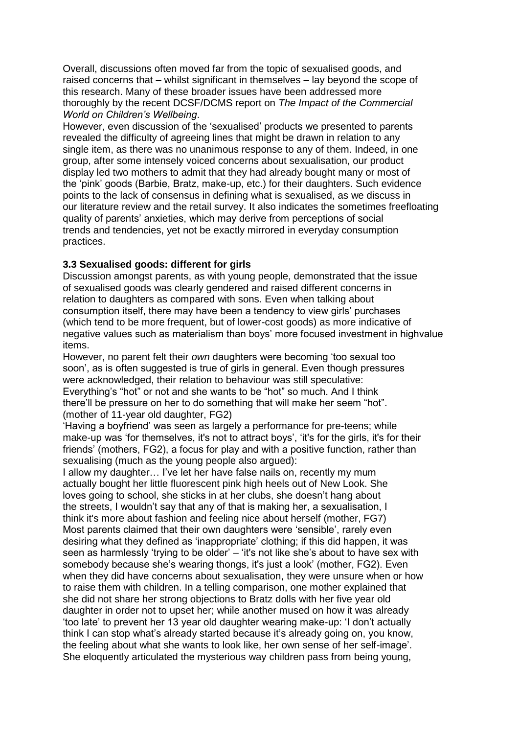Overall, discussions often moved far from the topic of sexualised goods, and raised concerns that – whilst significant in themselves – lay beyond the scope of this research. Many of these broader issues have been addressed more thoroughly by the recent DCSF/DCMS report on *The Impact of the Commercial World on Children's Wellbeing*.

However, even discussion of the 'sexualised' products we presented to parents revealed the difficulty of agreeing lines that might be drawn in relation to any single item, as there was no unanimous response to any of them. Indeed, in one group, after some intensely voiced concerns about sexualisation, our product display led two mothers to admit that they had already bought many or most of the 'pink' goods (Barbie, Bratz, make-up, etc.) for their daughters. Such evidence points to the lack of consensus in defining what is sexualised, as we discuss in our literature review and the retail survey. It also indicates the sometimes freefloating quality of parents' anxieties, which may derive from perceptions of social trends and tendencies, yet not be exactly mirrored in everyday consumption practices.

### 3.3 Sexualised goods: different for girls

Discussion amongst parents, as with young people, demonstrated that the issue of sexualised goods was clearly gendered and raised different concerns in relation to daughters as compared with sons. Even when talking about consumption itself, there may have been a tendency to view girls' purchases (which tend to be more frequent, but of lower-cost goods) as more indicative of negative values such as materialism than boys' more focused investment in highvalue items.

However, no parent felt their *own* daughters were becoming 'too sexual too soon', as is often suggested is true of girls in general. Even though pressures were acknowledged, their relation to behaviour was still speculative:

Everything's "hot" or not and she wants to be "hot" so much. And I think there'll be pressure on her to do something that will make her seem "hot". (mother of 11-year old daughter, FG2)

'Having a boyfriend' was seen as largely a performance for pre-teens; while make-up was 'for themselves, it's not to attract boys', 'it's for the girls, it's for their friends' (mothers, FG2), a focus for play and with a positive function, rather than sexualising (much as the young people also argued):

I allow my daughter… I've let her have false nails on, recently my mum actually bought her little fluorescent pink high heels out of New Look. She loves going to school, she sticks in at her clubs, she doesn't hang about the streets, I wouldn't say that any of that is making her, a sexualisation, I think it's more about fashion and feeling nice about herself (mother, FG7)

Most parents claimed that their own daughters were 'sensible', rarely even desiring what they defined as 'inappropriate' clothing; if this did happen, it was seen as harmlessly 'trying to be older' – 'it's not like she's about to have sex with somebody because she's wearing thongs, it's just a look' (mother, FG2). Even when they did have concerns about sexualisation, they were unsure when or how to raise them with children. In a telling comparison, one mother explained that she did not share her strong objections to Bratz dolls with her five year old daughter in order not to upset her; while another mused on how it was already 'too late' to prevent her 13 year old daughter wearing make-up: 'I don't actually think I can stop what's already started because it's already going on, you know, the feeling about what she wants to look like, her own sense of her self-image'. She eloquently articulated the mysterious way children pass from being young,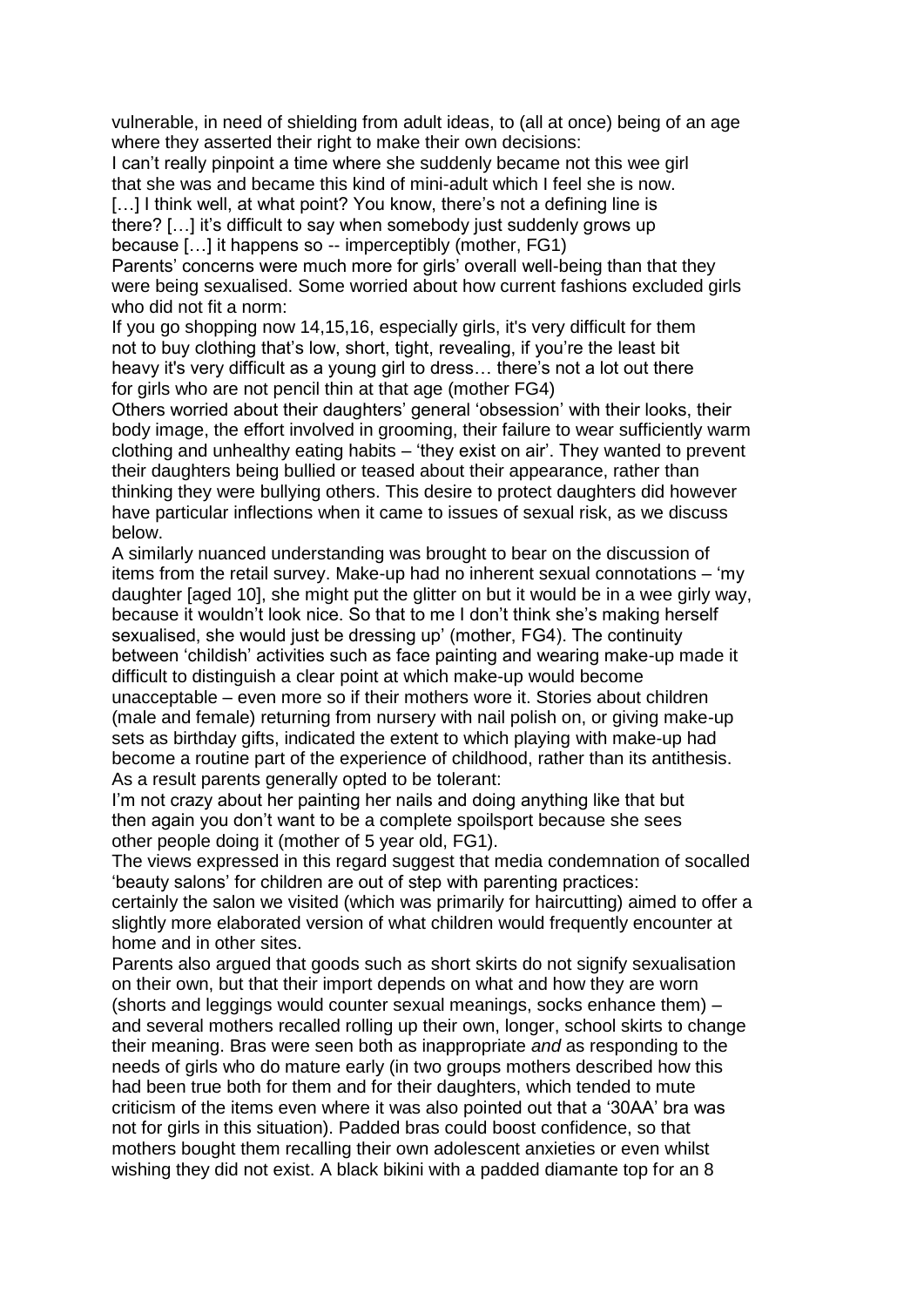vulnerable, in need of shielding from adult ideas, to (all at once) being of an age where they asserted their right to make their own decisions:

I can't really pinpoint a time where she suddenly became not this wee girl that she was and became this kind of mini-adult which I feel she is now. […] I think well, at what point? You know, there's not a defining line is there? […] it's difficult to say when somebody just suddenly grows up because […] it happens so -- imperceptibly (mother, FG1)

Parents' concerns were much more for girls' overall well-being than that they were being sexualised. Some worried about how current fashions excluded girls who did not fit a norm:

If you go shopping now 14,15,16, especially girls, it's very difficult for them not to buy clothing that's low, short, tight, revealing, if you're the least bit heavy it's very difficult as a young girl to dress… there's not a lot out there for girls who are not pencil thin at that age (mother FG4)

Others worried about their daughters' general 'obsession' with their looks, their body image, the effort involved in grooming, their failure to wear sufficiently warm clothing and unhealthy eating habits – 'they exist on air'. They wanted to prevent their daughters being bullied or teased about their appearance, rather than thinking they were bullying others. This desire to protect daughters did however have particular inflections when it came to issues of sexual risk, as we discuss below.

A similarly nuanced understanding was brought to bear on the discussion of items from the retail survey. Make-up had no inherent sexual connotations – 'my daughter [aged 10], she might put the glitter on but it would be in a wee girly way, because it wouldn't look nice. So that to me I don't think she's making herself sexualised, she would just be dressing up' (mother, FG4). The continuity between 'childish' activities such as face painting and wearing make-up made it difficult to distinguish a clear point at which make-up would become unacceptable – even more so if their mothers wore it. Stories about children (male and female) returning from nursery with nail polish on, or giving make-up sets as birthday gifts, indicated the extent to which playing with make-up had become a routine part of the experience of childhood, rather than its antithesis. As a result parents generally opted to be tolerant:

I'm not crazy about her painting her nails and doing anything like that but then again you don't want to be a complete spoilsport because she sees other people doing it (mother of 5 year old, FG1).

The views expressed in this regard suggest that media condemnation of socalled 'beauty salons' for children are out of step with parenting practices: certainly the salon we visited (which was primarily for haircutting) aimed to offer a slightly more elaborated version of what children would frequently encounter at home and in other sites.

Parents also argued that goods such as short skirts do not signify sexualisation on their own, but that their import depends on what and how they are worn (shorts and leggings would counter sexual meanings, socks enhance them) – and several mothers recalled rolling up their own, longer, school skirts to change their meaning. Bras were seen both as inappropriate *and* as responding to the needs of girls who do mature early (in two groups mothers described how this had been true both for them and for their daughters, which tended to mute criticism of the items even where it was also pointed out that a '30AA' bra was not for girls in this situation). Padded bras could boost confidence, so that mothers bought them recalling their own adolescent anxieties or even whilst wishing they did not exist. A black bikini with a padded diamante top for an 8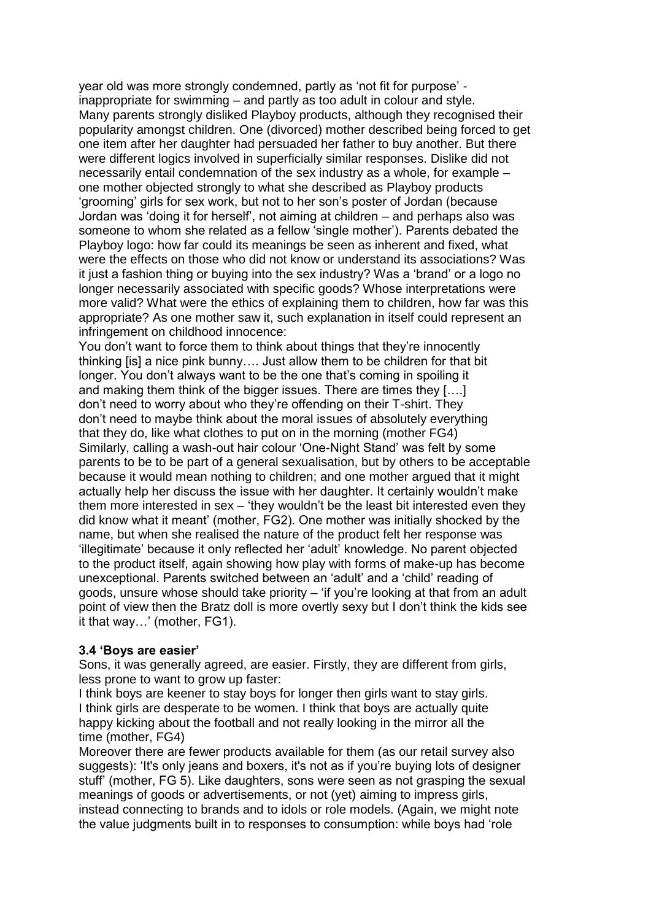year old was more strongly condemned, partly as 'not fit for purpose' - inappropriate for swimming – and partly as too adult in colour and style. Many parents strongly disliked Playboy products, although they recognised their popularity amongst children. One (divorced) mother described being forced to get one item after her daughter had persuaded her father to buy another. But there were different logics involved in superficially similar responses. Dislike did not necessarily entail condemnation of the sex industry as a whole, for example – one mother objected strongly to what she described as Playboy products 'grooming' girls for sex work, but not to her son's poster of Jordan (because Jordan was 'doing it for herself', not aiming at children – and perhaps also was someone to whom she related as a fellow 'single mother'). Parents debated the Playboy logo: how far could its meanings be seen as inherent and fixed, what were the effects on those who did not know or understand its associations? Was it just a fashion thing or buying into the sex industry? Was a 'brand' or a logo no longer necessarily associated with specific goods? Whose interpretations were more valid? What were the ethics of explaining them to children, how far was this appropriate? As one mother saw it, such explanation in itself could represent an infringement on childhood innocence:

You don't want to force them to think about things that they're innocently thinking [is] a nice pink bunny…. Just allow them to be children for that bit longer. You don't always want to be the one that's coming in spoiling it and making them think of the bigger issues. There are times they [….] don't need to worry about who they're offending on their T-shirt. They don't need to maybe think about the moral issues of absolutely everything that they do, like what clothes to put on in the morning (mother FG4)

Similarly, calling a wash-out hair colour 'One-Night Stand' was felt by some parents to be to be part of a general sexualisation, but by others to be acceptable because it would mean nothing to children; and one mother argued that it might actually help her discuss the issue with her daughter. It certainly wouldn't make them more interested in sex – 'they wouldn't be the least bit interested even they did know what it meant' (mother, FG2). One mother was initially shocked by the name, but when she realised the nature of the product felt her response was 'illegitimate' because it only reflected her 'adult' knowledge. No parent objected to the product itself, again showing how play with forms of make-up has become unexceptional. Parents switched between an 'adult' and a 'child' reading of goods, unsure whose should take priority – 'if you're looking at that from an adult point of view then the Bratz doll is more overtly sexy but I don't think the kids see it that way…' (mother, FG1).

### 3.4 'Boys are easier'

Sons, it was generally agreed, are easier. Firstly, they are different from girls, less prone to want to grow up faster:

I think boys are keener to stay boys for longer then girls want to stay girls. I think girls are desperate to be women. I think that boys are actually quite happy kicking about the football and not really looking in the mirror all the time (mother, FG4)

Moreover there are fewer products available for them (as our retail survey also suggests): 'It's only jeans and boxers, it's not as if you're buying lots of designer stuff' (mother, FG 5). Like daughters, sons were seen as not grasping the sexual meanings of goods or advertisements, or not (yet) aiming to impress girls, instead connecting to brands and to idols or role models. (Again, we might note the value judgments built in to responses to consumption: while boys had 'role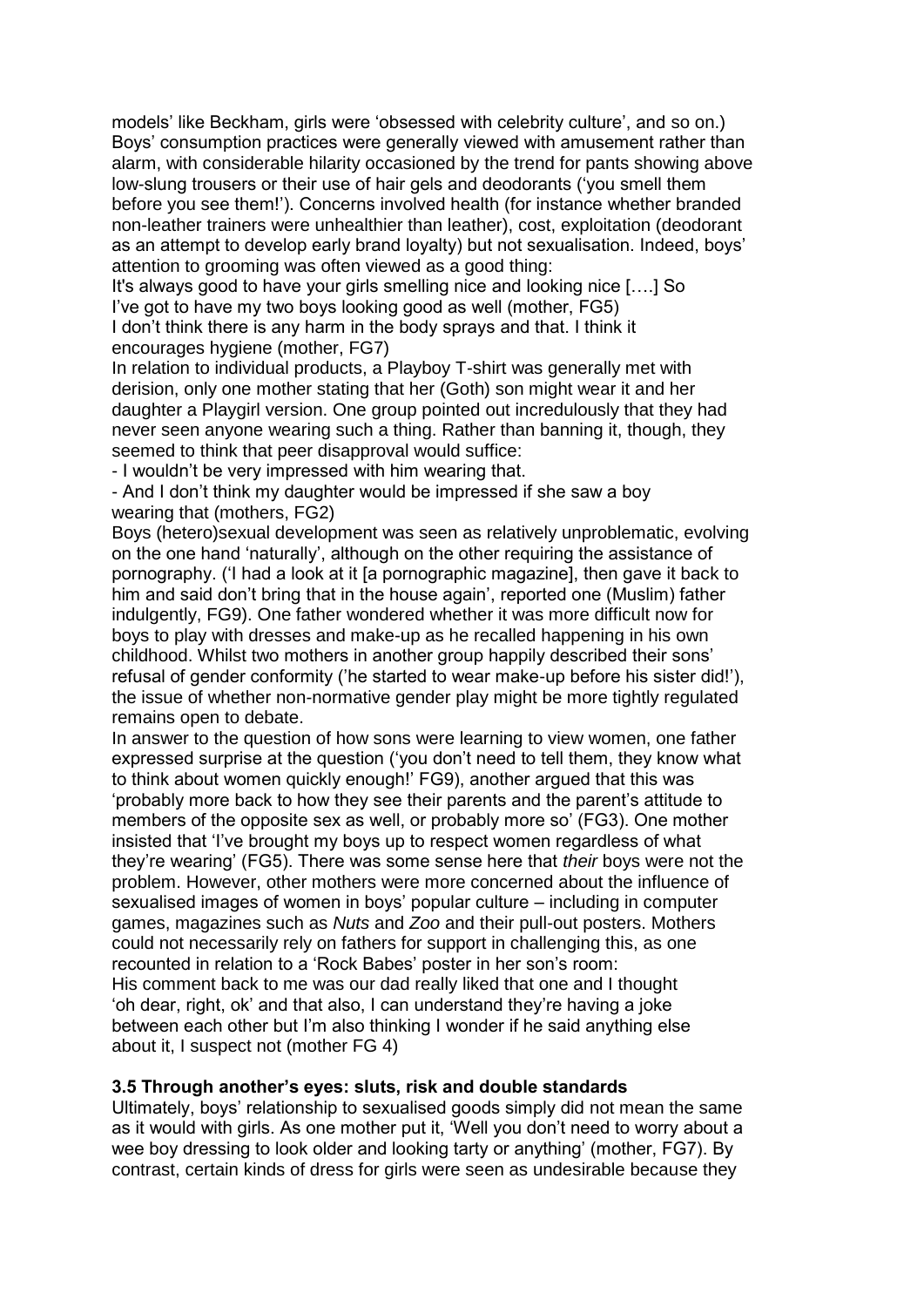models' like Beckham, girls were 'obsessed with celebrity culture', and so on.) Boys' consumption practices were generally viewed with amusement rather than alarm, with considerable hilarity occasioned by the trend for pants showing above low-slung trousers or their use of hair gels and deodorants ('you smell them before you see them!'). Concerns involved health (for instance whether branded non-leather trainers were unhealthier than leather), cost, exploitation (deodorant as an attempt to develop early brand loyalty) but not sexualisation. Indeed, boys' attention to grooming was often viewed as a good thing:

It's always good to have your girls smelling nice and looking nice [….] So I've got to have my two boys looking good as well (mother, FG5)

I don't think there is any harm in the body sprays and that. I think it encourages hygiene (mother, FG7)

In relation to individual products, a Playboy T-shirt was generally met with derision, only one mother stating that her (Goth) son might wear it and her daughter a Playgirl version. One group pointed out incredulously that they had never seen anyone wearing such a thing. Rather than banning it, though, they seemed to think that peer disapproval would suffice:

- I wouldn't be very impressed with him wearing that.
- And I don't think my daughter would be impressed if she saw a boy wearing that (mothers, FG2)

Boys (hetero)sexual development was seen as relatively unproblematic, evolving on the one hand 'naturally', although on the other requiring the assistance of pornography. ('I had a look at it [a pornographic magazine], then gave it back to him and said don't bring that in the house again', reported one (Muslim) father indulgently, FG9). One father wondered whether it was more difficult now for boys to play with dresses and make-up as he recalled happening in his own childhood. Whilst two mothers in another group happily described their sons' refusal of gender conformity ('he started to wear make-up before his sister did!'), the issue of whether non-normative gender play might be more tightly regulated remains open to debate.

In answer to the question of how sons were learning to view women, one father expressed surprise at the question ('you don't need to tell them, they know what to think about women quickly enough!' FG9), another argued that this was 'probably more back to how they see their parents and the parent's attitude to members of the opposite sex as well, or probably more so' (FG3). One mother insisted that 'I've brought my boys up to respect women regardless of what they're wearing' (FG5). There was some sense here that *their* boys were not the problem. However, other mothers were more concerned about the influence of sexualised images of women in boys' popular culture – including in computer games, magazines such as *Nuts* and *Zoo* and their pull-out posters. Mothers could not necessarily rely on fathers for support in challenging this, as one recounted in relation to a 'Rock Babes' poster in her son's room:

His comment back to me was our dad really liked that one and I thought 'oh dear, right, ok' and that also, I can understand they're having a joke between each other but I'm also thinking I wonder if he said anything else about it, I suspect not (mother FG 4)

### 3.5 Through another's eyes: sluts, risk and double standards

Ultimately, boys' relationship to sexualised goods simply did not mean the same as it would with girls. As one mother put it, 'Well you don't need to worry about a wee boy dressing to look older and looking tarty or anything' (mother, FG7). By contrast, certain kinds of dress for girls were seen as undesirable because they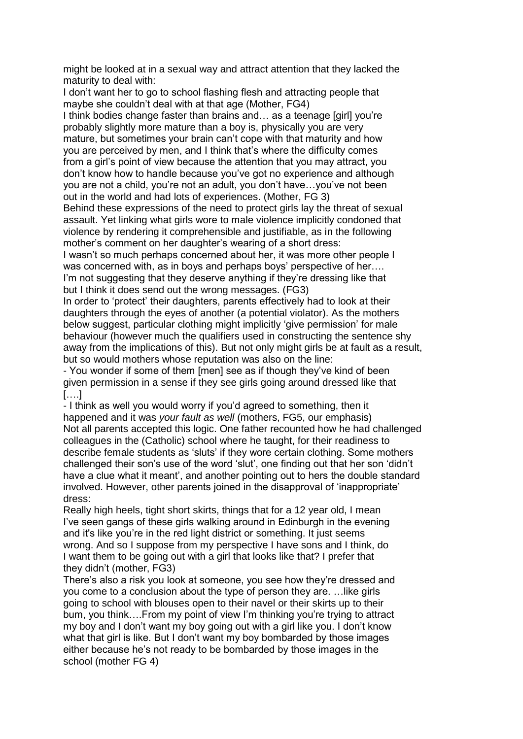might be looked at in a sexual way and attract attention that they lacked the maturity to deal with:

I don't want her to go to school flashing flesh and attracting people that maybe she couldn't deal with at that age (Mother, FG4)

I think bodies change faster than brains and… as a teenage [girl] you're probably slightly more mature than a boy is, physically you are very mature, but sometimes your brain can't cope with that maturity and how you are perceived by men, and I think that's where the difficulty comes from a girl's point of view because the attention that you may attract, you don't know how to handle because you've got no experience and although you are not a child, you're not an adult, you don't have…you've not been out in the world and had lots of experiences. (Mother, FG 3)

Behind these expressions of the need to protect girls lay the threat of sexual assault. Yet linking what girls wore to male violence implicitly condoned that violence by rendering it comprehensible and justifiable, as in the following mother's comment on her daughter's wearing of a short dress:

I wasn't so much perhaps concerned about her, it was more other people I was concerned with, as in boys and perhaps boys' perspective of her…. I'm not suggesting that they deserve anything if they're dressing like that but I think it does send out the wrong messages. (FG3)

In order to 'protect' their daughters, parents effectively had to look at their daughters through the eyes of another (a potential violator). As the mothers below suggest, particular clothing might implicitly 'give permission' for male behaviour (however much the qualifiers used in constructing the sentence shy away from the implications of this). But not only might girls be at fault as a result, but so would mothers whose reputation was also on the line:

- You wonder if some of them [men] see as if though they've kind of been given permission in a sense if they see girls going around dressed like that [….]
- I think as well you would worry if you'd agreed to something, then it happened and it was *your fault as well* (mothers, FG5, our emphasis)

Not all parents accepted this logic. One father recounted how he had challenged colleagues in the (Catholic) school where he taught, for their readiness to describe female students as 'sluts' if they wore certain clothing. Some mothers challenged their son's use of the word 'slut', one finding out that her son 'didn't have a clue what it meant', and another pointing out to hers the double standard involved. However, other parents joined in the disapproval of 'inappropriate' dress:

Really high heels, tight short skirts, things that for a 12 year old, I mean I've seen gangs of these girls walking around in Edinburgh in the evening and it's like you're in the red light district or something. It just seems wrong. And so I suppose from my perspective I have sons and I think, do I want them to be going out with a girl that looks like that? I prefer that they didn't (mother, FG3)

There's also a risk you look at someone, you see how they're dressed and you come to a conclusion about the type of person they are. …like girls going to school with blouses open to their navel or their skirts up to their bum, you think….From my point of view I'm thinking you're trying to attract my boy and I don't want my boy going out with a girl like you. I don't know what that girl is like. But I don't want my boy bombarded by those images either because he's not ready to be bombarded by those images in the school (mother FG 4)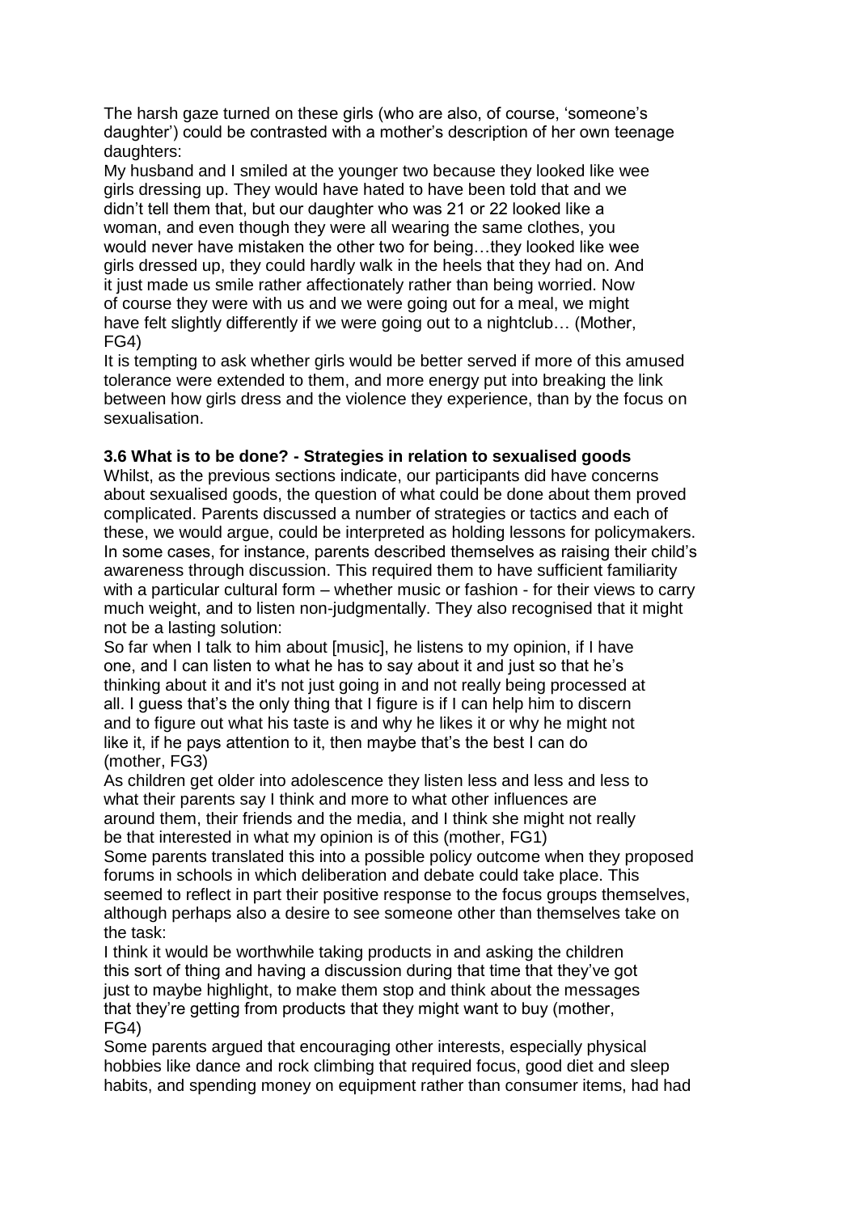The harsh gaze turned on these girls (who are also, of course, 'someone's daughter') could be contrasted with a mother's description of her own teenage daughters:

My husband and I smiled at the younger two because they looked like wee girls dressing up. They would have hated to have been told that and we didn't tell them that, but our daughter who was 21 or 22 looked like a woman, and even though they were all wearing the same clothes, you would never have mistaken the other two for being…they looked like wee girls dressed up, they could hardly walk in the heels that they had on. And it just made us smile rather affectionately rather than being worried. Now of course they were with us and we were going out for a meal, we might have felt slightly differently if we were going out to a nightclub… (Mother, FG4)

It is tempting to ask whether girls would be better served if more of this amused tolerance were extended to them, and more energy put into breaking the link between how girls dress and the violence they experience, than by the focus on sexualisation.

### 3.6 What is to be done? - Strategies in relation to sexualised goods

Whilst, as the previous sections indicate, our participants did have concerns about sexualised goods, the question of what could be done about them proved complicated. Parents discussed a number of strategies or tactics and each of these, we would argue, could be interpreted as holding lessons for policymakers. In some cases, for instance, parents described themselves as raising their child's awareness through discussion. This required them to have sufficient familiarity with a particular cultural form – whether music or fashion - for their views to carry much weight, and to listen non-judgmentally. They also recognised that it might not be a lasting solution:

So far when I talk to him about [music], he listens to my opinion, if I have one, and I can listen to what he has to say about it and just so that he's thinking about it and it's not just going in and not really being processed at all. I guess that's the only thing that I figure is if I can help him to discern and to figure out what his taste is and why he likes it or why he might not like it, if he pays attention to it, then maybe that's the best I can do (mother, FG3)

As children get older into adolescence they listen less and less and less to what their parents say I think and more to what other influences are around them, their friends and the media, and I think she might not really be that interested in what my opinion is of this (mother, FG1)

Some parents translated this into a possible policy outcome when they proposed forums in schools in which deliberation and debate could take place. This seemed to reflect in part their positive response to the focus groups themselves, although perhaps also a desire to see someone other than themselves take on the task:

I think it would be worthwhile taking products in and asking the children this sort of thing and having a discussion during that time that they've got just to maybe highlight, to make them stop and think about the messages that they're getting from products that they might want to buy (mother, FG4)

Some parents argued that encouraging other interests, especially physical hobbies like dance and rock climbing that required focus, good diet and sleep habits, and spending money on equipment rather than consumer items, had had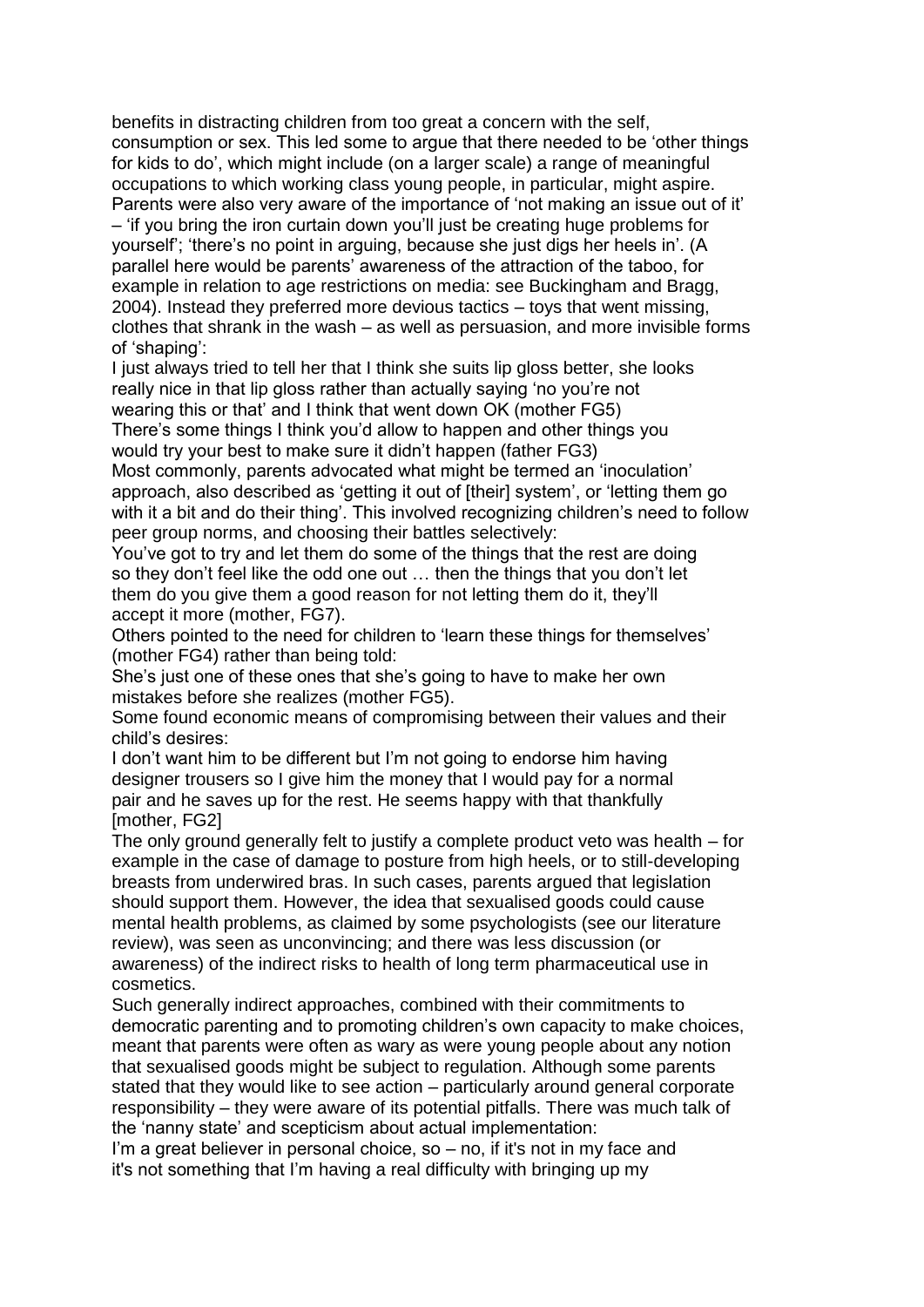benefits in distracting children from too great a concern with the self, consumption or sex. This led some to argue that there needed to be 'other things for kids to do', which might include (on a larger scale) a range of meaningful occupations to which working class young people, in particular, might aspire. Parents were also very aware of the importance of 'not making an issue out of it' – 'if you bring the iron curtain down you'll just be creating huge problems for yourself'; 'there's no point in arguing, because she just digs her heels in'. (A parallel here would be parents' awareness of the attraction of the taboo, for example in relation to age restrictions on media: see Buckingham and Bragg, 2004). Instead they preferred more devious tactics – toys that went missing, clothes that shrank in the wash – as well as persuasion, and more invisible forms of 'shaping':

I just always tried to tell her that I think she suits lip gloss better, she looks really nice in that lip gloss rather than actually saying 'no you're not wearing this or that' and I think that went down OK (mother FG5)

There's some things I think you'd allow to happen and other things you would try your best to make sure it didn't happen (father FG3)

Most commonly, parents advocated what might be termed an 'inoculation' approach, also described as 'getting it out of [their] system', or 'letting them go with it a bit and do their thing'. This involved recognizing children's need to follow peer group norms, and choosing their battles selectively:

You've got to try and let them do some of the things that the rest are doing so they don't feel like the odd one out … then the things that you don't let them do you give them a good reason for not letting them do it, they'll accept it more (mother, FG7).

Others pointed to the need for children to 'learn these things for themselves' (mother FG4) rather than being told:

She's just one of these ones that she's going to have to make her own mistakes before she realizes (mother FG5).

Some found economic means of compromising between their values and their child's desires:

I don't want him to be different but I'm not going to endorse him having designer trousers so I give him the money that I would pay for a normal pair and he saves up for the rest. He seems happy with that thankfully [mother, FG2]

The only ground generally felt to justify a complete product veto was health – for example in the case of damage to posture from high heels, or to still-developing breasts from underwired bras. In such cases, parents argued that legislation should support them. However, the idea that sexualised goods could cause mental health problems, as claimed by some psychologists (see our literature review), was seen as unconvincing; and there was less discussion (or awareness) of the indirect risks to health of long term pharmaceutical use in cosmetics.

Such generally indirect approaches, combined with their commitments to democratic parenting and to promoting children's own capacity to make choices, meant that parents were often as wary as were young people about any notion that sexualised goods might be subject to regulation. Although some parents stated that they would like to see action – particularly around general corporate responsibility – they were aware of its potential pitfalls. There was much talk of the 'nanny state' and scepticism about actual implementation:

I'm a great believer in personal choice, so – no, if it's not in my face and it's not something that I'm having a real difficulty with bringing up my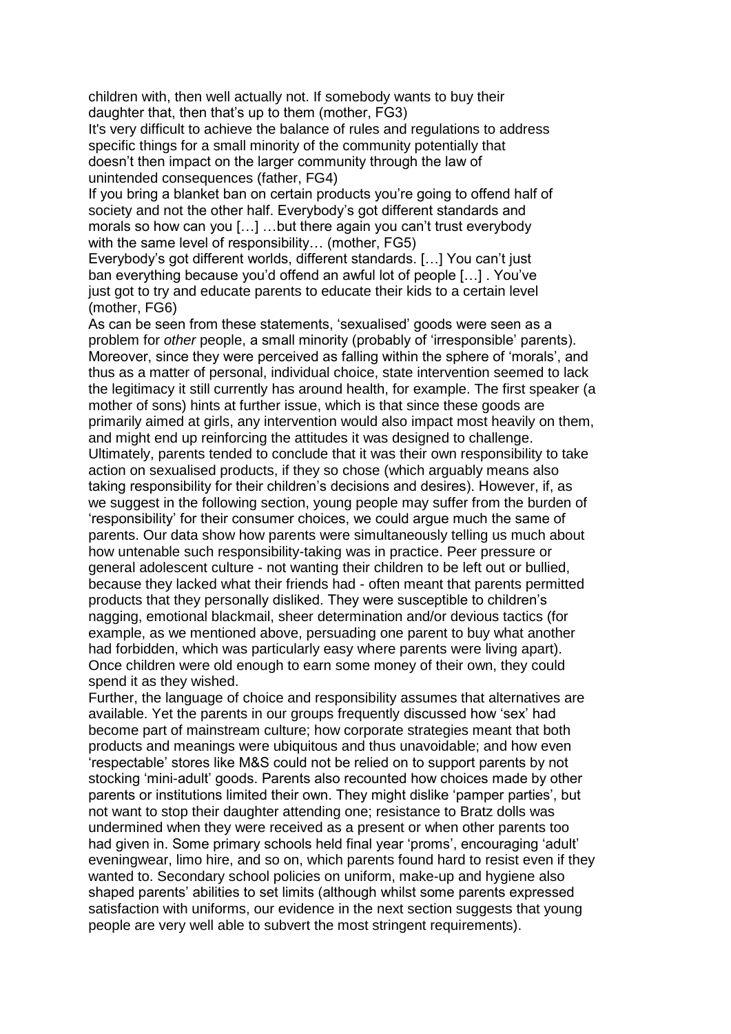children with, then well actually not. If somebody wants to buy their daughter that, then that's up to them (mother, FG3)

It's very difficult to achieve the balance of rules and regulations to address specific things for a small minority of the community potentially that doesn't then impact on the larger community through the law of unintended consequences (father, FG4)

If you bring a blanket ban on certain products you're going to offend half of society and not the other half. Everybody's got different standards and morals so how can you […] …but there again you can't trust everybody with the same level of responsibility… (mother, FG5)

Everybody's got different worlds, different standards. […] You can't just ban everything because you'd offend an awful lot of people […] . You've just got to try and educate parents to educate their kids to a certain level (mother, FG6)

As can be seen from these statements, 'sexualised' goods were seen as a problem for *other* people, a small minority (probably of 'irresponsible' parents). Moreover, since they were perceived as falling within the sphere of 'morals', and thus as a matter of personal, individual choice, state intervention seemed to lack the legitimacy it still currently has around health, for example. The first speaker (a mother of sons) hints at further issue, which is that since these goods are primarily aimed at girls, any intervention would also impact most heavily on them, and might end up reinforcing the attitudes it was designed to challenge. Ultimately, parents tended to conclude that it was their own responsibility to take action on sexualised products, if they so chose (which arguably means also taking responsibility for their children's decisions and desires). However, if, as we suggest in the following section, young people may suffer from the burden of 'responsibility' for their consumer choices, we could argue much the same of parents. Our data show how parents were simultaneously telling us much about how untenable such responsibility-taking was in practice. Peer pressure or general adolescent culture - not wanting their children to be left out or bullied, because they lacked what their friends had - often meant that parents permitted products that they personally disliked. They were susceptible to children's nagging, emotional blackmail, sheer determination and/or devious tactics (for example, as we mentioned above, persuading one parent to buy what another had forbidden, which was particularly easy where parents were living apart). Once children were old enough to earn some money of their own, they could spend it as they wished.

Further, the language of choice and responsibility assumes that alternatives are available. Yet the parents in our groups frequently discussed how 'sex' had become part of mainstream culture; how corporate strategies meant that both products and meanings were ubiquitous and thus unavoidable; and how even 'respectable' stores like M&S could not be relied on to support parents by not stocking 'mini-adult' goods. Parents also recounted how choices made by other parents or institutions limited their own. They might dislike 'pamper parties', but not want to stop their daughter attending one; resistance to Bratz dolls was undermined when they were received as a present or when other parents too had given in. Some primary schools held final year 'proms', encouraging 'adult' eveningwear, limo hire, and so on, which parents found hard to resist even if they wanted to. Secondary school policies on uniform, make-up and hygiene also shaped parents' abilities to set limits (although whilst some parents expressed satisfaction with uniforms, our evidence in the next section suggests that young people are very well able to subvert the most stringent requirements).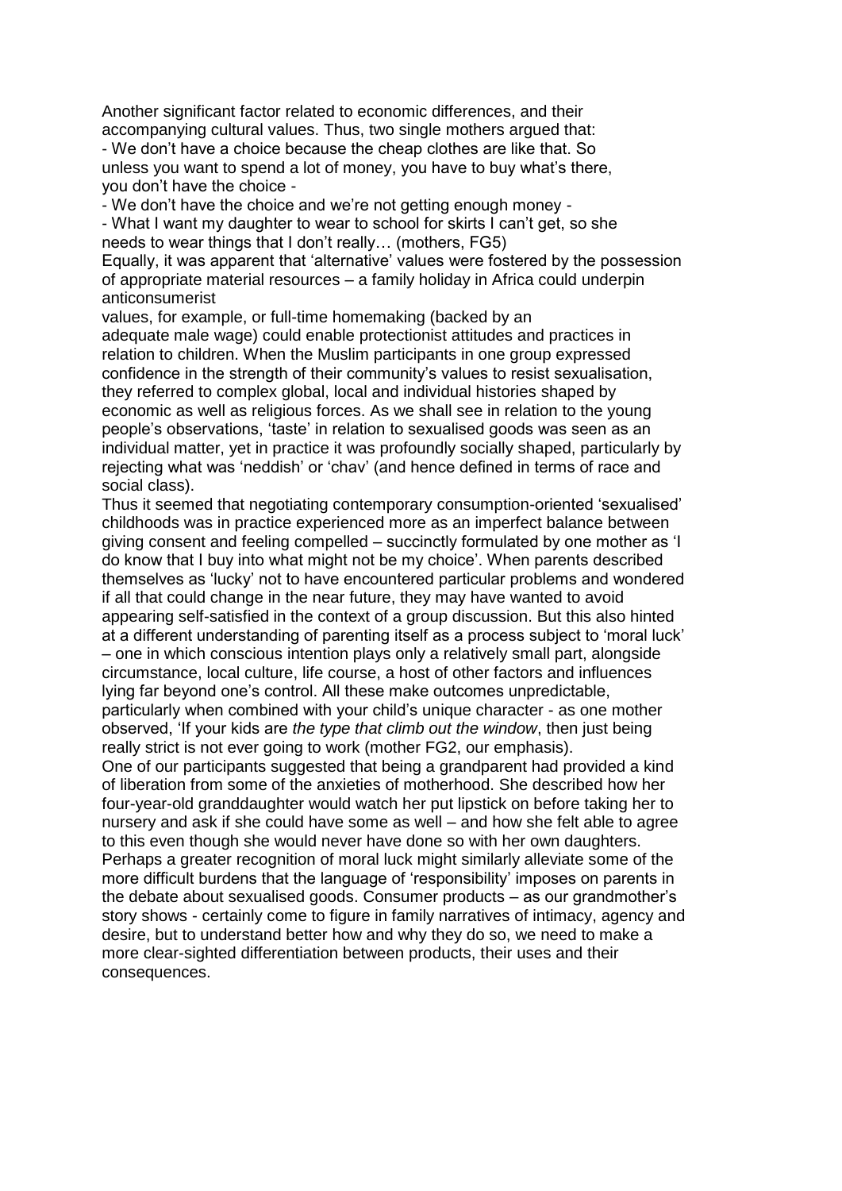Another significant factor related to economic differences, and their accompanying cultural values. Thus, two single mothers argued that:

- We don't have a choice because the cheap clothes are like that. So unless you want to spend a lot of money, you have to buy what's there, you don't have the choice -

- We don't have the choice and we're not getting enough money -

- What I want my daughter to wear to school for skirts I can't get, so she needs to wear things that I don't really… (mothers, FG5)

Equally, it was apparent that 'alternative' values were fostered by the possession of appropriate material resources – a family holiday in Africa could underpin anticonsumerist values, for example, or full-time homemaking (backed by an adequate male wage) could enable protectionist attitudes and practices in relation to children. When the Muslim participants in one group expressed confidence in the strength of their community's values to resist sexualisation, they referred to complex global, local and individual histories shaped by economic as well as religious forces. As we shall see in relation to the young people's observations, 'taste' in relation to sexualised goods was seen as an individual matter, yet in practice it was profoundly socially shaped, particularly by rejecting what was 'neddish' or 'chav' (and hence defined in terms of race and social class).

Thus it seemed that negotiating contemporary consumption-oriented 'sexualised' childhoods was in practice experienced more as an imperfect balance between giving consent and feeling compelled – succinctly formulated by one mother as 'I do know that I buy into what might not be my choice'. When parents described themselves as 'lucky' not to have encountered particular problems and wondered if all that could change in the near future, they may have wanted to avoid appearing self-satisfied in the context of a group discussion. But this also hinted at a different understanding of parenting itself as a process subject to 'moral luck' – one in which conscious intention plays only a relatively small part, alongside circumstance, local culture, life course, a host of other factors and influences lying far beyond one's control. All these make outcomes unpredictable, particularly when combined with your child's unique character - as one mother observed, 'If your kids are *the type that climb out the window*, then just being really strict is not ever going to work (mother FG2, our emphasis).

One of our participants suggested that being a grandparent had provided a kind of liberation from some of the anxieties of motherhood. She described how her four-year-old granddaughter would watch her put lipstick on before taking her to nursery and ask if she could have some as well – and how she felt able to agree to this even though she would never have done so with her own daughters. Perhaps a greater recognition of moral luck might similarly alleviate some of the more difficult burdens that the language of 'responsibility' imposes on parents in the debate about sexualised goods. Consumer products – as our grandmother's story shows - certainly come to figure in family narratives of intimacy, agency and desire, but to understand better how and why they do so, we need to make a more clear-sighted differentiation between products, their uses and their consequences.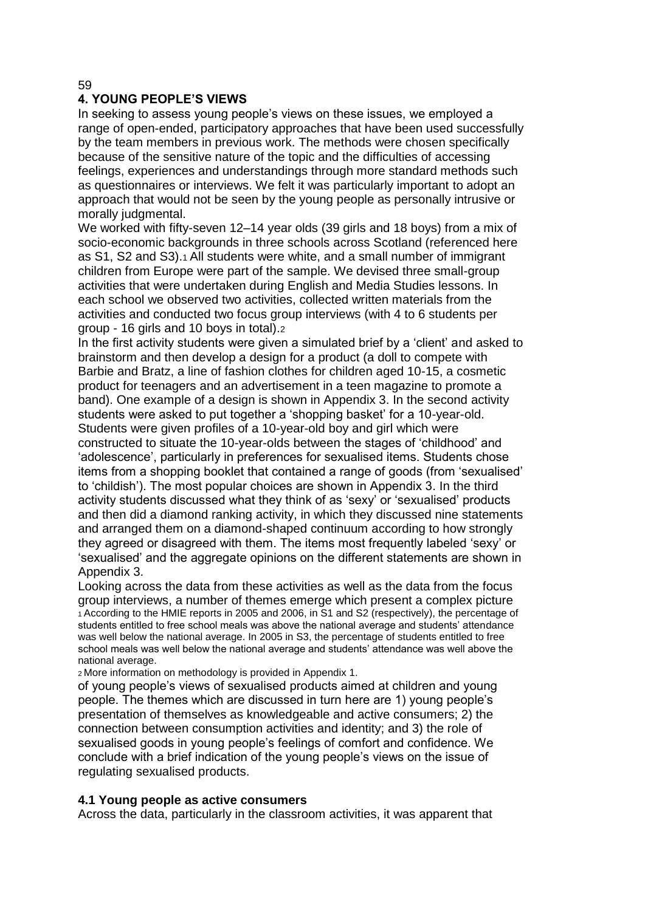## 4. YOUNG PEOPLE'S VIEWS

In seeking to assess young people's views on these issues, we employed a range of open-ended, participatory approaches that have been used successfully by the team members in previous work. The methods were chosen specifically because of the sensitive nature of the topic and the difficulties of accessing feelings, experiences and understandings through more standard methods such as questionnaires or interviews. We felt it was particularly important to adopt an approach that would not be seen by the young people as personally intrusive or morally judgmental.

We worked with fifty-seven 12–14 year olds (39 girls and 18 boys) from a mix of socio-economic backgrounds in three schools across Scotland (referenced here as S1, S2 and S3).[1] All students were white, and a small number of immigrant children from Europe were part of the sample. We devised three small-group activities that were undertaken during English and Media Studies lessons. In each school we observed two activities, collected written materials from the activities and conducted two focus group interviews (with 4 to 6 students per group - 16 girls and 10 boys in total).[2]

In the first activity students were given a simulated brief by a 'client' and asked to brainstorm and then develop a design for a product (a doll to compete with Barbie and Bratz, a line of fashion clothes for children aged 10-15, a cosmetic product for teenagers and an advertisement in a teen magazine to promote a band). One example of a design is shown in Appendix 3. In the second activity students were asked to put together a 'shopping basket' for a 10-year-old. Students were given profiles of a 10-year-old boy and girl which were constructed to situate the 10-year-olds between the stages of 'childhood' and 'adolescence', particularly in preferences for sexualised items. Students chose items from a shopping booklet that contained a range of goods (from 'sexualised' to 'childish'). The most popular choices are shown in Appendix 3. In the third activity students discussed what they think of as 'sexy' or 'sexualised' products and then did a diamond ranking activity, in which they discussed nine statements and arranged them on a diamond-shaped continuum according to how strongly they agreed or disagreed with them. The items most frequently labeled 'sexy' or 'sexualised' and the aggregate opinions on the different statements are shown in Appendix 3.

Looking across the data from these activities as well as the data from the focus group interviews, a number of themes emerge which present a complex picture of young people's views of sexualised products aimed at children and young people. The themes which are discussed in turn here are 1) young people's presentation of themselves as knowledgeable and active consumers; 2) the connection between consumption activities and identity; and 3) the role of sexualised goods in young people's feelings of comfort and confidence. We conclude with a brief indication of the young people's views on the issue of regulating sexualised products.

[1] According to the HMIE reports in 2005 and 2006, in S1 and S2 (respectively), the percentage of students entitled to free school meals was above the national average and students' attendance was well below the national average. In 2005 in S3, the percentage of students entitled to free school meals was well below the national average and students' attendance was well above the national average.

[2] More information on methodology is provided in Appendix 1.

### 4.1 Young people as active consumers

Across the data, particularly in the classroom activities, it was apparent that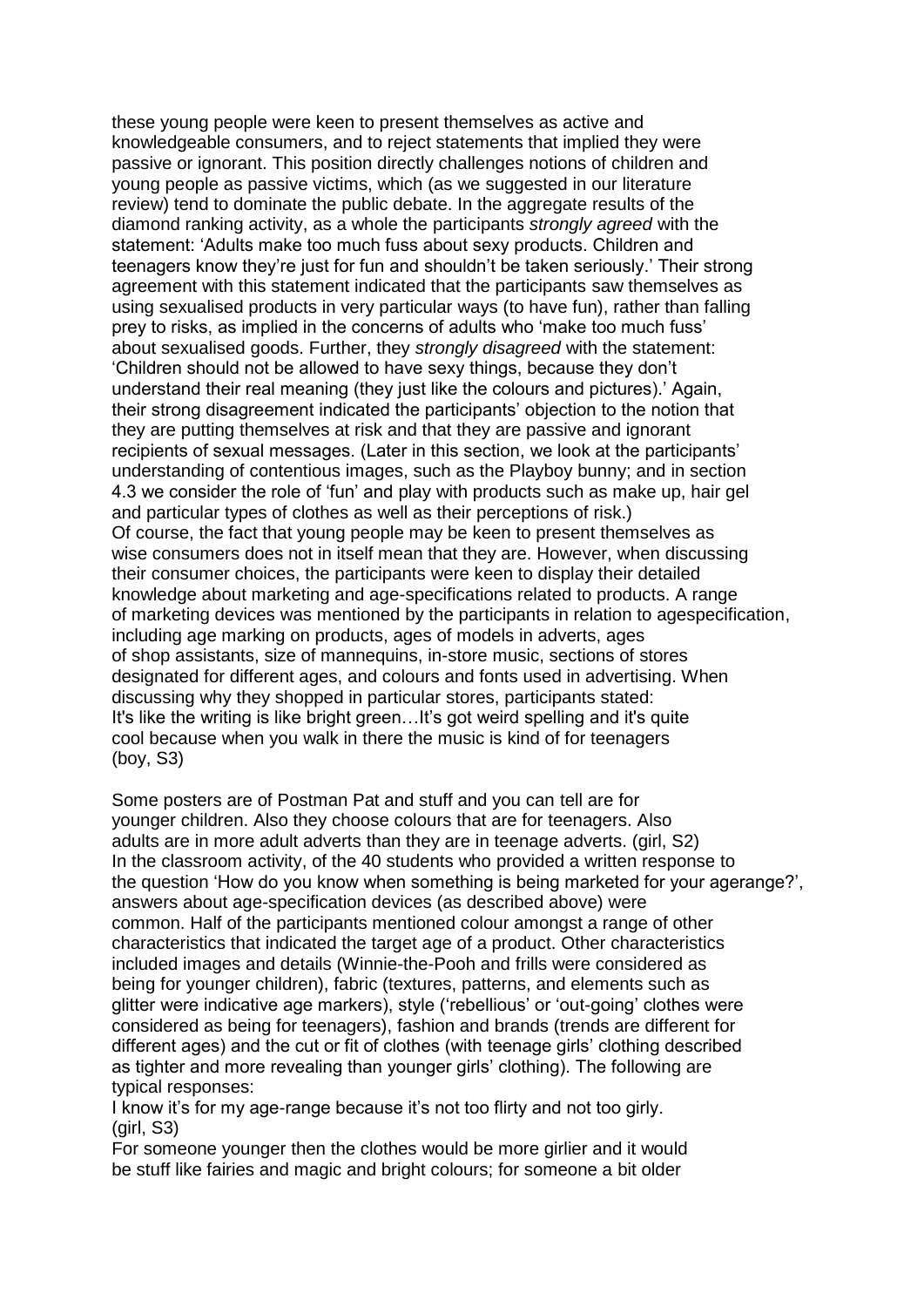these young people were keen to present themselves as active and knowledgeable consumers, and to reject statements that implied they were passive or ignorant. This position directly challenges notions of children and young people as passive victims, which (as we suggested in our literature review) tend to dominate the public debate. In the aggregate results of the diamond ranking activity, as a whole the participants *strongly agreed* with the statement: 'Adults make too much fuss about sexy products. Children and teenagers know they're just for fun and shouldn't be taken seriously.' Their strong agreement with this statement indicated that the participants saw themselves as using sexualised products in very particular ways (to have fun), rather than falling prey to risks, as implied in the concerns of adults who 'make too much fuss' about sexualised goods. Further, they *strongly disagreed* with the statement: 'Children should not be allowed to have sexy things, because they don't understand their real meaning (they just like the colours and pictures).' Again, their strong disagreement indicated the participants' objection to the notion that they are putting themselves at risk and that they are passive and ignorant recipients of sexual messages. (Later in this section, we look at the participants' understanding of contentious images, such as the Playboy bunny; and in section 4.3 we consider the role of 'fun' and play with products such as make up, hair gel and particular types of clothes as well as their perceptions of risk.)
Of course, the fact that young people may be keen to present themselves as wise consumers does not in itself mean that they are. However, when discussing their consumer choices, the participants were keen to display their detailed knowledge about marketing and age-specifications related to products. A range of marketing devices was mentioned by the participants in relation to agespecification, including age marking on products, ages of models in adverts, ages of shop assistants, size of mannequins, in-store music, sections of stores designated for different ages, and colours and fonts used in advertising. When discussing why they shopped in particular stores, participants stated:
It's like the writing is like bright green…It's got weird spelling and it's quite cool because when you walk in there the music is kind of for teenagers (boy, S3)

Some posters are of Postman Pat and stuff and you can tell are for younger children. Also they choose colours that are for teenagers. Also adults are in more adult adverts than they are in teenage adverts. (girl, S2)
In the classroom activity, of the 40 students who provided a written response to the question 'How do you know when something is being marketed for your agerange?', answers about age-specification devices (as described above) were common. Half of the participants mentioned colour amongst a range of other characteristics that indicated the target age of a product. Other characteristics included images and details (Winnie-the-Pooh and frills were considered as being for younger children), fabric (textures, patterns, and elements such as glitter were indicative age markers), style ('rebellious' or 'out-going' clothes were considered as being for teenagers), fashion and brands (trends are different for different ages) and the cut or fit of clothes (with teenage girls' clothing described as tighter and more revealing than younger girls' clothing). The following are typical responses:
I know it's for my age-range because it's not too flirty and not too girly. (girl, S3)
For someone younger then the clothes would be more girlier and it would be stuff like fairies and magic and bright colours; for someone a bit older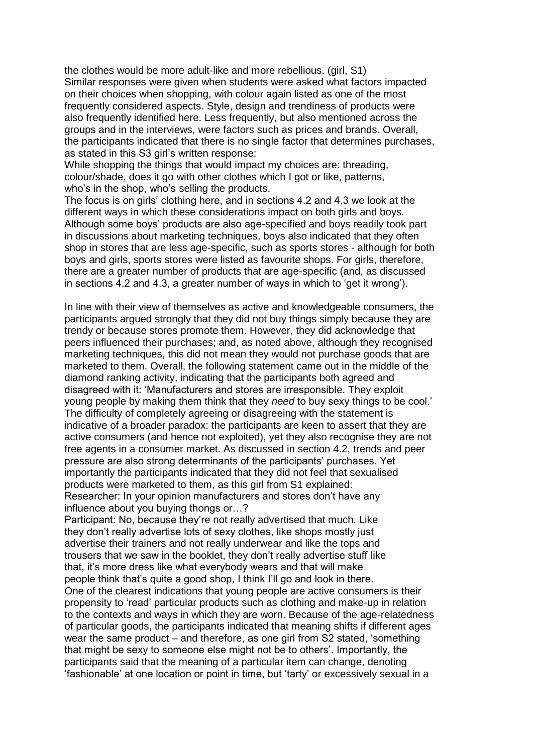the clothes would be more adult-like and more rebellious. (girl, S1)

Similar responses were given when students were asked what factors impacted on their choices when shopping, with colour again listed as one of the most frequently considered aspects. Style, design and trendiness of products were also frequently identified here. Less frequently, but also mentioned across the groups and in the interviews, were factors such as prices and brands. Overall, the participants indicated that there is no single factor that determines purchases, as stated in this S3 girl's written response:

While shopping the things that would impact my choices are: threading, colour/shade, does it go with other clothes which I got or like, patterns, who's in the shop, who's selling the products.

The focus is on girls' clothing here, and in sections 4.2 and 4.3 we look at the different ways in which these considerations impact on both girls and boys. Although some boys' products are also age-specified and boys readily took part in discussions about marketing techniques, boys also indicated that they often shop in stores that are less age-specific, such as sports stores - although for both boys and girls, sports stores were listed as favourite shops. For girls, therefore, there are a greater number of products that are age-specific (and, as discussed in sections 4.2 and 4.3, a greater number of ways in which to 'get it wrong').

In line with their view of themselves as active and knowledgeable consumers, the participants argued strongly that they did not buy things simply because they are trendy or because stores promote them. However, they did acknowledge that peers influenced their purchases; and, as noted above, although they recognised marketing techniques, this did not mean they would not purchase goods that are marketed to them. Overall, the following statement came out in the middle of the diamond ranking activity, indicating that the participants both agreed and disagreed with it: 'Manufacturers and stores are irresponsible. They exploit young people by making them think that they *need* to buy sexy things to be cool.' The difficulty of completely agreeing or disagreeing with the statement is indicative of a broader paradox: the participants are keen to assert that they are active consumers (and hence not exploited), yet they also recognise they are not free agents in a consumer market. As discussed in section 4.2, trends and peer pressure are also strong determinants of the participants' purchases. Yet importantly the participants indicated that they did not feel that sexualised products were marketed to them, as this girl from S1 explained:

Researcher: In your opinion manufacturers and stores don't have any influence about you buying thongs or…?

Participant: No, because they're not really advertised that much. Like they don't really advertise lots of sexy clothes, like shops mostly just advertise their trainers and not really underwear and like the tops and trousers that we saw in the booklet, they don't really advertise stuff like that, it's more dress like what everybody wears and that will make people think that's quite a good shop, I think I'll go and look in there.

One of the clearest indications that young people are active consumers is their propensity to 'read' particular products such as clothing and make-up in relation to the contexts and ways in which they are worn. Because of the age-relatedness of particular goods, the participants indicated that meaning shifts if different ages wear the same product – and therefore, as one girl from S2 stated, 'something that might be sexy to someone else might not be to others'. Importantly, the participants said that the meaning of a particular item can change, denoting 'fashionable' at one location or point in time, but 'tarty' or excessively sexual in a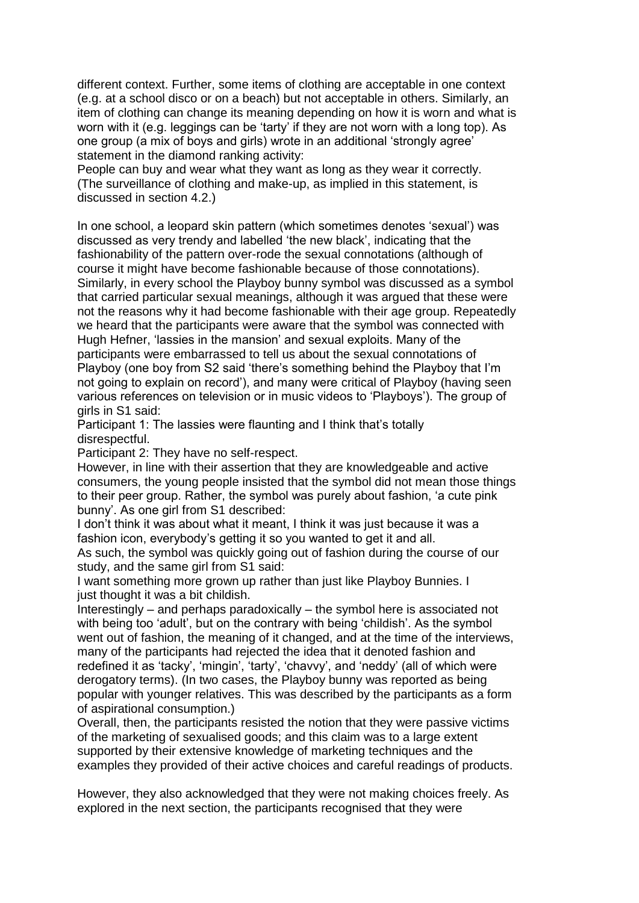different context. Further, some items of clothing are acceptable in one context (e.g. at a school disco or on a beach) but not acceptable in others. Similarly, an item of clothing can change its meaning depending on how it is worn and what is worn with it (e.g. leggings can be 'tarty' if they are not worn with a long top). As one group (a mix of boys and girls) wrote in an additional 'strongly agree' statement in the diamond ranking activity:

People can buy and wear what they want as long as they wear it correctly.

(The surveillance of clothing and make-up, as implied in this statement, is discussed in section 4.2.)

In one school, a leopard skin pattern (which sometimes denotes 'sexual') was discussed as very trendy and labelled 'the new black', indicating that the fashionability of the pattern over-rode the sexual connotations (although of course it might have become fashionable because of those connotations). Similarly, in every school the Playboy bunny symbol was discussed as a symbol that carried particular sexual meanings, although it was argued that these were not the reasons why it had become fashionable with their age group. Repeatedly we heard that the participants were aware that the symbol was connected with Hugh Hefner, 'lassies in the mansion' and sexual exploits. Many of the participants were embarrassed to tell us about the sexual connotations of Playboy (one boy from S2 said 'there's something behind the Playboy that I'm not going to explain on record'), and many were critical of Playboy (having seen various references on television or in music videos to 'Playboys'). The group of girls in S1 said:

Participant 1: The lassies were flaunting and I think that's totally disrespectful.

Participant 2: They have no self-respect.

However, in line with their assertion that they are knowledgeable and active consumers, the young people insisted that the symbol did not mean those things to their peer group. Rather, the symbol was purely about fashion, 'a cute pink bunny'. As one girl from S1 described:

I don't think it was about what it meant, I think it was just because it was a fashion icon, everybody's getting it so you wanted to get it and all.

As such, the symbol was quickly going out of fashion during the course of our study, and the same girl from S1 said:

I want something more grown up rather than just like Playboy Bunnies. I just thought it was a bit childish.

Interestingly – and perhaps paradoxically – the symbol here is associated not with being too 'adult', but on the contrary with being 'childish'. As the symbol went out of fashion, the meaning of it changed, and at the time of the interviews, many of the participants had rejected the idea that it denoted fashion and redefined it as 'tacky', 'mingin', 'tarty', 'chavvy', and 'neddy' (all of which were derogatory terms). (In two cases, the Playboy bunny was reported as being popular with younger relatives. This was described by the participants as a form of aspirational consumption.)

Overall, then, the participants resisted the notion that they were passive victims of the marketing of sexualised goods; and this claim was to a large extent supported by their extensive knowledge of marketing techniques and the examples they provided of their active choices and careful readings of products.

However, they also acknowledged that they were not making choices freely. As explored in the next section, the participants recognised that they were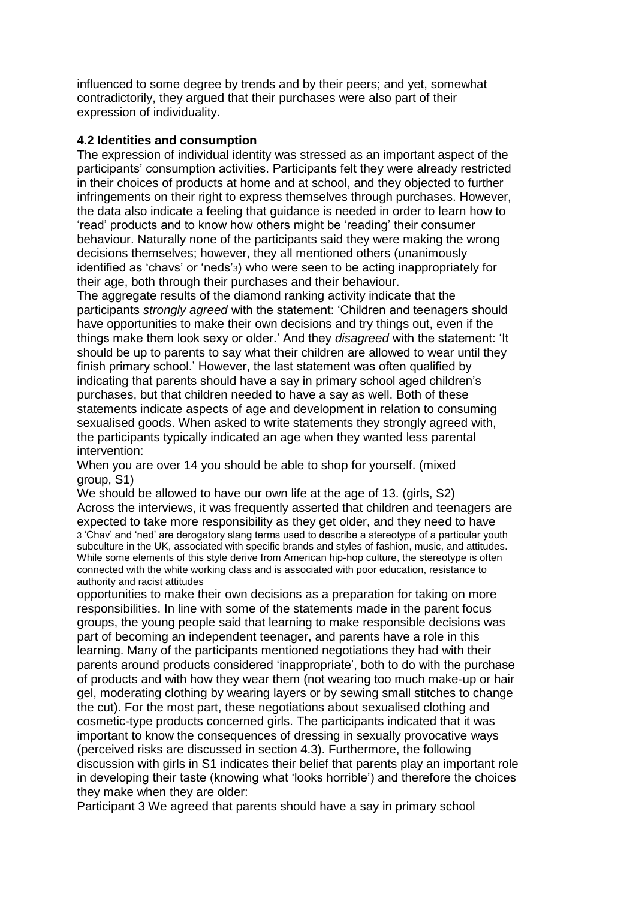influenced to some degree by trends and by their peers; and yet, somewhat contradictorily, they argued that their purchases were also part of their expression of individuality.

### 4.2 Identities and consumption

The expression of individual identity was stressed as an important aspect of the participants' consumption activities. Participants felt they were already restricted in their choices of products at home and at school, and they objected to further infringements on their right to express themselves through purchases. However, the data also indicate a feeling that guidance is needed in order to learn how to 'read' products and to know how others might be 'reading' their consumer behaviour. Naturally none of the participants said they were making the wrong decisions themselves; however, they all mentioned others (unanimously identified as 'chavs' or 'neds'[3]) who were seen to be acting inappropriately for their age, both through their purchases and their behaviour.

The aggregate results of the diamond ranking activity indicate that the participants *strongly agreed* with the statement: 'Children and teenagers should have opportunities to make their own decisions and try things out, even if the things make them look sexy or older.' And they *disagreed* with the statement: 'It should be up to parents to say what their children are allowed to wear until they finish primary school.' However, the last statement was often qualified by indicating that parents should have a say in primary school aged children's purchases, but that children needed to have a say as well. Both of these statements indicate aspects of age and development in relation to consuming sexualised goods. When asked to write statements they strongly agreed with, the participants typically indicated an age when they wanted less parental intervention:

When you are over 14 you should be able to shop for yourself. (mixed group, S1)

We should be allowed to have our own life at the age of 13. (girls, S2)

Across the interviews, it was frequently asserted that children and teenagers are expected to take more responsibility as they get older, and they need to have opportunities to make their own decisions as a preparation for taking on more responsibilities. In line with some of the statements made in the parent focus groups, the young people said that learning to make responsible decisions was part of becoming an independent teenager, and parents have a role in this learning. Many of the participants mentioned negotiations they had with their parents around products considered 'inappropriate', both to do with the purchase of products and with how they wear them (not wearing too much make-up or hair gel, moderating clothing by wearing layers or by sewing small stitches to change the cut). For the most part, these negotiations about sexualised clothing and cosmetic-type products concerned girls. The participants indicated that it was important to know the consequences of dressing in sexually provocative ways (perceived risks are discussed in section 4.3). Furthermore, the following discussion with girls in S1 indicates their belief that parents play an important role in developing their taste (knowing what 'looks horrible') and therefore the choices they make when they are older:

Participant 3 We agreed that parents should have a say in primary school

[3] 'Chav' and 'ned' are derogatory slang terms used to describe a stereotype of a particular youth subculture in the UK, associated with specific brands and styles of fashion, music, and attitudes. While some elements of this style derive from American hip-hop culture, the stereotype is often connected with the white working class and is associated with poor education, resistance to authority and racist attitudes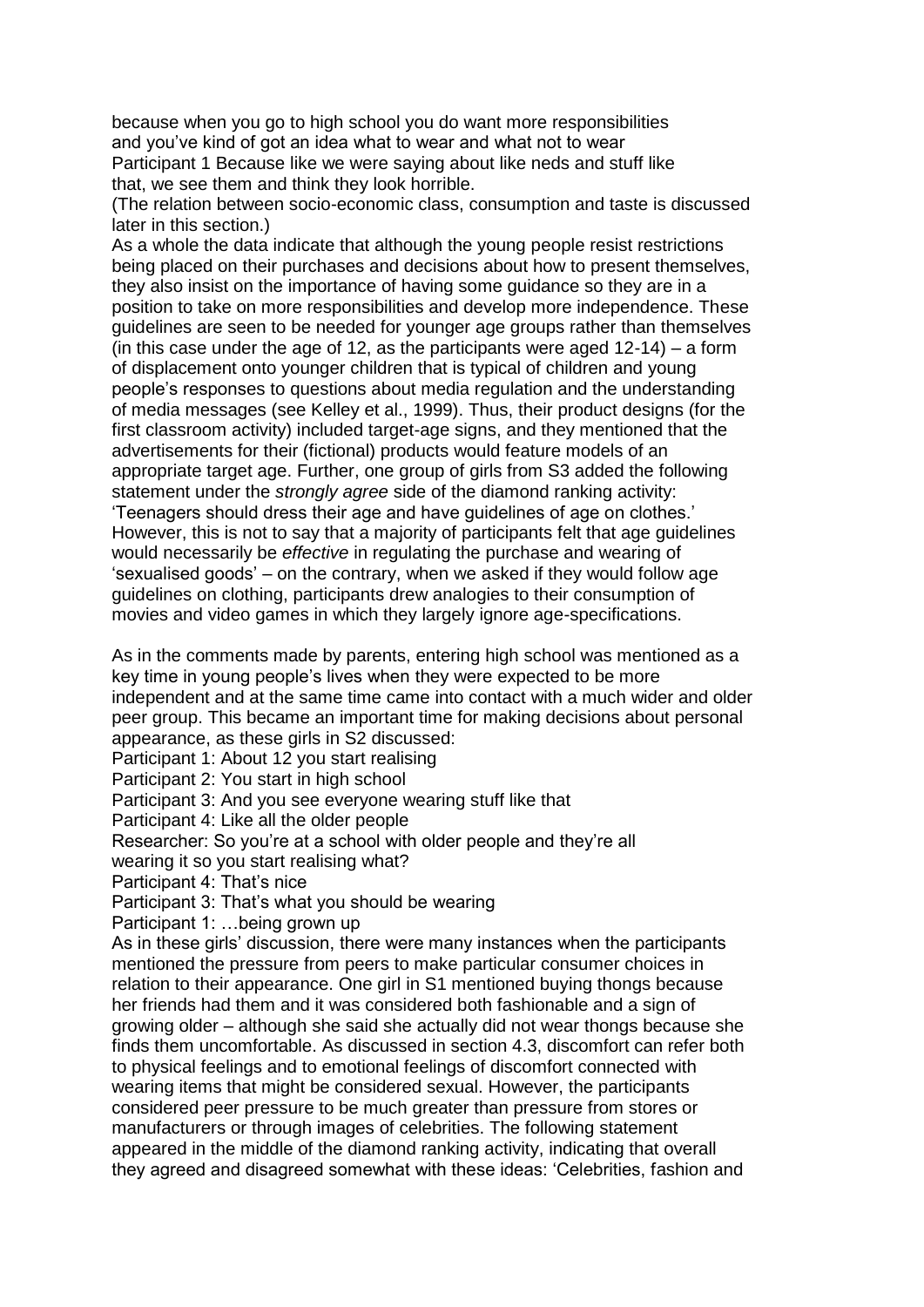because when you go to high school you do want more responsibilities and you've kind of got an idea what to wear and what not to wear

Participant 1 Because like we were saying about like neds and stuff like that, we see them and think they look horrible.

(The relation between socio-economic class, consumption and taste is discussed later in this section.)

As a whole the data indicate that although the young people resist restrictions being placed on their purchases and decisions about how to present themselves, they also insist on the importance of having some guidance so they are in a position to take on more responsibilities and develop more independence. These guidelines are seen to be needed for younger age groups rather than themselves (in this case under the age of 12, as the participants were aged 12-14) – a form of displacement onto younger children that is typical of children and young people's responses to questions about media regulation and the understanding of media messages (see Kelley et al., 1999). Thus, their product designs (for the first classroom activity) included target-age signs, and they mentioned that the advertisements for their (fictional) products would feature models of an appropriate target age. Further, one group of girls from S3 added the following statement under the *strongly agree* side of the diamond ranking activity: 'Teenagers should dress their age and have guidelines of age on clothes.' However, this is not to say that a majority of participants felt that age guidelines would necessarily be *effective* in regulating the purchase and wearing of 'sexualised goods' – on the contrary, when we asked if they would follow age guidelines on clothing, participants drew analogies to their consumption of movies and video games in which they largely ignore age-specifications.

As in the comments made by parents, entering high school was mentioned as a key time in young people's lives when they were expected to be more independent and at the same time came into contact with a much wider and older peer group. This became an important time for making decisions about personal appearance, as these girls in S2 discussed:

Participant 1: About 12 you start realising

Participant 2: You start in high school

Participant 3: And you see everyone wearing stuff like that

Participant 4: Like all the older people

Researcher: So you're at a school with older people and they're all wearing it so you start realising what?

Participant 4: That's nice

Participant 3: That's what you should be wearing

Participant 1: …being grown up

As in these girls' discussion, there were many instances when the participants mentioned the pressure from peers to make particular consumer choices in relation to their appearance. One girl in S1 mentioned buying thongs because her friends had them and it was considered both fashionable and a sign of growing older – although she said she actually did not wear thongs because she finds them uncomfortable. As discussed in section 4.3, discomfort can refer both to physical feelings and to emotional feelings of discomfort connected with wearing items that might be considered sexual. However, the participants considered peer pressure to be much greater than pressure from stores or manufacturers or through images of celebrities. The following statement appeared in the middle of the diamond ranking activity, indicating that overall they agreed and disagreed somewhat with these ideas: 'Celebrities, fashion and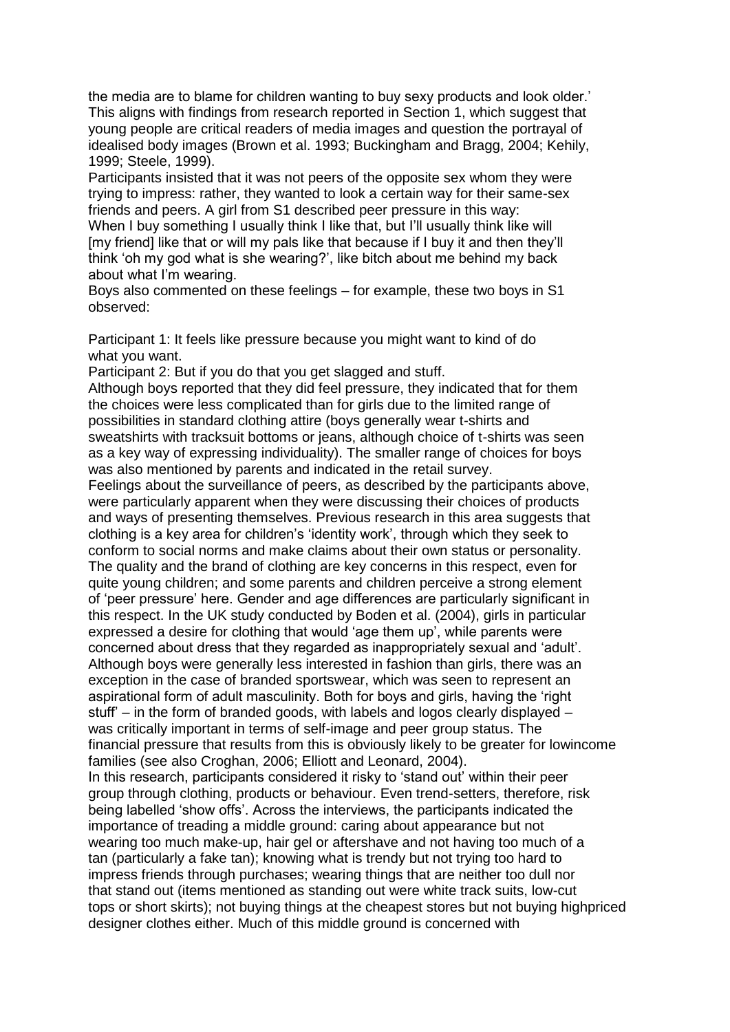the media are to blame for children wanting to buy sexy products and look older.' This aligns with findings from research reported in Section 1, which suggest that young people are critical readers of media images and question the portrayal of idealised body images (Brown et al. 1993; Buckingham and Bragg, 2004; Kehily, 1999; Steele, 1999).

Participants insisted that it was not peers of the opposite sex whom they were trying to impress: rather, they wanted to look a certain way for their same-sex friends and peers. A girl from S1 described peer pressure in this way:

When I buy something I usually think I like that, but I'll usually think like will [my friend] like that or will my pals like that because if I buy it and then they'll think 'oh my god what is she wearing?', like bitch about me behind my back about what I'm wearing.

Boys also commented on these feelings – for example, these two boys in S1 observed:

Participant 1: It feels like pressure because you might want to kind of do what you want.

Participant 2: But if you do that you get slagged and stuff.

Although boys reported that they did feel pressure, they indicated that for them the choices were less complicated than for girls due to the limited range of possibilities in standard clothing attire (boys generally wear t-shirts and sweatshirts with tracksuit bottoms or jeans, although choice of t-shirts was seen as a key way of expressing individuality). The smaller range of choices for boys was also mentioned by parents and indicated in the retail survey.

Feelings about the surveillance of peers, as described by the participants above, were particularly apparent when they were discussing their choices of products and ways of presenting themselves. Previous research in this area suggests that clothing is a key area for children's 'identity work', through which they seek to conform to social norms and make claims about their own status or personality. The quality and the brand of clothing are key concerns in this respect, even for quite young children; and some parents and children perceive a strong element of 'peer pressure' here. Gender and age differences are particularly significant in this respect. In the UK study conducted by Boden et al. (2004), girls in particular expressed a desire for clothing that would 'age them up', while parents were concerned about dress that they regarded as inappropriately sexual and 'adult'. Although boys were generally less interested in fashion than girls, there was an exception in the case of branded sportswear, which was seen to represent an aspirational form of adult masculinity. Both for boys and girls, having the 'right stuff' – in the form of branded goods, with labels and logos clearly displayed – was critically important in terms of self-image and peer group status. The financial pressure that results from this is obviously likely to be greater for lowincome families (see also Croghan, 2006; Elliott and Leonard, 2004).

In this research, participants considered it risky to 'stand out' within their peer group through clothing, products or behaviour. Even trend-setters, therefore, risk being labelled 'show offs'. Across the interviews, the participants indicated the importance of treading a middle ground: caring about appearance but not wearing too much make-up, hair gel or aftershave and not having too much of a tan (particularly a fake tan); knowing what is trendy but not trying too hard to impress friends through purchases; wearing things that are neither too dull nor that stand out (items mentioned as standing out were white track suits, low-cut tops or short skirts); not buying things at the cheapest stores but not buying highpriced designer clothes either. Much of this middle ground is concerned with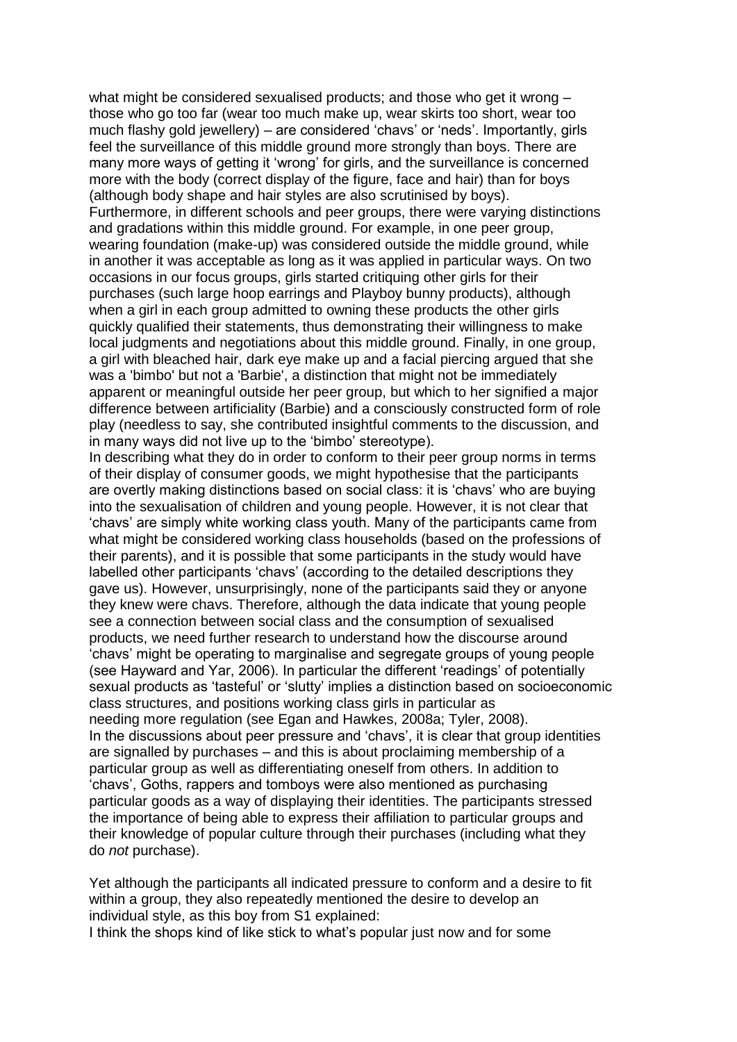what might be considered sexualised products; and those who get it wrong – those who go too far (wear too much make up, wear skirts too short, wear too much flashy gold jewellery) – are considered 'chavs' or 'neds'. Importantly, girls feel the surveillance of this middle ground more strongly than boys. There are many more ways of getting it 'wrong' for girls, and the surveillance is concerned more with the body (correct display of the figure, face and hair) than for boys (although body shape and hair styles are also scrutinised by boys). Furthermore, in different schools and peer groups, there were varying distinctions and gradations within this middle ground. For example, in one peer group, wearing foundation (make-up) was considered outside the middle ground, while in another it was acceptable as long as it was applied in particular ways. On two occasions in our focus groups, girls started critiquing other girls for their purchases (such large hoop earrings and Playboy bunny products), although when a girl in each group admitted to owning these products the other girls quickly qualified their statements, thus demonstrating their willingness to make local judgments and negotiations about this middle ground. Finally, in one group, a girl with bleached hair, dark eye make up and a facial piercing argued that she was a 'bimbo' but not a 'Barbie', a distinction that might not be immediately apparent or meaningful outside her peer group, but which to her signified a major difference between artificiality (Barbie) and a consciously constructed form of role play (needless to say, she contributed insightful comments to the discussion, and in many ways did not live up to the 'bimbo' stereotype).

In describing what they do in order to conform to their peer group norms in terms of their display of consumer goods, we might hypothesise that the participants are overtly making distinctions based on social class: it is 'chavs' who are buying into the sexualisation of children and young people. However, it is not clear that 'chavs' are simply white working class youth. Many of the participants came from what might be considered working class households (based on the professions of their parents), and it is possible that some participants in the study would have labelled other participants 'chavs' (according to the detailed descriptions they gave us). However, unsurprisingly, none of the participants said they or anyone they knew were chavs. Therefore, although the data indicate that young people see a connection between social class and the consumption of sexualised products, we need further research to understand how the discourse around 'chavs' might be operating to marginalise and segregate groups of young people (see Hayward and Yar, 2006). In particular the different 'readings' of potentially sexual products as 'tasteful' or 'slutty' implies a distinction based on socioeconomic class structures, and positions working class girls in particular as needing more regulation (see Egan and Hawkes, 2008a; Tyler, 2008).

In the discussions about peer pressure and 'chavs', it is clear that group identities are signalled by purchases – and this is about proclaiming membership of a particular group as well as differentiating oneself from others. In addition to 'chavs', Goths, rappers and tomboys were also mentioned as purchasing particular goods as a way of displaying their identities. The participants stressed the importance of being able to express their affiliation to particular groups and their knowledge of popular culture through their purchases (including what they do *not* purchase).

Yet although the participants all indicated pressure to conform and a desire to fit within a group, they also repeatedly mentioned the desire to develop an individual style, as this boy from S1 explained:

I think the shops kind of like stick to what's popular just now and for some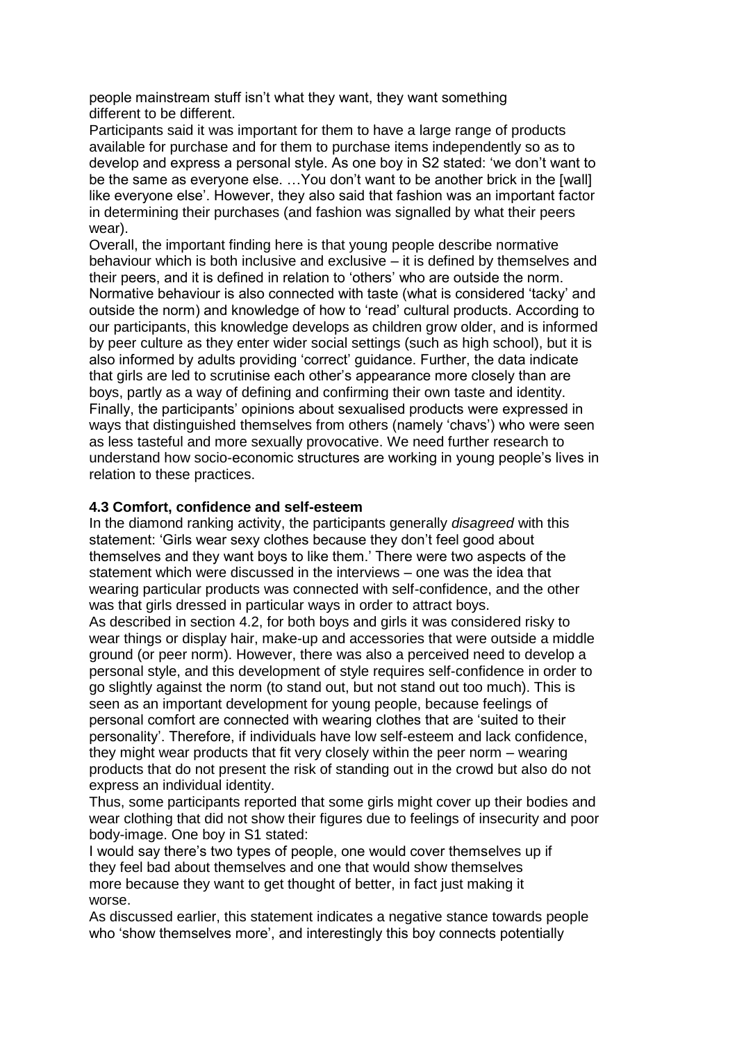people mainstream stuff isn't what they want, they want something different to be different.

Participants said it was important for them to have a large range of products available for purchase and for them to purchase items independently so as to develop and express a personal style. As one boy in S2 stated: 'we don't want to be the same as everyone else. …You don't want to be another brick in the [wall] like everyone else'. However, they also said that fashion was an important factor in determining their purchases (and fashion was signalled by what their peers wear).

Overall, the important finding here is that young people describe normative behaviour which is both inclusive and exclusive – it is defined by themselves and their peers, and it is defined in relation to 'others' who are outside the norm. Normative behaviour is also connected with taste (what is considered 'tacky' and outside the norm) and knowledge of how to 'read' cultural products. According to our participants, this knowledge develops as children grow older, and is informed by peer culture as they enter wider social settings (such as high school), but it is also informed by adults providing 'correct' guidance. Further, the data indicate that girls are led to scrutinise each other's appearance more closely than are boys, partly as a way of defining and confirming their own taste and identity. Finally, the participants' opinions about sexualised products were expressed in ways that distinguished themselves from others (namely 'chavs') who were seen as less tasteful and more sexually provocative. We need further research to understand how socio-economic structures are working in young people's lives in relation to these practices.

### 4.3 Comfort, confidence and self-esteem

In the diamond ranking activity, the participants generally *disagreed* with this statement: 'Girls wear sexy clothes because they don't feel good about themselves and they want boys to like them.' There were two aspects of the statement which were discussed in the interviews – one was the idea that wearing particular products was connected with self-confidence, and the other was that girls dressed in particular ways in order to attract boys.

As described in section 4.2, for both boys and girls it was considered risky to wear things or display hair, make-up and accessories that were outside a middle ground (or peer norm). However, there was also a perceived need to develop a personal style, and this development of style requires self-confidence in order to go slightly against the norm (to stand out, but not stand out too much). This is seen as an important development for young people, because feelings of personal comfort are connected with wearing clothes that are 'suited to their personality'. Therefore, if individuals have low self-esteem and lack confidence, they might wear products that fit very closely within the peer norm – wearing products that do not present the risk of standing out in the crowd but also do not express an individual identity.

Thus, some participants reported that some girls might cover up their bodies and wear clothing that did not show their figures due to feelings of insecurity and poor body-image. One boy in S1 stated:

I would say there's two types of people, one would cover themselves up if they feel bad about themselves and one that would show themselves more because they want to get thought of better, in fact just making it worse.

As discussed earlier, this statement indicates a negative stance towards people who 'show themselves more', and interestingly this boy connects potentially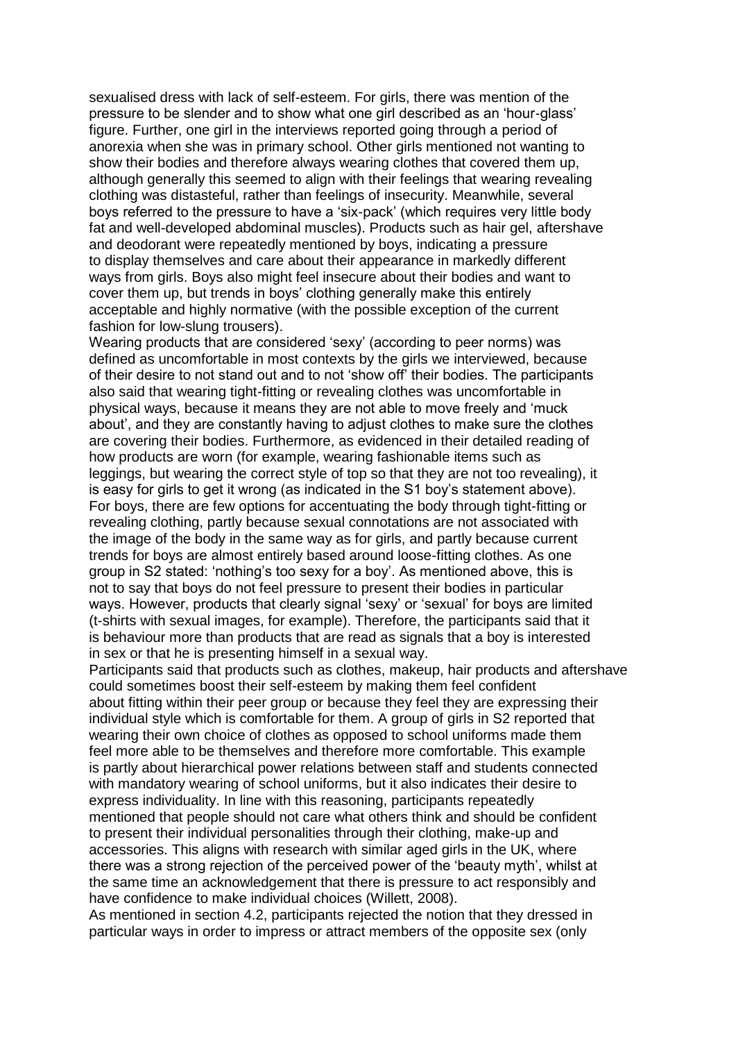sexualised dress with lack of self-esteem. For girls, there was mention of the pressure to be slender and to show what one girl described as an 'hour-glass' figure. Further, one girl in the interviews reported going through a period of anorexia when she was in primary school. Other girls mentioned not wanting to show their bodies and therefore always wearing clothes that covered them up, although generally this seemed to align with their feelings that wearing revealing clothing was distasteful, rather than feelings of insecurity. Meanwhile, several boys referred to the pressure to have a 'six-pack' (which requires very little body fat and well-developed abdominal muscles). Products such as hair gel, aftershave and deodorant were repeatedly mentioned by boys, indicating a pressure to display themselves and care about their appearance in markedly different ways from girls. Boys also might feel insecure about their bodies and want to cover them up, but trends in boys' clothing generally make this entirely acceptable and highly normative (with the possible exception of the current fashion for low-slung trousers).

Wearing products that are considered 'sexy' (according to peer norms) was defined as uncomfortable in most contexts by the girls we interviewed, because of their desire to not stand out and to not 'show off' their bodies. The participants also said that wearing tight-fitting or revealing clothes was uncomfortable in physical ways, because it means they are not able to move freely and 'muck about', and they are constantly having to adjust clothes to make sure the clothes are covering their bodies. Furthermore, as evidenced in their detailed reading of how products are worn (for example, wearing fashionable items such as leggings, but wearing the correct style of top so that they are not too revealing), it is easy for girls to get it wrong (as indicated in the S1 boy's statement above). For boys, there are few options for accentuating the body through tight-fitting or revealing clothing, partly because sexual connotations are not associated with the image of the body in the same way as for girls, and partly because current trends for boys are almost entirely based around loose-fitting clothes. As one group in S2 stated: 'nothing's too sexy for a boy'. As mentioned above, this is not to say that boys do not feel pressure to present their bodies in particular ways. However, products that clearly signal 'sexy' or 'sexual' for boys are limited (t-shirts with sexual images, for example). Therefore, the participants said that it is behaviour more than products that are read as signals that a boy is interested in sex or that he is presenting himself in a sexual way.

Participants said that products such as clothes, makeup, hair products and aftershave could sometimes boost their self-esteem by making them feel confident about fitting within their peer group or because they feel they are expressing their individual style which is comfortable for them. A group of girls in S2 reported that wearing their own choice of clothes as opposed to school uniforms made them feel more able to be themselves and therefore more comfortable. This example is partly about hierarchical power relations between staff and students connected with mandatory wearing of school uniforms, but it also indicates their desire to express individuality. In line with this reasoning, participants repeatedly mentioned that people should not care what others think and should be confident to present their individual personalities through their clothing, make-up and accessories. This aligns with research with similar aged girls in the UK, where there was a strong rejection of the perceived power of the 'beauty myth', whilst at the same time an acknowledgement that there is pressure to act responsibly and have confidence to make individual choices (Willett, 2008).

As mentioned in section 4.2, participants rejected the notion that they dressed in particular ways in order to impress or attract members of the opposite sex (only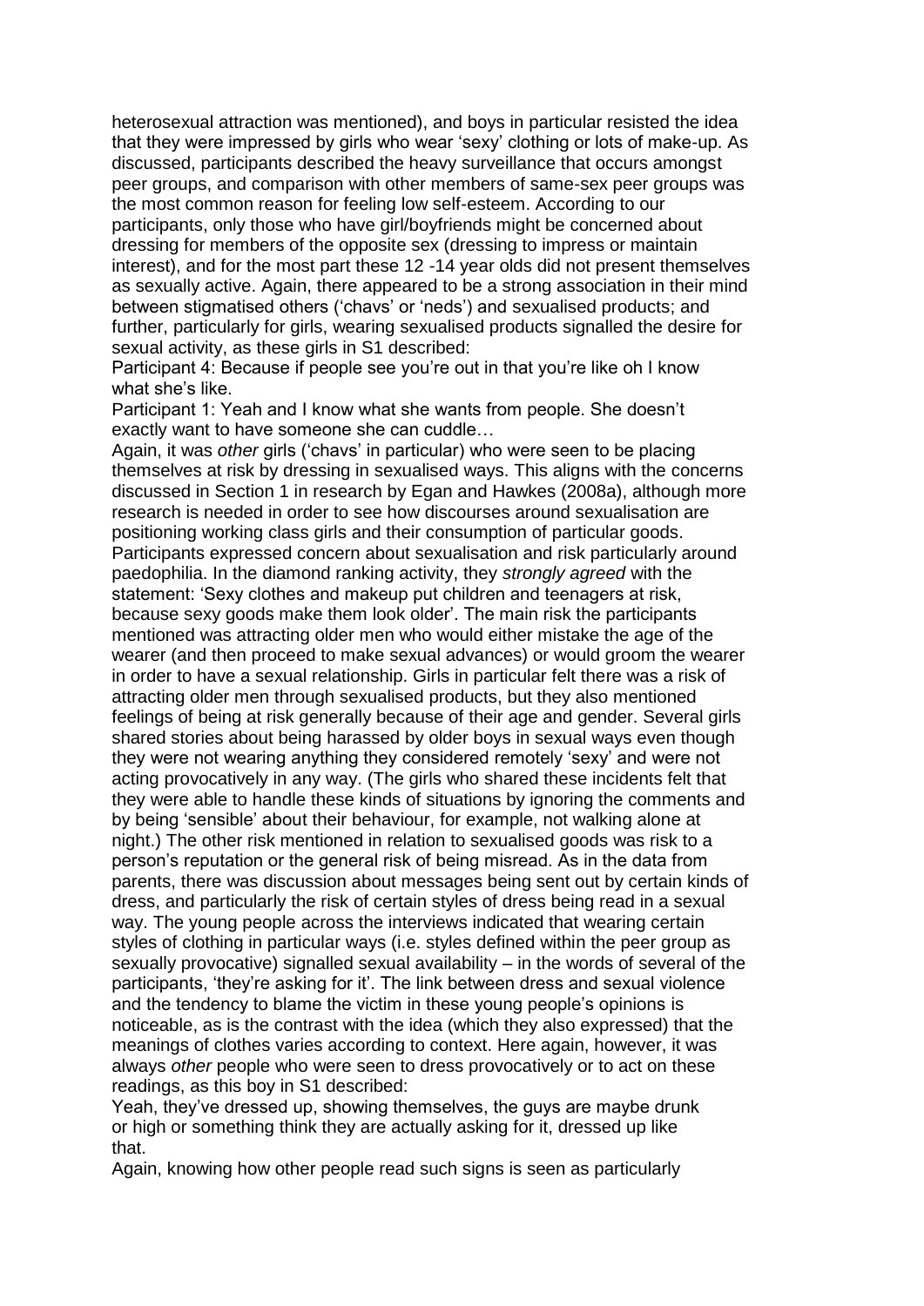heterosexual attraction was mentioned), and boys in particular resisted the idea that they were impressed by girls who wear 'sexy' clothing or lots of make-up. As discussed, participants described the heavy surveillance that occurs amongst peer groups, and comparison with other members of same-sex peer groups was the most common reason for feeling low self-esteem. According to our participants, only those who have girl/boyfriends might be concerned about dressing for members of the opposite sex (dressing to impress or maintain interest), and for the most part these 12 -14 year olds did not present themselves as sexually active. Again, there appeared to be a strong association in their mind between stigmatised others ('chavs' or 'neds') and sexualised products; and further, particularly for girls, wearing sexualised products signalled the desire for sexual activity, as these girls in S1 described:

Participant 4: Because if people see you're out in that you're like oh I know what she's like.

Participant 1: Yeah and I know what she wants from people. She doesn't exactly want to have someone she can cuddle…

Again, it was *other* girls ('chavs' in particular) who were seen to be placing themselves at risk by dressing in sexualised ways. This aligns with the concerns discussed in Section 1 in research by Egan and Hawkes (2008a), although more research is needed in order to see how discourses around sexualisation are positioning working class girls and their consumption of particular goods.

Participants expressed concern about sexualisation and risk particularly around paedophilia. In the diamond ranking activity, they *strongly agreed* with the statement: 'Sexy clothes and makeup put children and teenagers at risk, because sexy goods make them look older'. The main risk the participants mentioned was attracting older men who would either mistake the age of the wearer (and then proceed to make sexual advances) or would groom the wearer in order to have a sexual relationship. Girls in particular felt there was a risk of attracting older men through sexualised products, but they also mentioned feelings of being at risk generally because of their age and gender. Several girls shared stories about being harassed by older boys in sexual ways even though they were not wearing anything they considered remotely 'sexy' and were not acting provocatively in any way. (The girls who shared these incidents felt that they were able to handle these kinds of situations by ignoring the comments and by being 'sensible' about their behaviour, for example, not walking alone at night.) The other risk mentioned in relation to sexualised goods was risk to a person's reputation or the general risk of being misread. As in the data from parents, there was discussion about messages being sent out by certain kinds of dress, and particularly the risk of certain styles of dress being read in a sexual way. The young people across the interviews indicated that wearing certain styles of clothing in particular ways (i.e. styles defined within the peer group as sexually provocative) signalled sexual availability – in the words of several of the participants, 'they're asking for it'. The link between dress and sexual violence and the tendency to blame the victim in these young people's opinions is noticeable, as is the contrast with the idea (which they also expressed) that the meanings of clothes varies according to context. Here again, however, it was always *other* people who were seen to dress provocatively or to act on these readings, as this boy in S1 described:

Yeah, they've dressed up, showing themselves, the guys are maybe drunk or high or something think they are actually asking for it, dressed up like that.

Again, knowing how other people read such signs is seen as particularly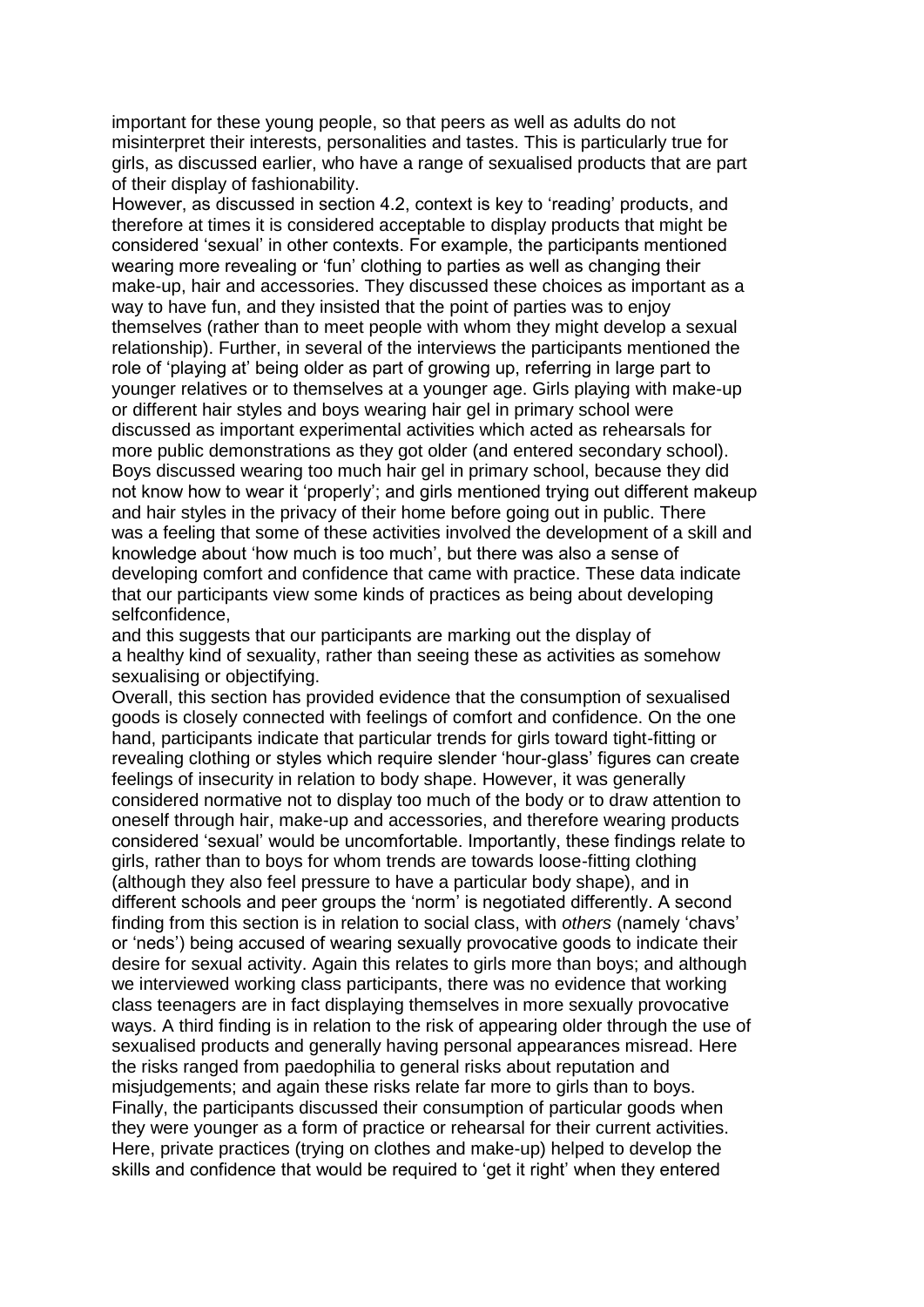important for these young people, so that peers as well as adults do not misinterpret their interests, personalities and tastes. This is particularly true for girls, as discussed earlier, who have a range of sexualised products that are part of their display of fashionability.

However, as discussed in section 4.2, context is key to 'reading' products, and therefore at times it is considered acceptable to display products that might be considered 'sexual' in other contexts. For example, the participants mentioned wearing more revealing or 'fun' clothing to parties as well as changing their make-up, hair and accessories. They discussed these choices as important as a way to have fun, and they insisted that the point of parties was to enjoy themselves (rather than to meet people with whom they might develop a sexual relationship). Further, in several of the interviews the participants mentioned the role of 'playing at' being older as part of growing up, referring in large part to younger relatives or to themselves at a younger age. Girls playing with make-up or different hair styles and boys wearing hair gel in primary school were discussed as important experimental activities which acted as rehearsals for more public demonstrations as they got older (and entered secondary school). Boys discussed wearing too much hair gel in primary school, because they did not know how to wear it 'properly'; and girls mentioned trying out different makeup and hair styles in the privacy of their home before going out in public. There was a feeling that some of these activities involved the development of a skill and knowledge about 'how much is too much', but there was also a sense of developing comfort and confidence that came with practice. These data indicate that our participants view some kinds of practices as being about developing selfconfidence, and this suggests that our participants are marking out the display of a healthy kind of sexuality, rather than seeing these as activities as somehow sexualising or objectifying.

Overall, this section has provided evidence that the consumption of sexualised goods is closely connected with feelings of comfort and confidence. On the one hand, participants indicate that particular trends for girls toward tight-fitting or revealing clothing or styles which require slender 'hour-glass' figures can create feelings of insecurity in relation to body shape. However, it was generally considered normative not to display too much of the body or to draw attention to oneself through hair, make-up and accessories, and therefore wearing products considered 'sexual' would be uncomfortable. Importantly, these findings relate to girls, rather than to boys for whom trends are towards loose-fitting clothing (although they also feel pressure to have a particular body shape), and in different schools and peer groups the 'norm' is negotiated differently. A second finding from this section is in relation to social class, with *others* (namely 'chavs' or 'neds') being accused of wearing sexually provocative goods to indicate their desire for sexual activity. Again this relates to girls more than boys; and although we interviewed working class participants, there was no evidence that working class teenagers are in fact displaying themselves in more sexually provocative ways. A third finding is in relation to the risk of appearing older through the use of sexualised products and generally having personal appearances misread. Here the risks ranged from paedophilia to general risks about reputation and misjudgements; and again these risks relate far more to girls than to boys. Finally, the participants discussed their consumption of particular goods when they were younger as a form of practice or rehearsal for their current activities. Here, private practices (trying on clothes and make-up) helped to develop the skills and confidence that would be required to 'get it right' when they entered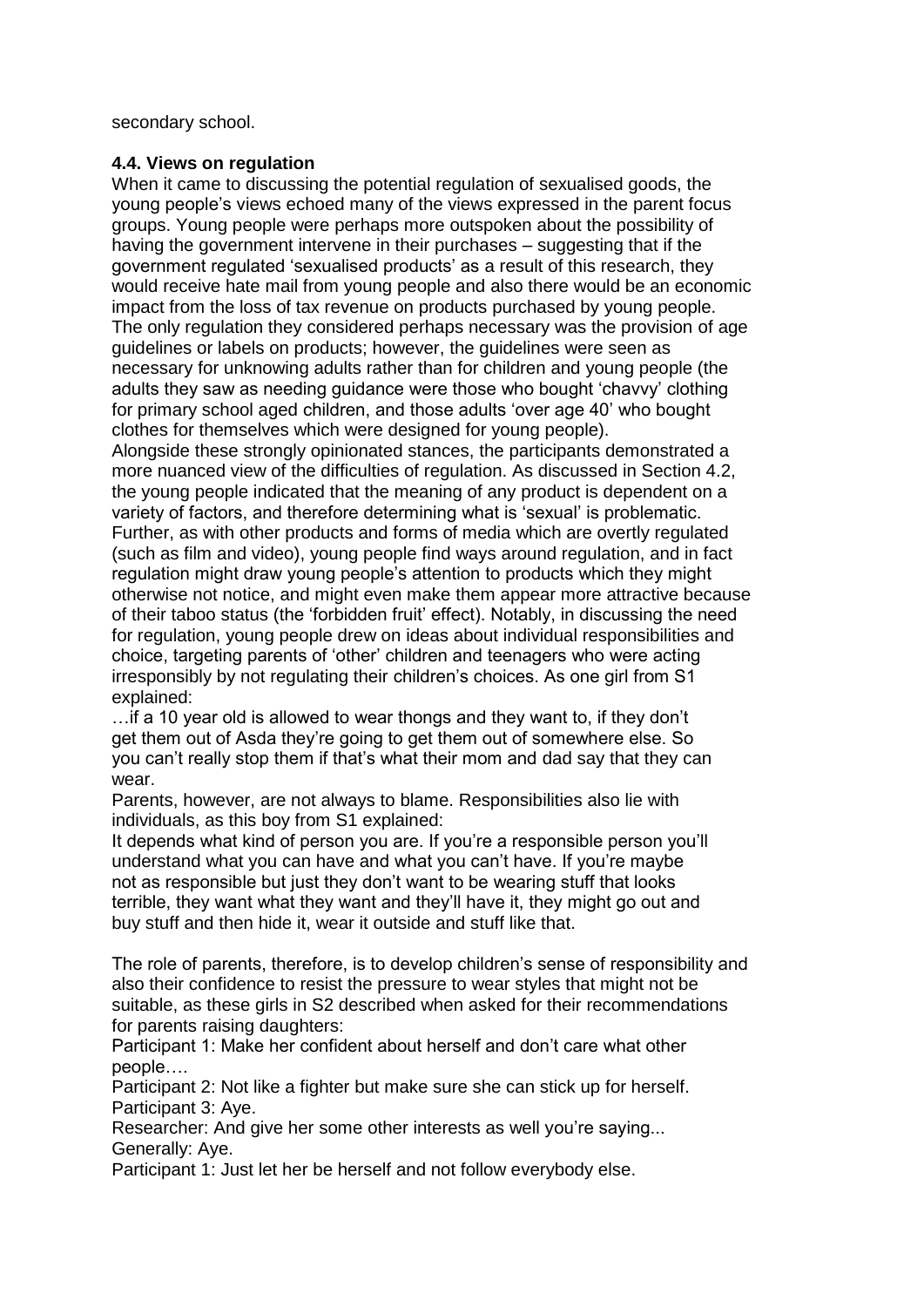secondary school.

### 4.4. Views on regulation

When it came to discussing the potential regulation of sexualised goods, the young people's views echoed many of the views expressed in the parent focus groups. Young people were perhaps more outspoken about the possibility of having the government intervene in their purchases – suggesting that if the government regulated 'sexualised products' as a result of this research, they would receive hate mail from young people and also there would be an economic impact from the loss of tax revenue on products purchased by young people. The only regulation they considered perhaps necessary was the provision of age guidelines or labels on products; however, the guidelines were seen as necessary for unknowing adults rather than for children and young people (the adults they saw as needing guidance were those who bought 'chavvy' clothing for primary school aged children, and those adults 'over age 40' who bought clothes for themselves which were designed for young people).

Alongside these strongly opinionated stances, the participants demonstrated a more nuanced view of the difficulties of regulation. As discussed in Section 4.2, the young people indicated that the meaning of any product is dependent on a variety of factors, and therefore determining what is 'sexual' is problematic. Further, as with other products and forms of media which are overtly regulated (such as film and video), young people find ways around regulation, and in fact regulation might draw young people's attention to products which they might otherwise not notice, and might even make them appear more attractive because of their taboo status (the 'forbidden fruit' effect). Notably, in discussing the need for regulation, young people drew on ideas about individual responsibilities and choice, targeting parents of 'other' children and teenagers who were acting irresponsibly by not regulating their children's choices. As one girl from S1 explained:

…if a 10 year old is allowed to wear thongs and they want to, if they don't get them out of Asda they're going to get them out of somewhere else. So you can't really stop them if that's what their mom and dad say that they can wear.

Parents, however, are not always to blame. Responsibilities also lie with individuals, as this boy from S1 explained:

It depends what kind of person you are. If you're a responsible person you'll understand what you can have and what you can't have. If you're maybe not as responsible but just they don't want to be wearing stuff that looks terrible, they want what they want and they'll have it, they might go out and buy stuff and then hide it, wear it outside and stuff like that.

The role of parents, therefore, is to develop children's sense of responsibility and also their confidence to resist the pressure to wear styles that might not be suitable, as these girls in S2 described when asked for their recommendations for parents raising daughters:

Participant 1: Make her confident about herself and don't care what other people….

Participant 2: Not like a fighter but make sure she can stick up for herself.

Participant 3: Aye.

Researcher: And give her some other interests as well you're saying...

Generally: Aye.

Participant 1: Just let her be herself and not follow everybody else.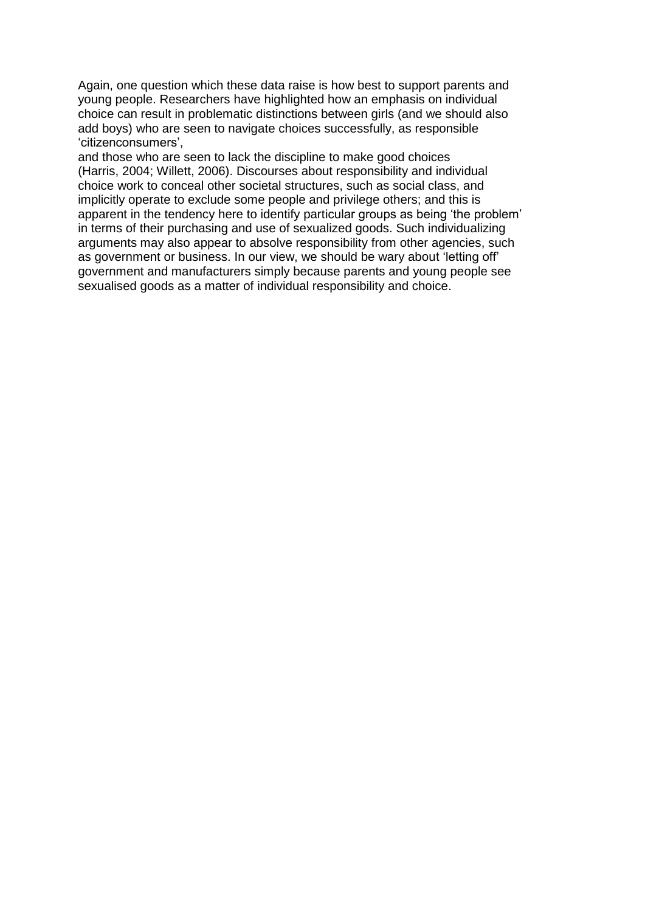Again, one question which these data raise is how best to support parents and young people. Researchers have highlighted how an emphasis on individual choice can result in problematic distinctions between girls (and we should also add boys) who are seen to navigate choices successfully, as responsible 'citizenconsumers',
and those who are seen to lack the discipline to make good choices (Harris, 2004; Willett, 2006). Discourses about responsibility and individual choice work to conceal other societal structures, such as social class, and implicitly operate to exclude some people and privilege others; and this is apparent in the tendency here to identify particular groups as being 'the problem' in terms of their purchasing and use of sexualized goods. Such individualizing arguments may also appear to absolve responsibility from other agencies, such as government or business. In our view, we should be wary about 'letting off' government and manufacturers simply because parents and young people see sexualised goods as a matter of individual responsibility and choice.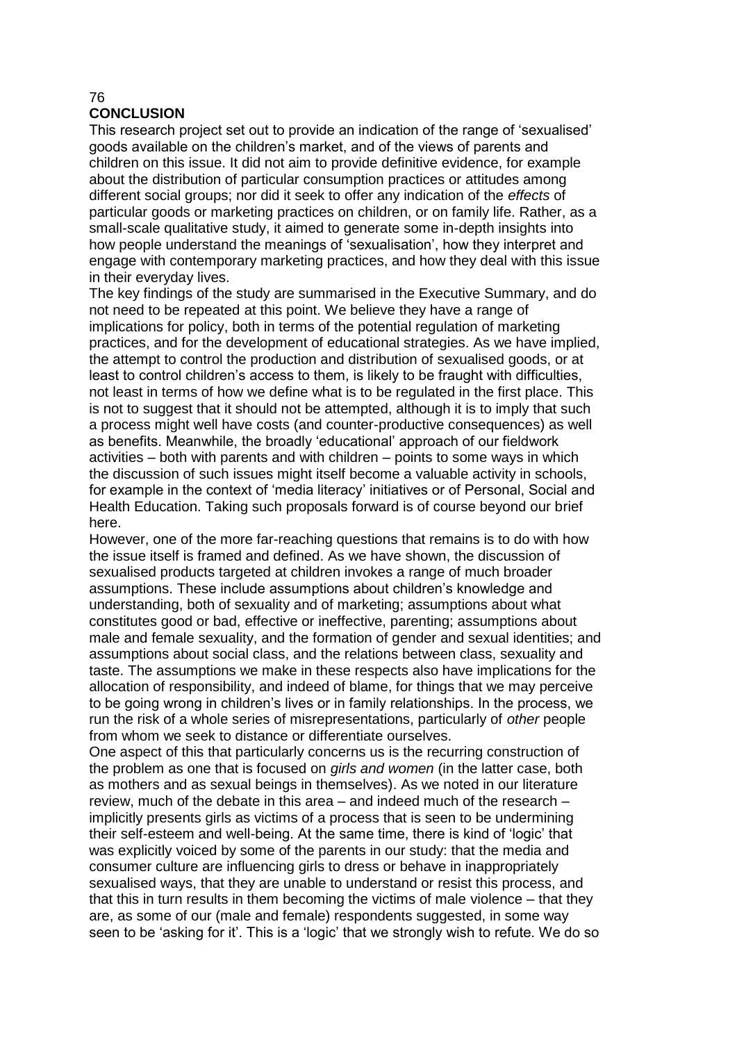## CONCLUSION

This research project set out to provide an indication of the range of 'sexualised' goods available on the children's market, and of the views of parents and children on this issue. It did not aim to provide definitive evidence, for example about the distribution of particular consumption practices or attitudes among different social groups; nor did it seek to offer any indication of the *effects* of particular goods or marketing practices on children, or on family life. Rather, as a small-scale qualitative study, it aimed to generate some in-depth insights into how people understand the meanings of 'sexualisation', how they interpret and engage with contemporary marketing practices, and how they deal with this issue in their everyday lives.

The key findings of the study are summarised in the Executive Summary, and do not need to be repeated at this point. We believe they have a range of implications for policy, both in terms of the potential regulation of marketing practices, and for the development of educational strategies. As we have implied, the attempt to control the production and distribution of sexualised goods, or at least to control children's access to them, is likely to be fraught with difficulties, not least in terms of how we define what is to be regulated in the first place. This is not to suggest that it should not be attempted, although it is to imply that such a process might well have costs (and counter-productive consequences) as well as benefits. Meanwhile, the broadly 'educational' approach of our fieldwork activities – both with parents and with children – points to some ways in which the discussion of such issues might itself become a valuable activity in schools, for example in the context of 'media literacy' initiatives or of Personal, Social and Health Education. Taking such proposals forward is of course beyond our brief here.

However, one of the more far-reaching questions that remains is to do with how the issue itself is framed and defined. As we have shown, the discussion of sexualised products targeted at children invokes a range of much broader assumptions. These include assumptions about children's knowledge and understanding, both of sexuality and of marketing; assumptions about what constitutes good or bad, effective or ineffective, parenting; assumptions about male and female sexuality, and the formation of gender and sexual identities; and assumptions about social class, and the relations between class, sexuality and taste. The assumptions we make in these respects also have implications for the allocation of responsibility, and indeed of blame, for things that we may perceive to be going wrong in children's lives or in family relationships. In the process, we run the risk of a whole series of misrepresentations, particularly of *other* people from whom we seek to distance or differentiate ourselves.

One aspect of this that particularly concerns us is the recurring construction of the problem as one that is focused on *girls and women* (in the latter case, both as mothers and as sexual beings in themselves). As we noted in our literature review, much of the debate in this area – and indeed much of the research – implicitly presents girls as victims of a process that is seen to be undermining their self-esteem and well-being. At the same time, there is kind of 'logic' that was explicitly voiced by some of the parents in our study: that the media and consumer culture are influencing girls to dress or behave in inappropriately sexualised ways, that they are unable to understand or resist this process, and that this in turn results in them becoming the victims of male violence – that they are, as some of our (male and female) respondents suggested, in some way seen to be 'asking for it'. This is a 'logic' that we strongly wish to refute. We do so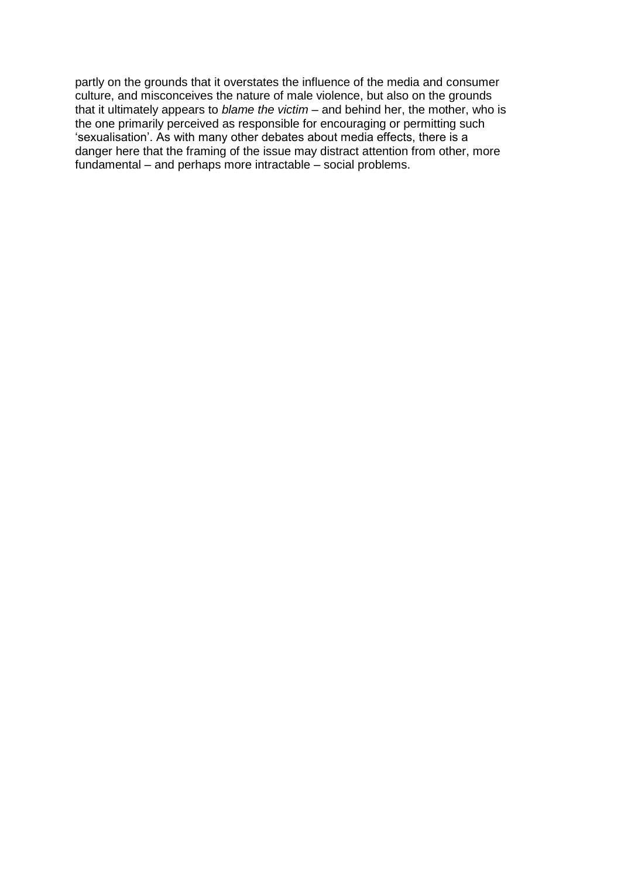partly on the grounds that it overstates the influence of the media and consumer culture, and misconceives the nature of male violence, but also on the grounds that it ultimately appears to *blame the victim* – and behind her, the mother, who is the one primarily perceived as responsible for encouraging or permitting such 'sexualisation'. As with many other debates about media effects, there is a danger here that the framing of the issue may distract attention from other, more fundamental – and perhaps more intractable – social problems.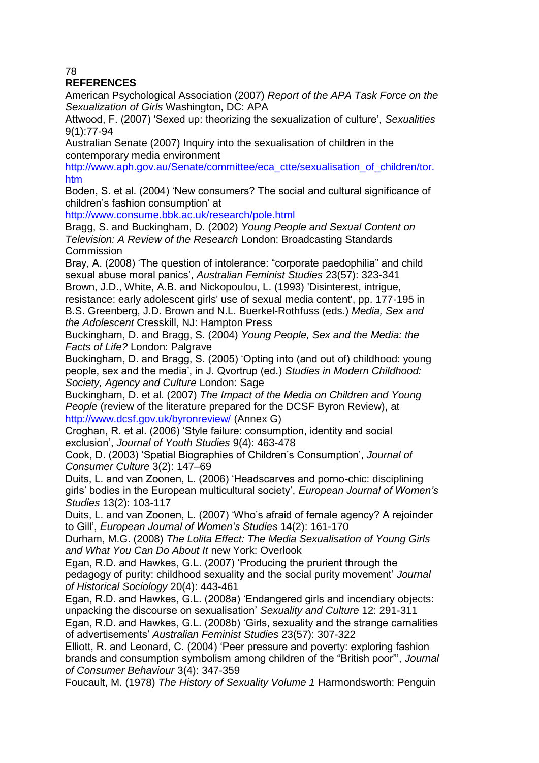## REFERENCES

American Psychological Association (2007) *Report of the APA Task Force on the Sexualization of Girls* Washington, DC: APA

Attwood, F. (2007) 'Sexed up: theorizing the sexualization of culture', *Sexualities* 9(1):77-94

Australian Senate (2007) Inquiry into the sexualisation of children in the contemporary media environment http://www.aph.gov.au/Senate/committee/eca_ctte/sexualisation_of_children/tor.htm

Boden, S. et al. (2004) 'New consumers? The social and cultural significance of children's fashion consumption' at http://www.consume.bbk.ac.uk/research/pole.html

Bragg, S. and Buckingham, D. (2002) *Young People and Sexual Content on Television: A Review of the Research* London: Broadcasting Standards Commission

Bray, A. (2008) 'The question of intolerance: "corporate paedophilia" and child sexual abuse moral panics', *Australian Feminist Studies* 23(57): 323-341

Brown, J.D., White, A.B. and Nickopoulou, L. (1993) 'Disinterest, intrigue, resistance: early adolescent girls' use of sexual media content', pp. 177-195 in B.S. Greenberg, J.D. Brown and N.L. Buerkel-Rothfuss (eds.) *Media, Sex and the Adolescent* Cresskill, NJ: Hampton Press

Buckingham, D. and Bragg, S. (2004) *Young People, Sex and the Media: the Facts of Life?* London: Palgrave

Buckingham, D. and Bragg, S. (2005) 'Opting into (and out of) childhood: young people, sex and the media', in J. Qvortrup (ed.) *Studies in Modern Childhood: Society, Agency and Culture* London: Sage

Buckingham, D. et al. (2007) *The Impact of the Media on Children and Young People* (review of the literature prepared for the DCSF Byron Review), at http://www.dcsf.gov.uk/byronreview/ (Annex G)

Croghan, R. et al. (2006) 'Style failure: consumption, identity and social exclusion', *Journal of Youth Studies* 9(4): 463-478

Cook, D. (2003) 'Spatial Biographies of Children's Consumption', *Journal of Consumer Culture* 3(2): 147–69

Duits, L. and van Zoonen, L. (2006) 'Headscarves and porno-chic: disciplining girls' bodies in the European multicultural society', *European Journal of Women's Studies* 13(2): 103-117

Duits, L. and van Zoonen, L. (2007) 'Who's afraid of female agency? A rejoinder to Gill', *European Journal of Women's Studies* 14(2): 161-170

Durham, M.G. (2008) *The Lolita Effect: The Media Sexualisation of Young Girls and What You Can Do About It* new York: Overlook

Egan, R.D. and Hawkes, G.L. (2007) 'Producing the prurient through the pedagogy of purity: childhood sexuality and the social purity movement' *Journal of Historical Sociology* 20(4): 443-461

Egan, R.D. and Hawkes, G.L. (2008a) 'Endangered girls and incendiary objects: unpacking the discourse on sexualisation' *Sexuality and Culture* 12: 291-311

Egan, R.D. and Hawkes, G.L. (2008b) 'Girls, sexuality and the strange carnalities of advertisements' *Australian Feminist Studies* 23(57): 307-322

Elliott, R. and Leonard, C. (2004) 'Peer pressure and poverty: exploring fashion brands and consumption symbolism among children of the "British poor"', *Journal of Consumer Behaviour* 3(4): 347-359

Foucault, M. (1978) *The History of Sexuality Volume 1* Harmondsworth: Penguin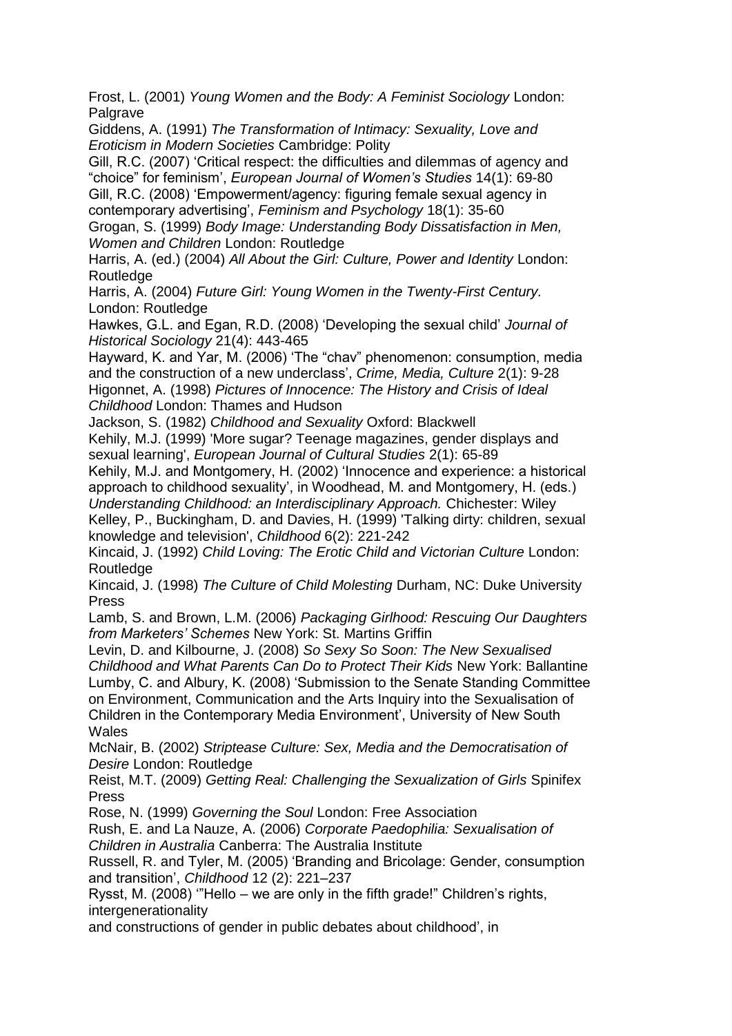Frost, L. (2001) *Young Women and the Body: A Feminist Sociology* London: Palgrave

Giddens, A. (1991) *The Transformation of Intimacy: Sexuality, Love and Eroticism in Modern Societies* Cambridge: Polity

Gill, R.C. (2007) 'Critical respect: the difficulties and dilemmas of agency and "choice" for feminism', *European Journal of Women's Studies* 14(1): 69-80

Gill, R.C. (2008) 'Empowerment/agency: figuring female sexual agency in contemporary advertising', *Feminism and Psychology* 18(1): 35-60

Grogan, S. (1999) *Body Image: Understanding Body Dissatisfaction in Men, Women and Children* London: Routledge

Harris, A. (ed.) (2004) *All About the Girl: Culture, Power and Identity* London: Routledge

Harris, A. (2004) *Future Girl: Young Women in the Twenty-First Century.* London: Routledge

Hawkes, G.L. and Egan, R.D. (2008) 'Developing the sexual child' *Journal of Historical Sociology* 21(4): 443-465

Hayward, K. and Yar, M. (2006) 'The "chav" phenomenon: consumption, media and the construction of a new underclass', *Crime, Media, Culture* 2(1): 9-28

Higonnet, A. (1998) *Pictures of Innocence: The History and Crisis of Ideal Childhood* London: Thames and Hudson

Jackson, S. (1982) *Childhood and Sexuality* Oxford: Blackwell

Kehily, M.J. (1999) 'More sugar? Teenage magazines, gender displays and sexual learning', *European Journal of Cultural Studies* 2(1): 65-89

Kehily, M.J. and Montgomery, H. (2002) 'Innocence and experience: a historical approach to childhood sexuality', in Woodhead, M. and Montgomery, H. (eds.) *Understanding Childhood: an Interdisciplinary Approach.* Chichester: Wiley

Kelley, P., Buckingham, D. and Davies, H. (1999) 'Talking dirty: children, sexual knowledge and television', *Childhood* 6(2): 221-242

Kincaid, J. (1992) *Child Loving: The Erotic Child and Victorian Culture* London: Routledge

Kincaid, J. (1998) *The Culture of Child Molesting* Durham, NC: Duke University Press

Lamb, S. and Brown, L.M. (2006) *Packaging Girlhood: Rescuing Our Daughters from Marketers' Schemes* New York: St. Martins Griffin

Levin, D. and Kilbourne, J. (2008) *So Sexy So Soon: The New Sexualised Childhood and What Parents Can Do to Protect Their Kids* New York: Ballantine

Lumby, C. and Albury, K. (2008) 'Submission to the Senate Standing Committee on Environment, Communication and the Arts Inquiry into the Sexualisation of Children in the Contemporary Media Environment', University of New South Wales

McNair, B. (2002) *Striptease Culture: Sex, Media and the Democratisation of Desire* London: Routledge

Reist, M.T. (2009) *Getting Real: Challenging the Sexualization of Girls* Spinifex Press

Rose, N. (1999) *Governing the Soul* London: Free Association

Rush, E. and La Nauze, A. (2006) *Corporate Paedophilia: Sexualisation of Children in Australia* Canberra: The Australia Institute

Russell, R. and Tyler, M. (2005) 'Branding and Bricolage: Gender, consumption and transition', *Childhood* 12 (2): 221–237

Rysst, M. (2008) '"Hello – we are only in the fifth grade!" Children's rights, intergenerationality
and constructions of gender in public debates about childhood', in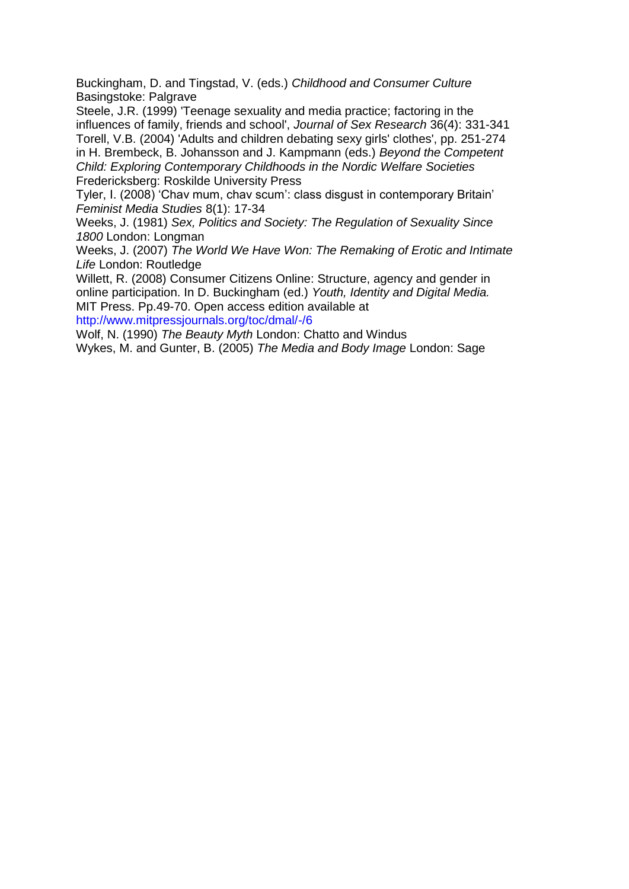Buckingham, D. and Tingstad, V. (eds.) *Childhood and Consumer Culture* Basingstoke: Palgrave

Steele, J.R. (1999) 'Teenage sexuality and media practice; factoring in the influences of family, friends and school', *Journal of Sex Research* 36(4): 331-341

Torell, V.B. (2004) 'Adults and children debating sexy girls' clothes', pp. 251-274 in H. Brembeck, B. Johansson and J. Kampmann (eds.) *Beyond the Competent Child: Exploring Contemporary Childhoods in the Nordic Welfare Societies* Fredericksberg: Roskilde University Press

Tyler, I. (2008) 'Chav mum, chav scum': class disgust in contemporary Britain' *Feminist Media Studies* 8(1): 17-34

Weeks, J. (1981) *Sex, Politics and Society: The Regulation of Sexuality Since 1800* London: Longman

Weeks, J. (2007) *The World We Have Won: The Remaking of Erotic and Intimate Life* London: Routledge

Willett, R. (2008) Consumer Citizens Online: Structure, agency and gender in online participation. In D. Buckingham (ed.) *Youth, Identity and Digital Media.* MIT Press. Pp.49-70. Open access edition available at http://www.mitpressjournals.org/toc/dmal/-/6

Wolf, N. (1990) *The Beauty Myth* London: Chatto and Windus

Wykes, M. and Gunter, B. (2005) *The Media and Body Image* London: Sage